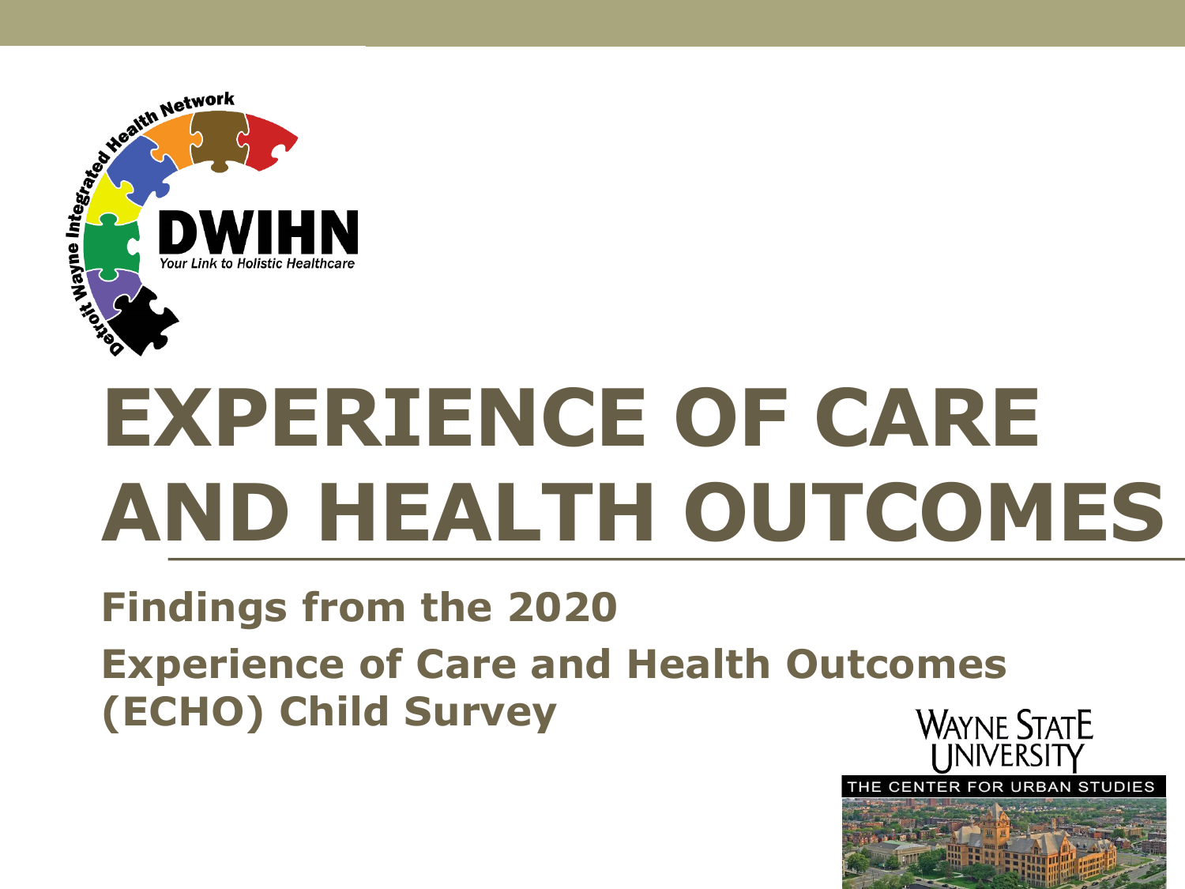# EXPERIENCE OF CARE AND HEALTH OUTCOMES

## Findings from the 2020 Experience of Care and Health Outcomes (ECHO) Child Survey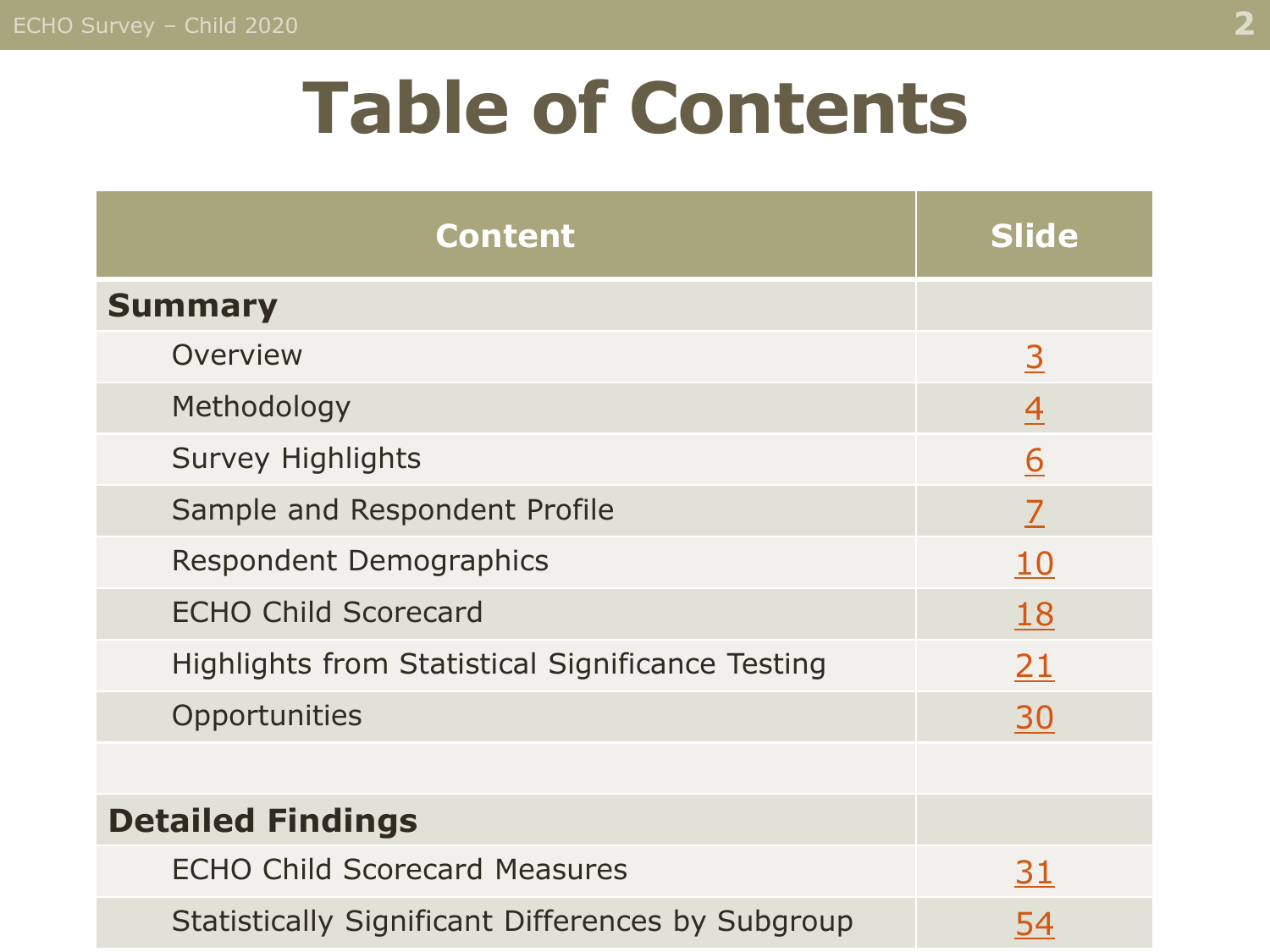# Table of Contents

| Content | Slide |
|---|---|
| **Summary** | |
| Overview | 3 |
| Methodology | 4 |
| Survey Highlights | 6 |
| Sample and Respondent Profile | 7 |
| Respondent Demographics | 10 |
| ECHO Child Scorecard | 18 |
| Highlights from Statistical Significance Testing | 21 |
| Opportunities | 30 |
| | |
| **Detailed Findings** | |
| ECHO Child Scorecard Measures | 31 |
| Statistically Significant Differences by Subgroup | 54 |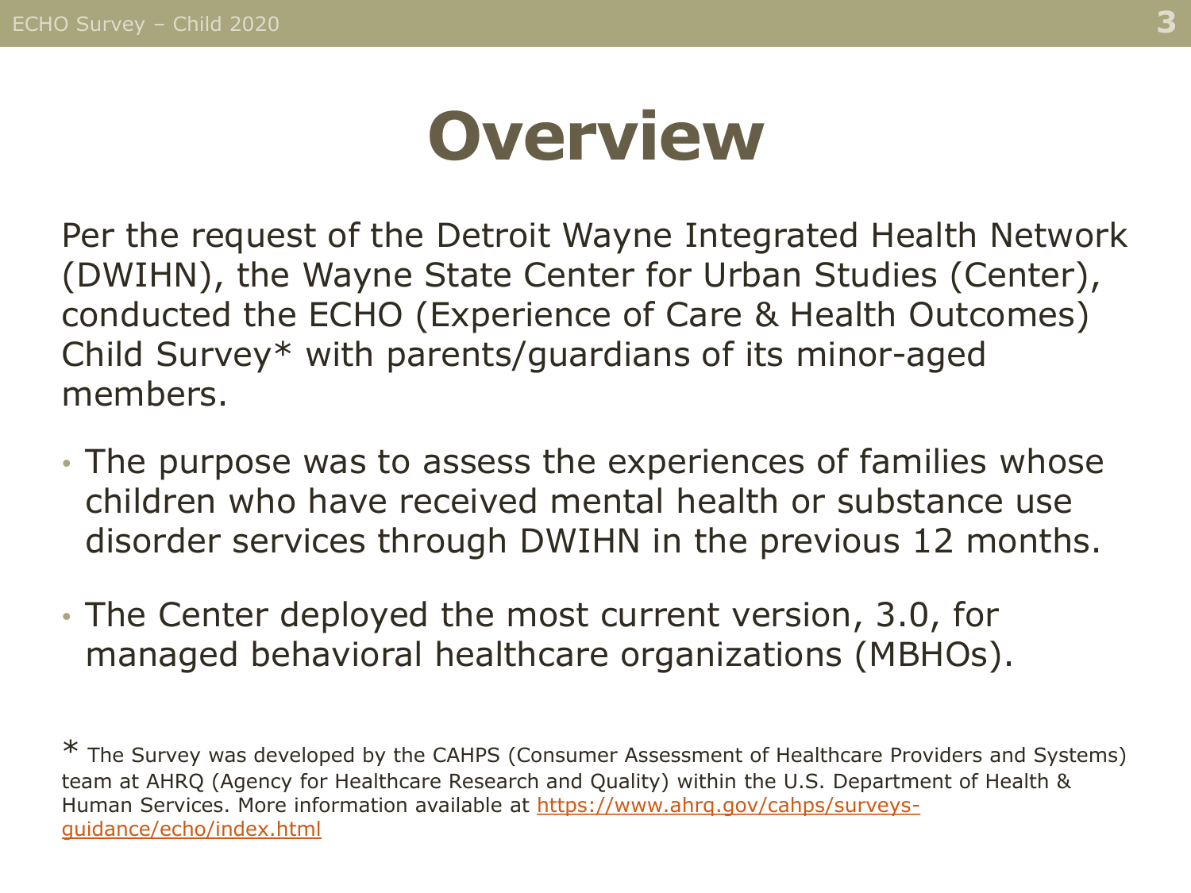# Overview

Per the request of the Detroit Wayne Integrated Health Network (DWIHN), the Wayne State Center for Urban Studies (Center), conducted the ECHO (Experience of Care & Health Outcomes) Child Survey* with parents/guardians of its minor-aged members.

- The purpose was to assess the experiences of families whose children who have received mental health or substance use disorder services through DWIHN in the previous 12 months.
- The Center deployed the most current version, 3.0, for managed behavioral healthcare organizations (MBHOs).

\* The Survey was developed by the CAHPS (Consumer Assessment of Healthcare Providers and Systems) team at AHRQ (Agency for Healthcare Research and Quality) within the U.S. Department of Health & Human Services. More information available at [https://www.ahrq.gov/cahps/surveys-guidance/echo/index.html](https://www.ahrq.gov/cahps/surveys-guidance/echo/index.html)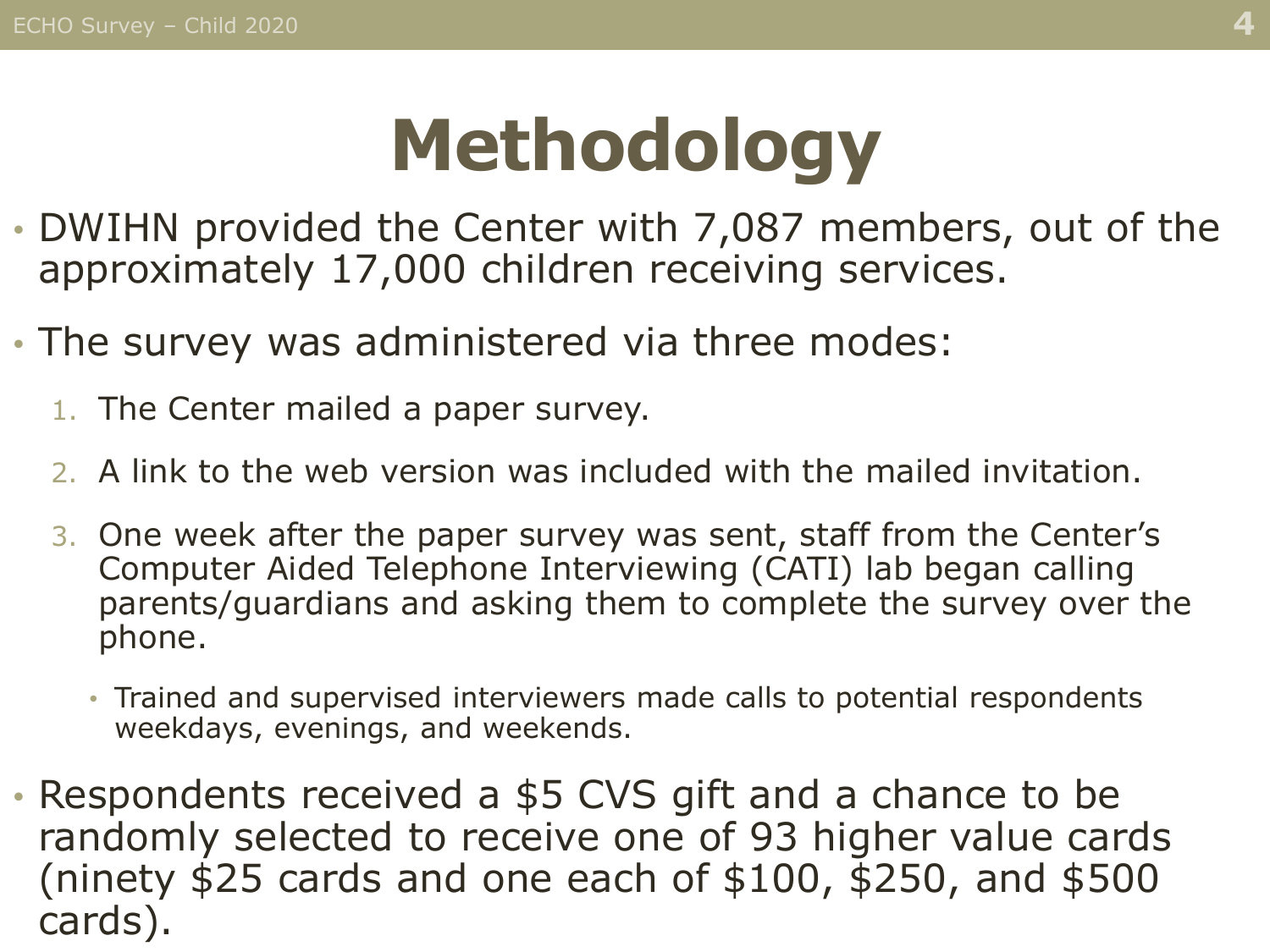# Methodology

- DWIHN provided the Center with 7,087 members, out of the approximately 17,000 children receiving services.
- The survey was administered via three modes:
  1. The Center mailed a paper survey.
  2. A link to the web version was included with the mailed invitation.
  3. One week after the paper survey was sent, staff from the Center's Computer Aided Telephone Interviewing (CATI) lab began calling parents/guardians and asking them to complete the survey over the phone.
     - Trained and supervised interviewers made calls to potential respondents weekdays, evenings, and weekends.
- Respondents received a $5 CVS gift and a chance to be randomly selected to receive one of 93 higher value cards (ninety $25 cards and one each of $100, $250, and $500 cards).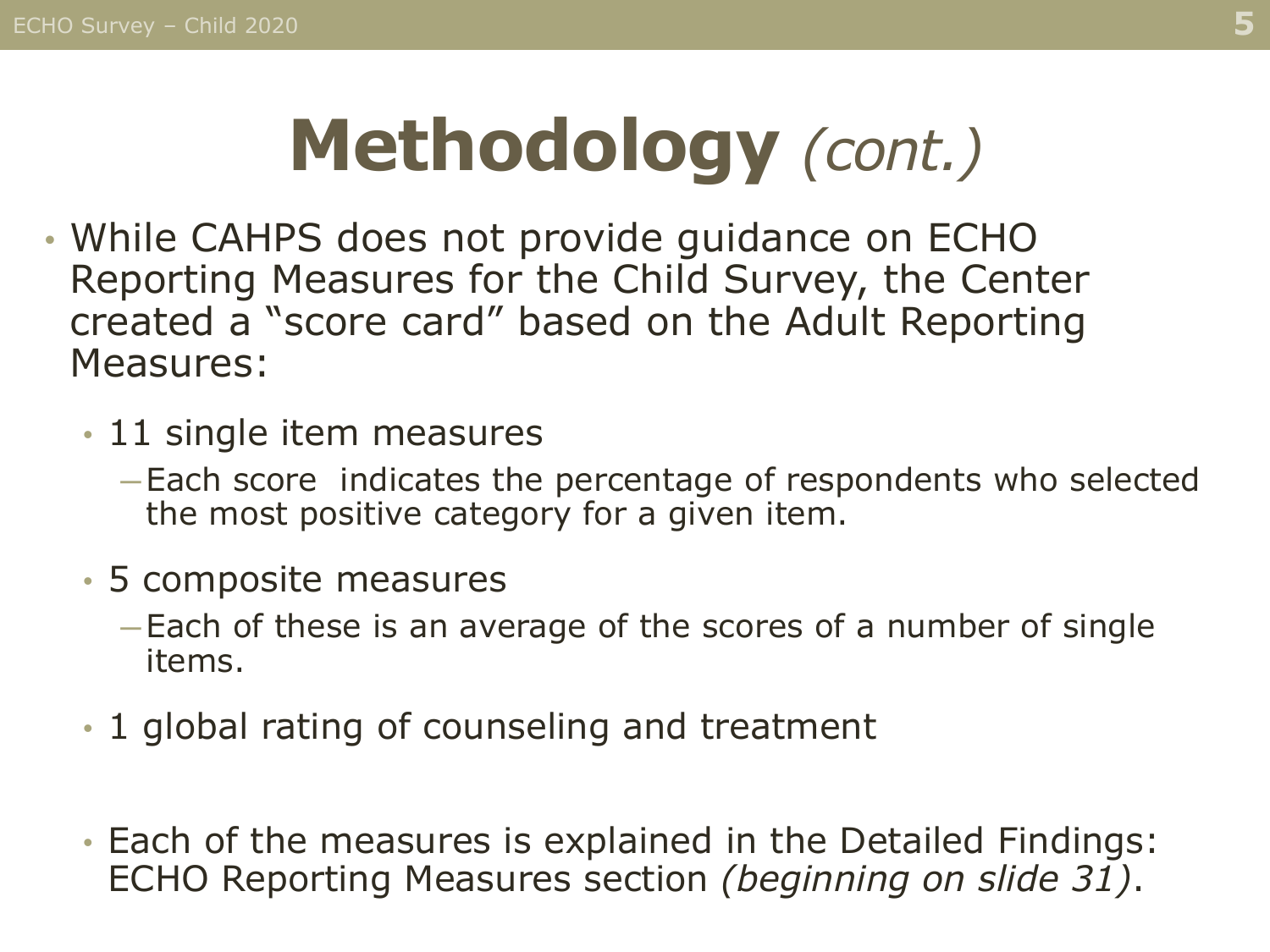# Methodology *(cont.)*

- While CAHPS does not provide guidance on ECHO Reporting Measures for the Child Survey, the Center created a "score card" based on the Adult Reporting Measures:
  - 11 single item measures
    - Each score indicates the percentage of respondents who selected the most positive category for a given item.
  - 5 composite measures
    - Each of these is an average of the scores of a number of single items.
  - 1 global rating of counseling and treatment

  - Each of the measures is explained in the Detailed Findings: ECHO Reporting Measures section *(beginning on slide 31)*.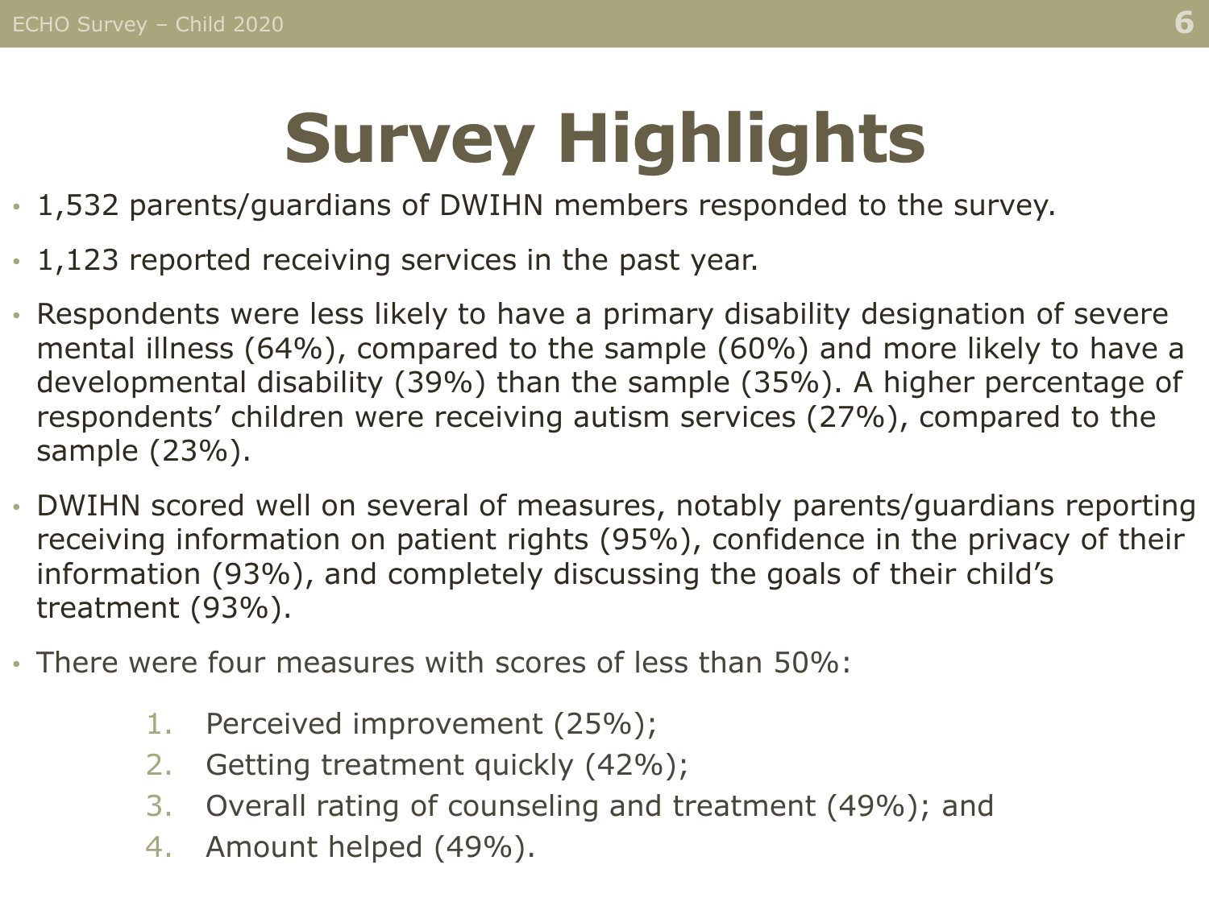# Survey Highlights

- 1,532 parents/guardians of DWIHN members responded to the survey.
- 1,123 reported receiving services in the past year.
- Respondents were less likely to have a primary disability designation of severe mental illness (64%), compared to the sample (60%) and more likely to have a developmental disability (39%) than the sample (35%). A higher percentage of respondents' children were receiving autism services (27%), compared to the sample (23%).
- DWIHN scored well on several of measures, notably parents/guardians reporting receiving information on patient rights (95%), confidence in the privacy of their information (93%), and completely discussing the goals of their child's treatment (93%).
- There were four measures with scores of less than 50%:

  1. Perceived improvement (25%);
  2. Getting treatment quickly (42%);
  3. Overall rating of counseling and treatment (49%); and
  4. Amount helped (49%).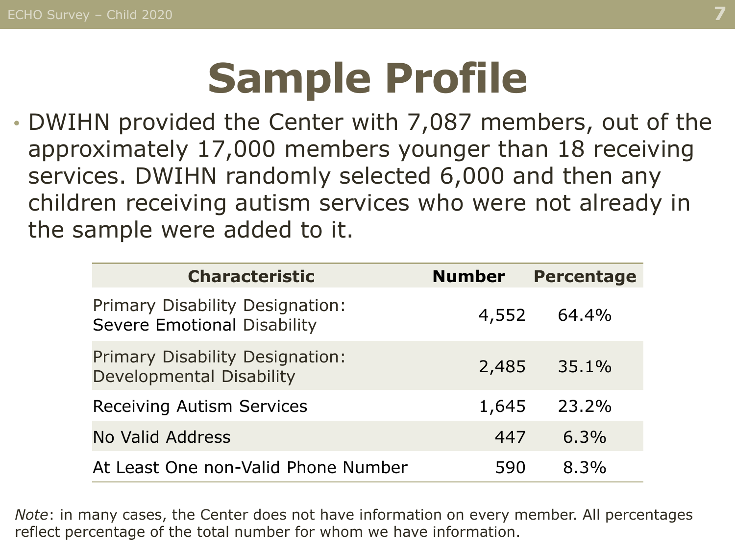# Sample Profile

- DWIHN provided the Center with 7,087 members, out of the approximately 17,000 members younger than 18 receiving services. DWIHN randomly selected 6,000 and then any children receiving autism services who were not already in the sample were added to it.

| Characteristic | Number | Percentage |
|---|---|---|
| Primary Disability Designation: Severe Emotional Disability | 4,552 | 64.4% |
| Primary Disability Designation: Developmental Disability | 2,485 | 35.1% |
| Receiving Autism Services | 1,645 | 23.2% |
| No Valid Address | 447 | 6.3% |
| At Least One non-Valid Phone Number | 590 | 8.3% |

*Note*: in many cases, the Center does not have information on every member. All percentages reflect percentage of the total number for whom we have information.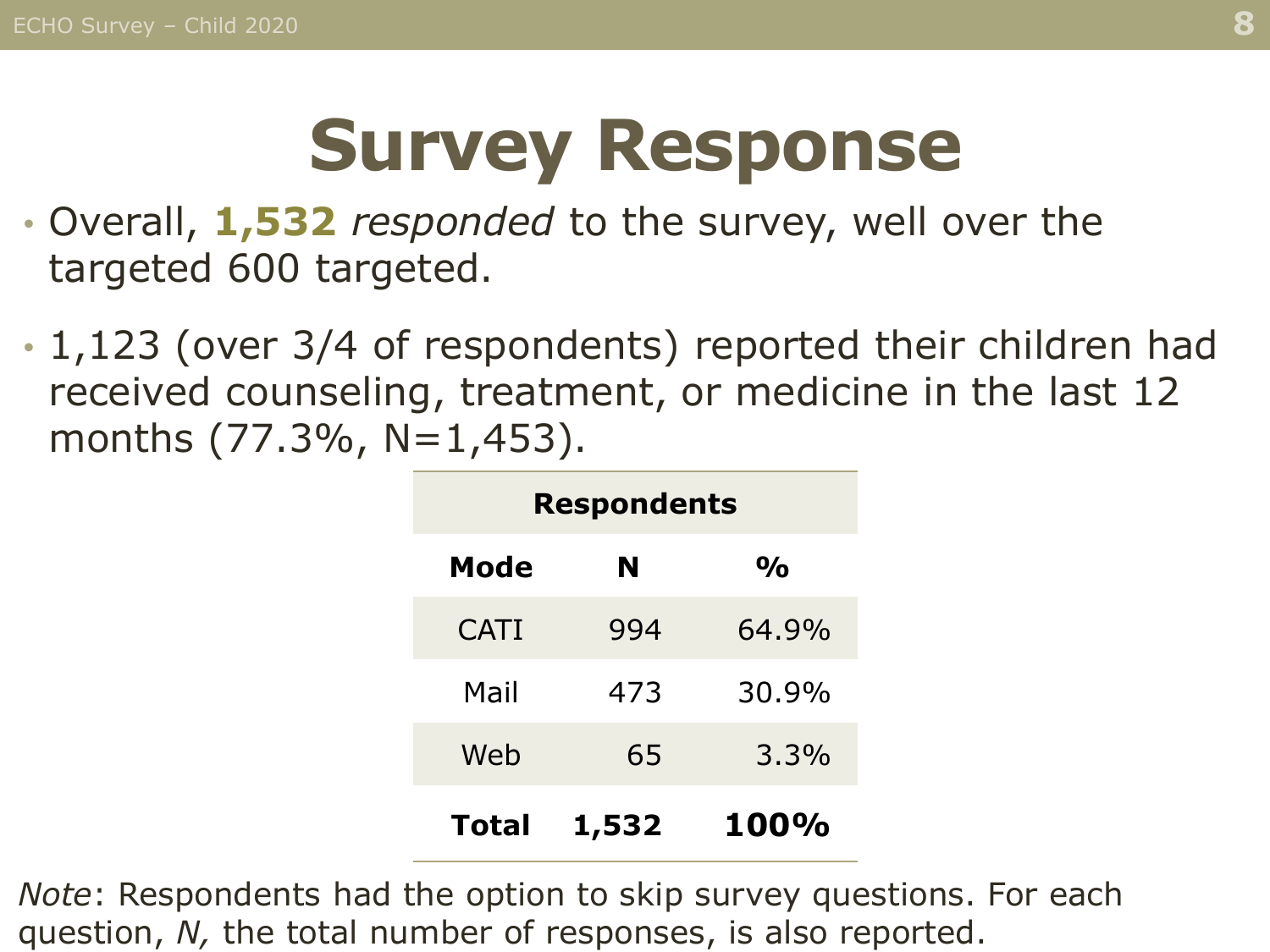# Survey Response

- Overall, **1,532** *responded* to the survey, well over the targeted 600 targeted.
- 1,123 (over 3/4 of respondents) reported their children had received counseling, treatment, or medicine in the last 12 months (77.3%, N=1,453).

| Respondents | | |
|---|---|---|
| **Mode** | **N** | **%** |
| CATI | 994 | 64.9% |
| Mail | 473 | 30.9% |
| Web | 65 | 3.3% |
| **Total** | **1,532** | **100%** |

*Note*: Respondents had the option to skip survey questions. For each question, *N,* the total number of responses, is also reported.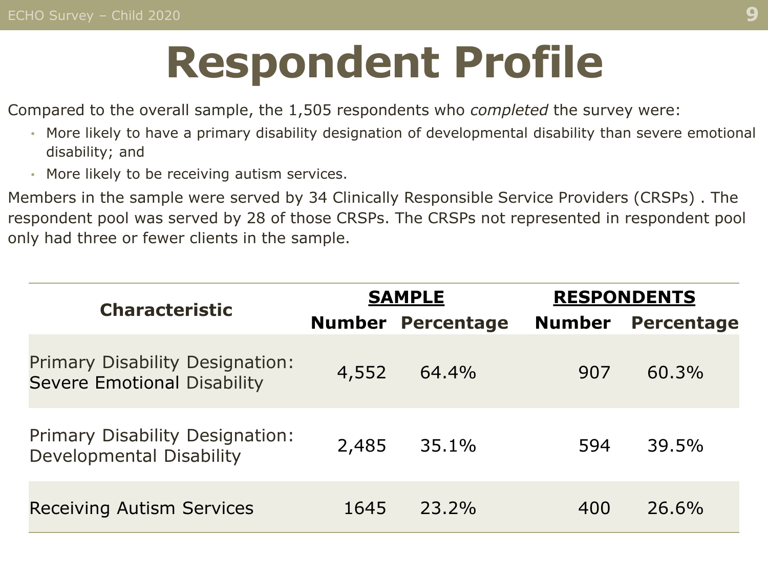# Respondent Profile

Compared to the overall sample, the 1,505 respondents who *completed* the survey were:

- More likely to have a primary disability designation of developmental disability than severe emotional disability; and
- More likely to be receiving autism services.

Members in the sample were served by 34 Clinically Responsible Service Providers (CRSPs) . The respondent pool was served by 28 of those CRSPs. The CRSPs not represented in respondent pool only had three or fewer clients in the sample.

| Characteristic | SAMPLE | | RESPONDENTS | |
|---|---|---|---|---|
| | Number | Percentage | Number | Percentage |
| Primary Disability Designation: Severe Emotional Disability | 4,552 | 64.4% | 907 | 60.3% |
| Primary Disability Designation: Developmental Disability | 2,485 | 35.1% | 594 | 39.5% |
| Receiving Autism Services | 1645 | 23.2% | 400 | 26.6% |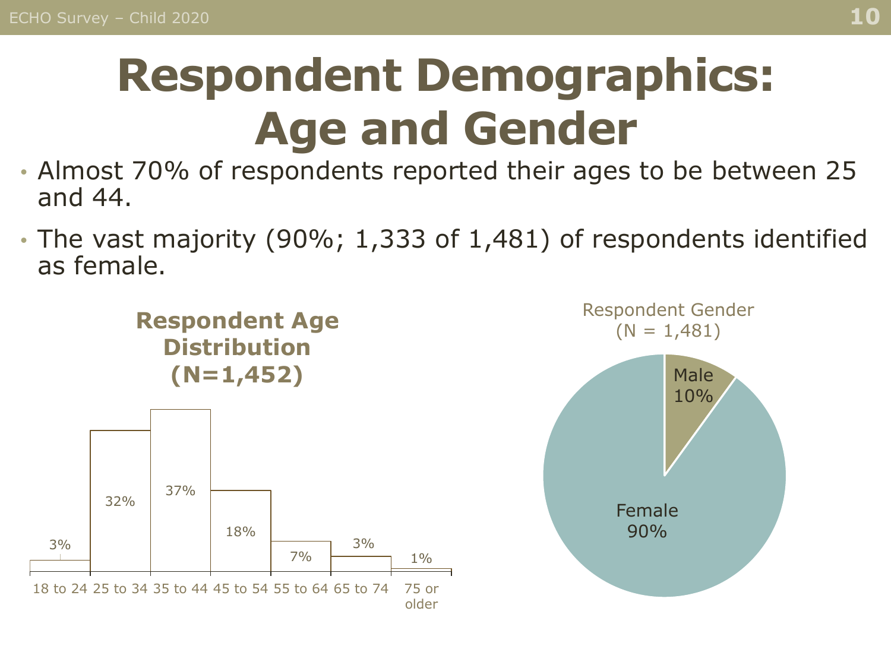# Respondent Demographics: Age and Gender

- Almost 70% of respondents reported their ages to be between 25 and 44.
- The vast majority (90%; 1,333 of 1,481) of respondents identified as female.

**Respondent Age Distribution (N=1,452)**

| Age | Percent |
|---|---|
| 18 to 24 | 3% |
| 25 to 34 | 32% |
| 35 to 44 | 37% |
| 45 to 54 | 18% |
| 55 to 64 | 7% |
| 65 to 74 | 3% |
| 75 or older | 1% |

Respondent Gender (N = 1,481)

| Gender | Percent |
|---|---|
| Male | 10% |
| Female | 90% |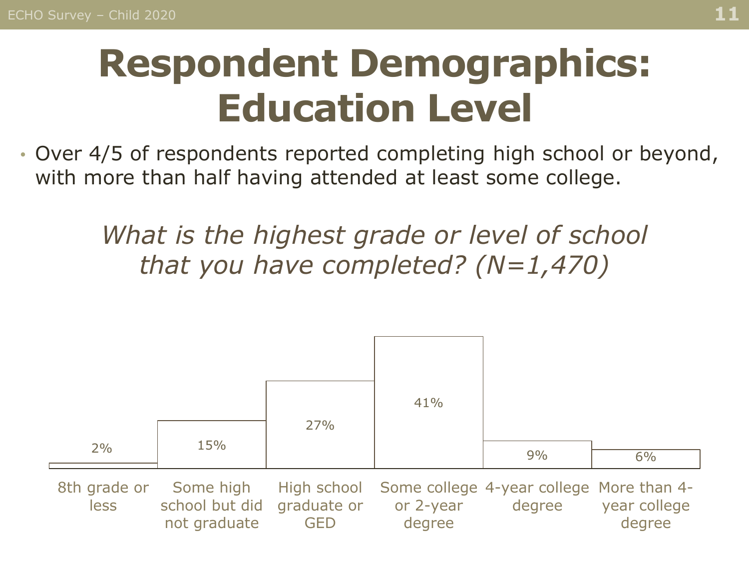# Respondent Demographics: Education Level

- Over 4/5 of respondents reported completing high school or beyond, with more than half having attended at least some college.

*What is the highest grade or level of school that you have completed? (N=1,470)*

| 8th grade or less | Some high school but did not graduate | High school graduate or GED | Some college or 2-year degree | 4-year college degree | More than 4-year college degree |
|---|---|---|---|---|---|
| 2% | 15% | 27% | 41% | 9% | 6% |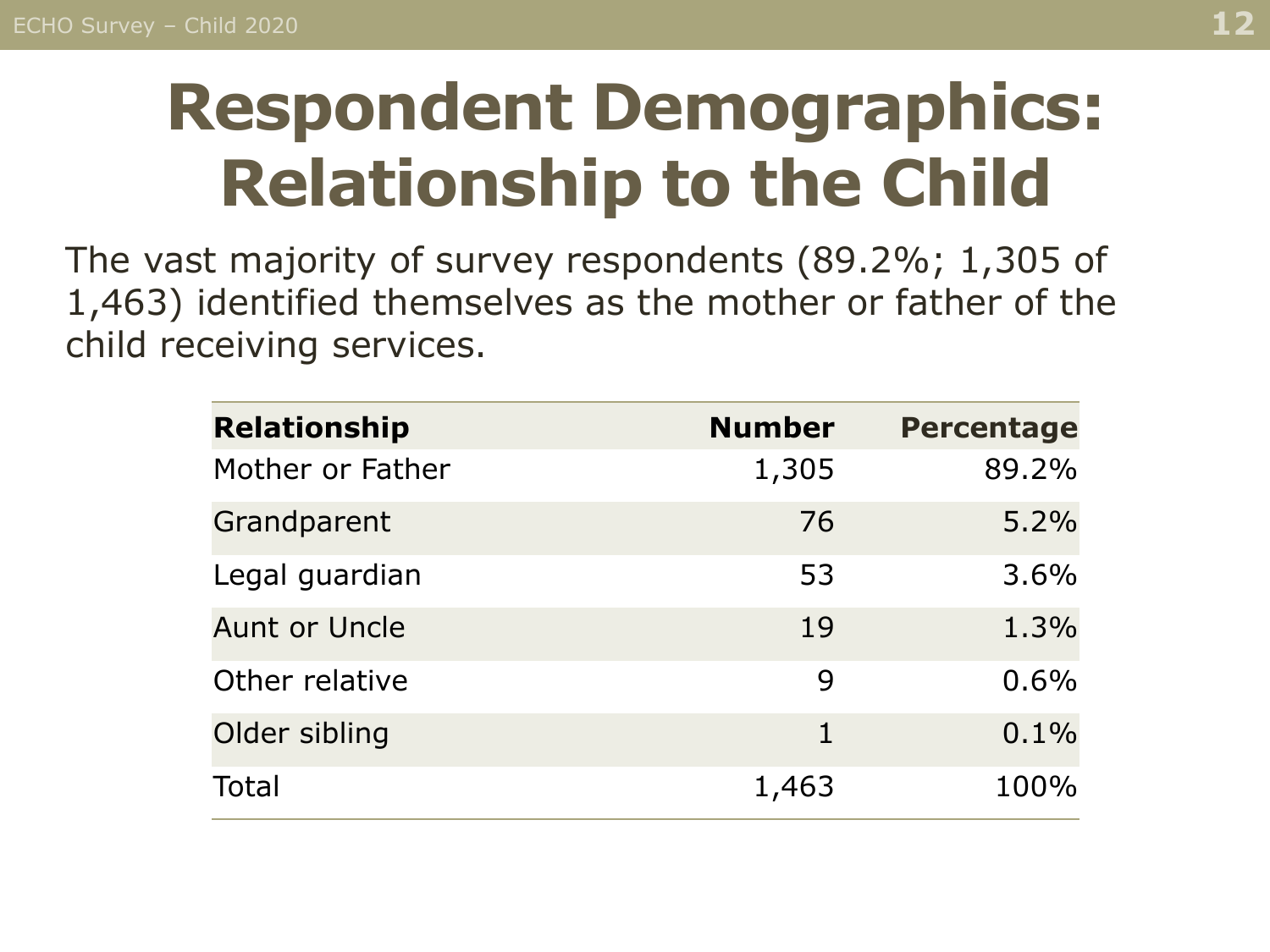# Respondent Demographics: Relationship to the Child

The vast majority of survey respondents (89.2%; 1,305 of 1,463) identified themselves as the mother or father of the child receiving services.

| Relationship | Number | Percentage |
|---|---:|---:|
| Mother or Father | 1,305 | 89.2% |
| Grandparent | 76 | 5.2% |
| Legal guardian | 53 | 3.6% |
| Aunt or Uncle | 19 | 1.3% |
| Other relative | 9 | 0.6% |
| Older sibling | 1 | 0.1% |
| Total | 1,463 | 100% |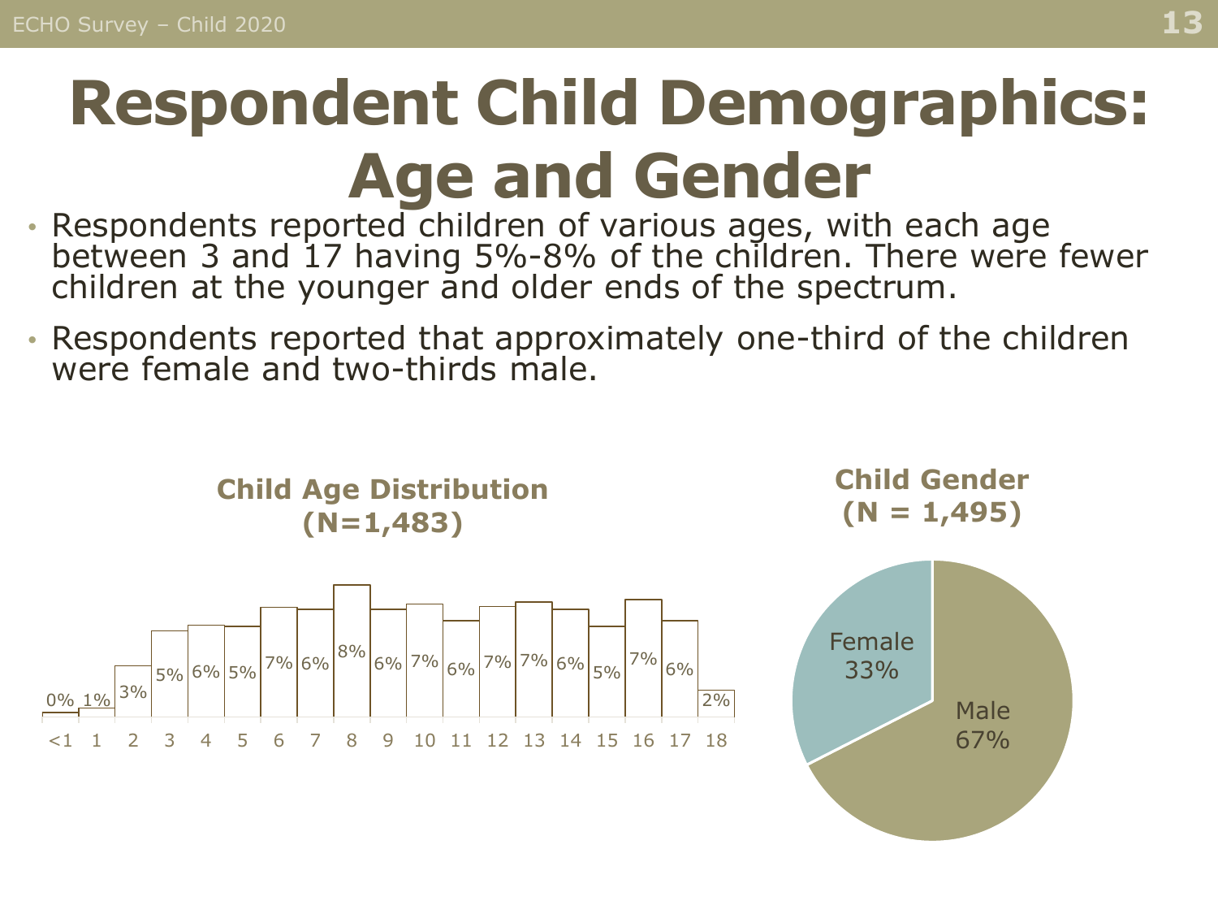# Respondent Child Demographics: Age and Gender

- Respondents reported children of various ages, with each age between 3 and 17 having 5%-8% of the children. There were fewer children at the younger and older ends of the spectrum.
- Respondents reported that approximately one-third of the children were female and two-thirds male.

**Child Age Distribution (N=1,483)**

| Age | <1 | 1 | 2 | 3 | 4 | 5 | 6 | 7 | 8 | 9 | 10 | 11 | 12 | 13 | 14 | 15 | 16 | 17 | 18 |
|---|---|---|---|---|---|---|---|---|---|---|---|---|---|---|---|---|---|---|---|
| Percent | 0% | 1% | 3% | 5% | 6% | 5% | 7% | 6% | 8% | 6% | 7% | 6% | 7% | 7% | 6% | 5% | 7% | 6% | 2% |

**Child Gender (N = 1,495)**

| Gender | Percent |
|---|---|
| Female | 33% |
| Male | 67% |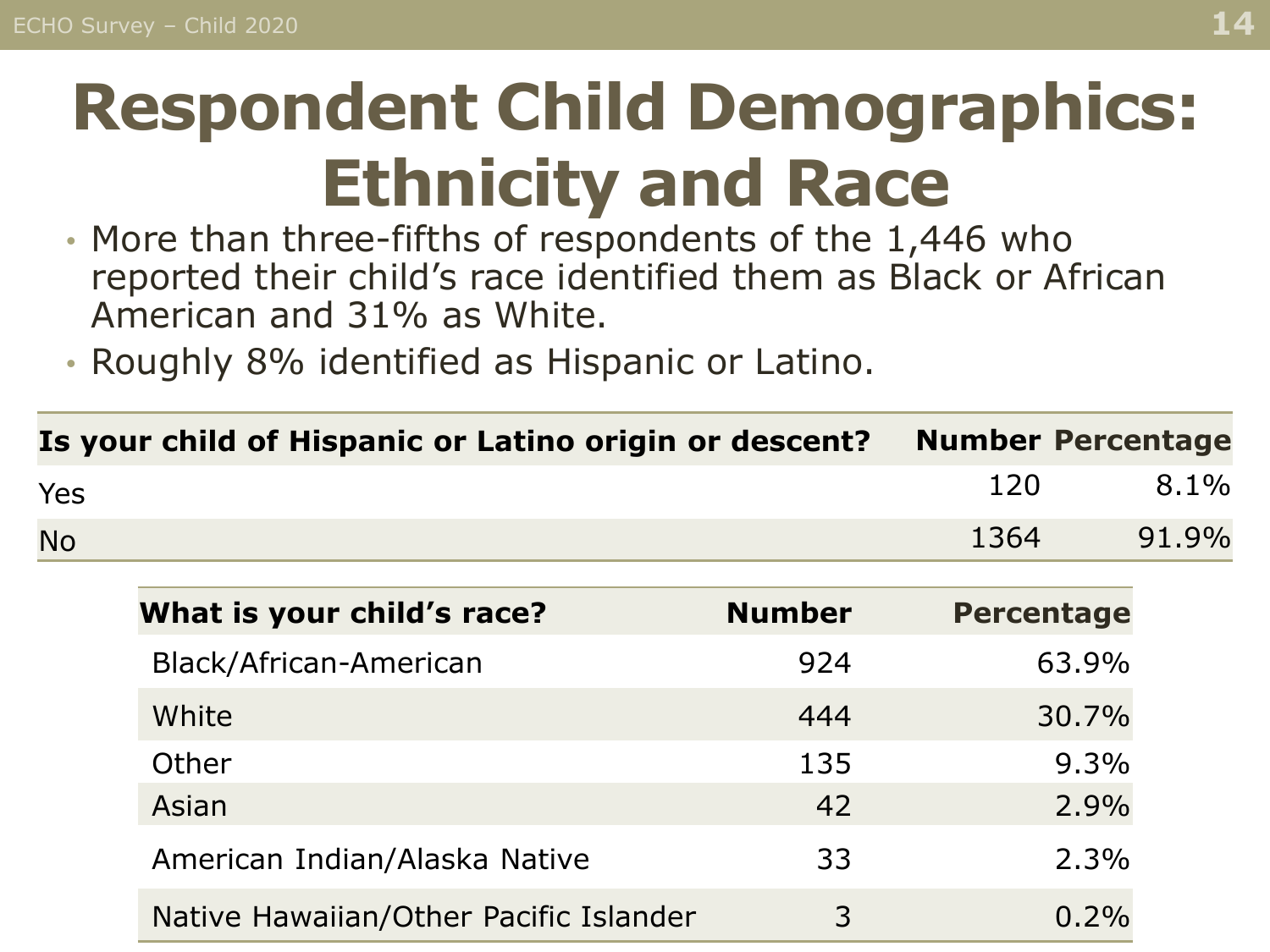# Respondent Child Demographics: Ethnicity and Race

- More than three-fifths of respondents of the 1,446 who reported their child's race identified them as Black or African American and 31% as White.
- Roughly 8% identified as Hispanic or Latino.

| Is your child of Hispanic or Latino origin or descent? | Number | Percentage |
|---|---|---|
| Yes | 120 | 8.1% |
| No | 1364 | 91.9% |

| What is your child's race? | Number | Percentage |
|---|---|---|
| Black/African-American | 924 | 63.9% |
| White | 444 | 30.7% |
| Other | 135 | 9.3% |
| Asian | 42 | 2.9% |
| American Indian/Alaska Native | 33 | 2.3% |
| Native Hawaiian/Other Pacific Islander | 3 | 0.2% |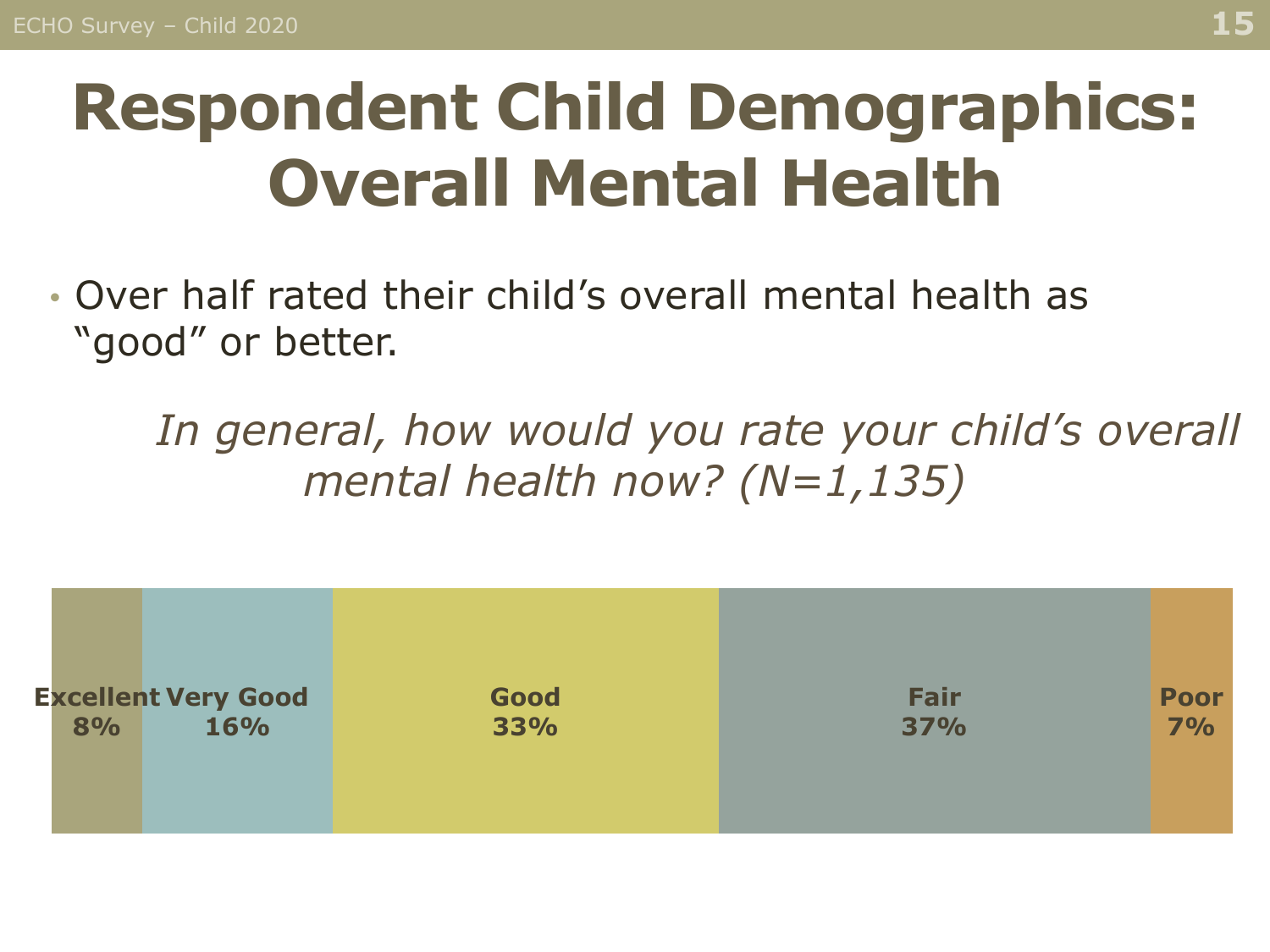# Respondent Child Demographics: Overall Mental Health

- Over half rated their child's overall mental health as "good" or better.

*In general, how would you rate your child's overall mental health now? (N=1,135)*

| Excellent | Very Good | Good | Fair | Poor |
|---|---|---|---|---|
| 8% | 16% | 33% | 37% | 7% |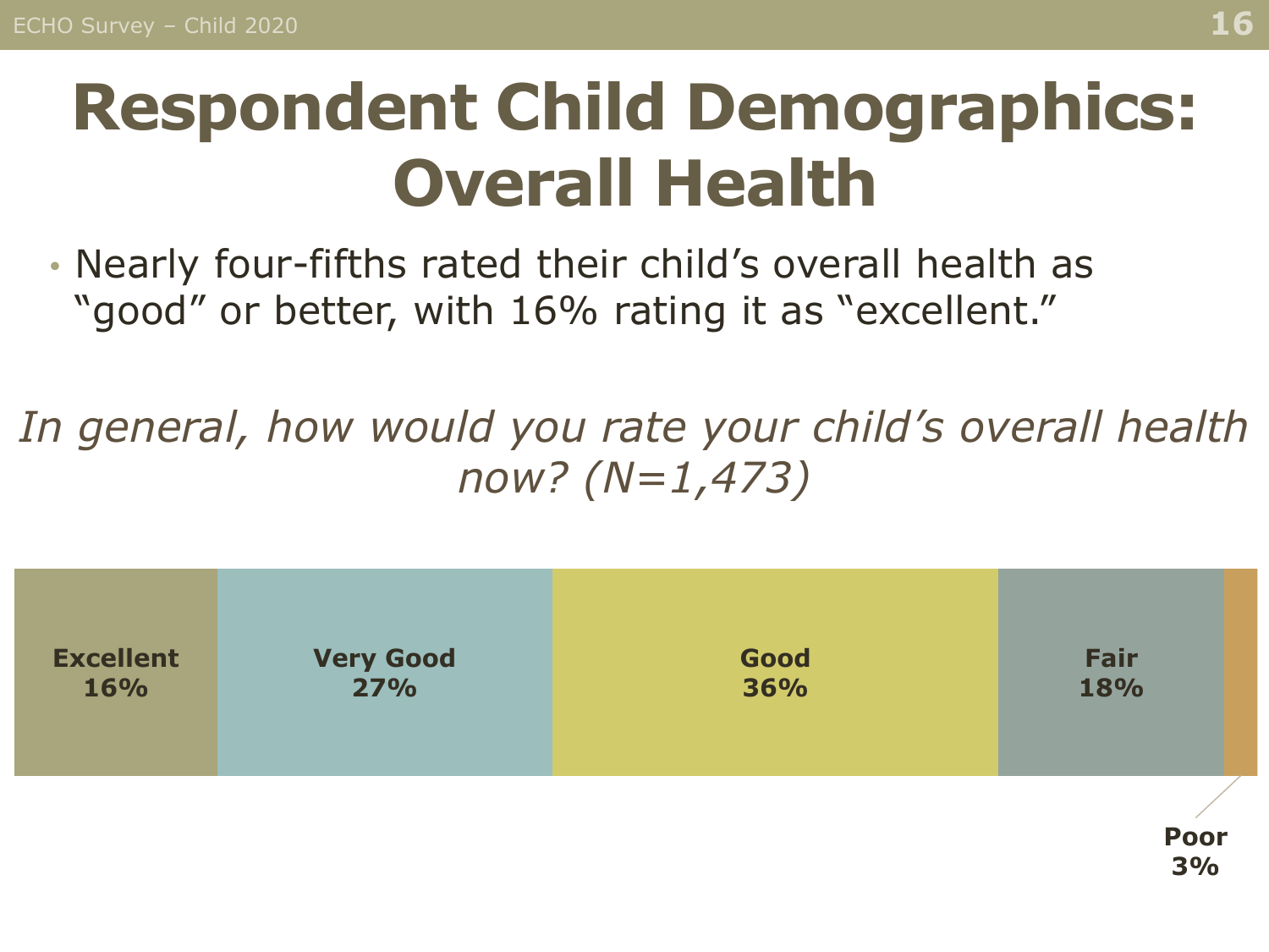# Respondent Child Demographics: Overall Health

- Nearly four-fifths rated their child's overall health as "good" or better, with 16% rating it as "excellent."

*In general, how would you rate your child's overall health now? (N=1,473)*

| Excellent | Very Good | Good | Fair | Poor |
|---|---|---|---|---|
| 16% | 27% | 36% | 18% | 3% |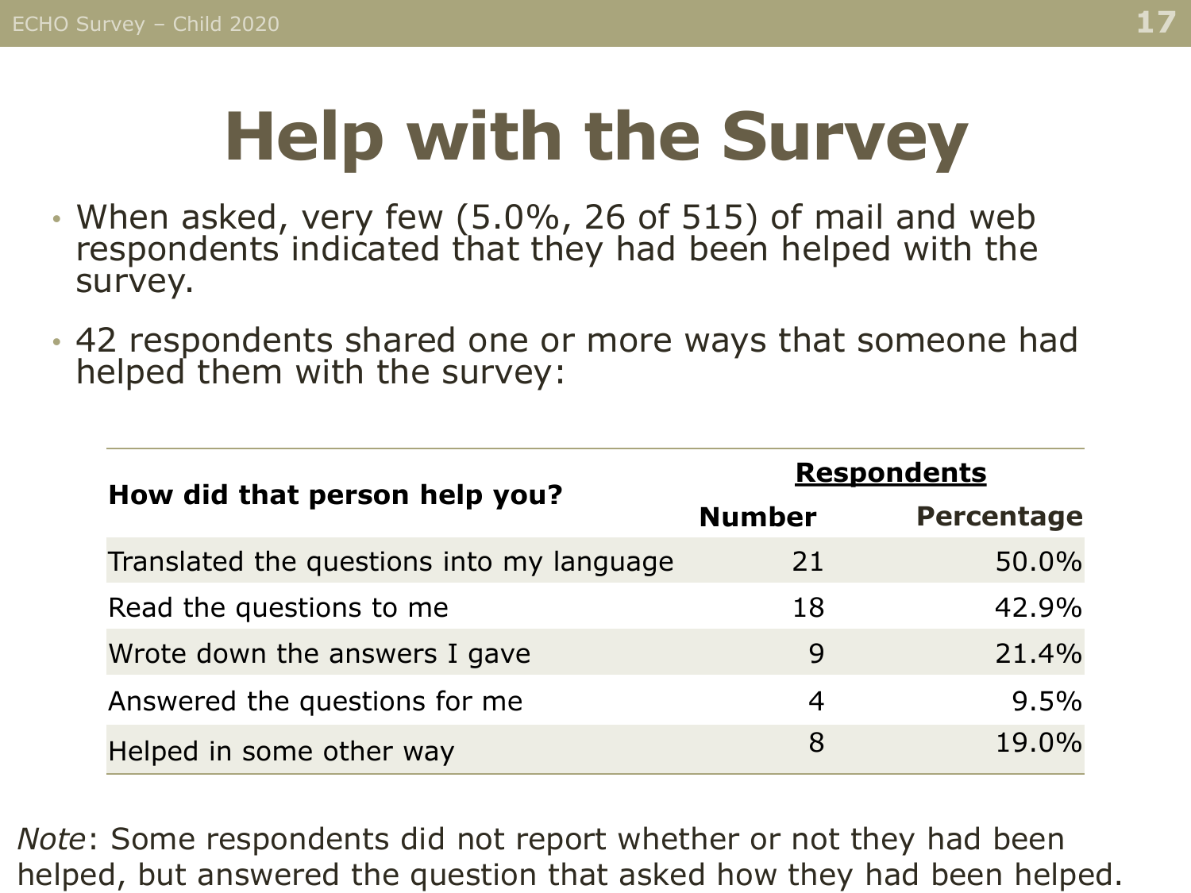# Help with the Survey

- When asked, very few (5.0%, 26 of 515) of mail and web respondents indicated that they had been helped with the survey.
- 42 respondents shared one or more ways that someone had helped them with the survey:

| How did that person help you? | Respondents | |
|---|---|---|
| | **Number** | **Percentage** |
| Translated the questions into my language | 21 | 50.0% |
| Read the questions to me | 18 | 42.9% |
| Wrote down the answers I gave | 9 | 21.4% |
| Answered the questions for me | 4 | 9.5% |
| Helped in some other way | 8 | 19.0% |

*Note*: Some respondents did not report whether or not they had been helped, but answered the question that asked how they had been helped.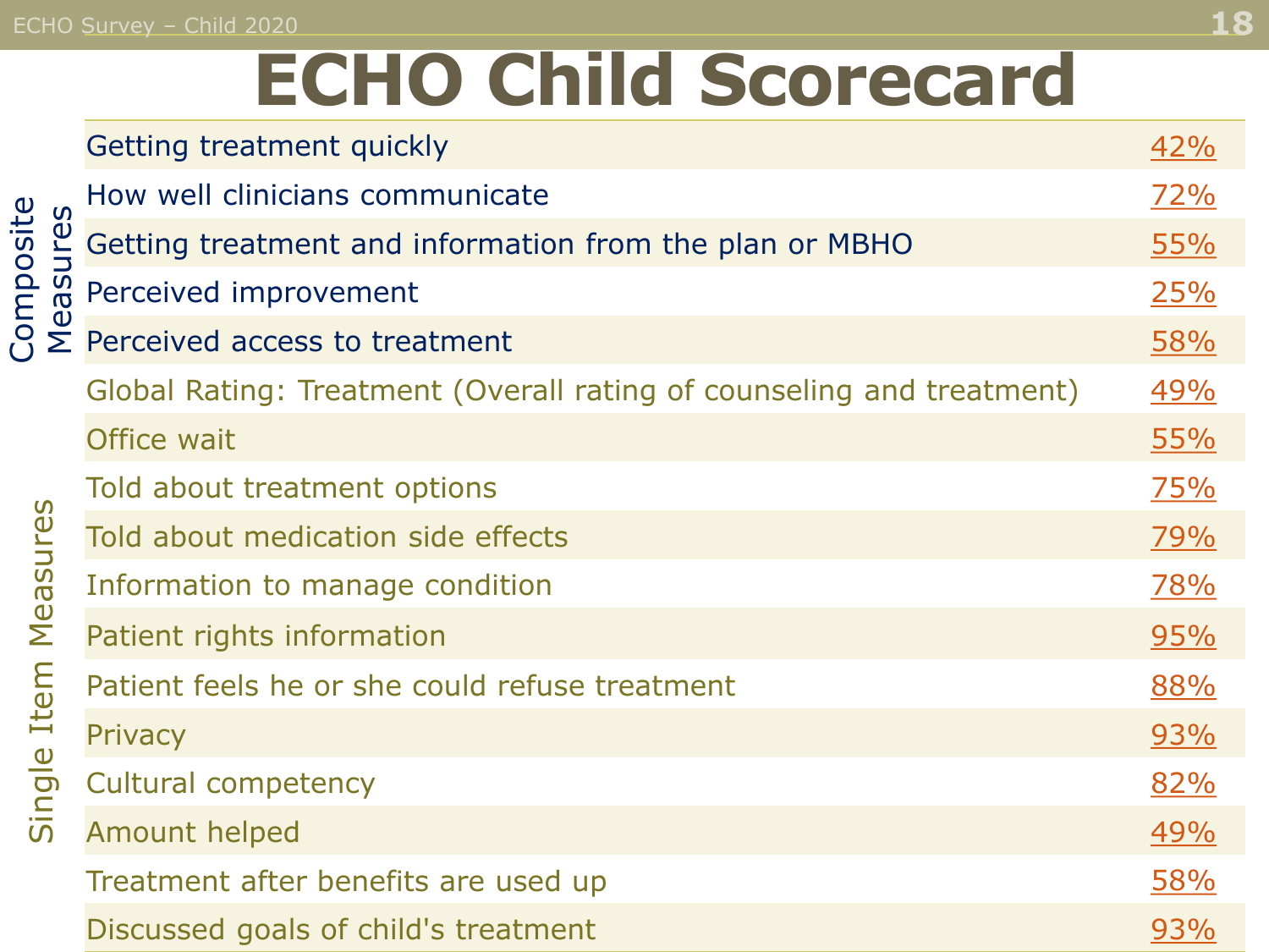# ECHO Child Scorecard

| Category | Measure | Score |
| --- | --- | --- |
| Composite Measures | Getting treatment quickly | 42% |
| Composite Measures | How well clinicians communicate | 72% |
| Composite Measures | Getting treatment and information from the plan or MBHO | 55% |
| Composite Measures | Perceived improvement | 25% |
| Composite Measures | Perceived access to treatment | 58% |
| Single Item Measures | Global Rating: Treatment (Overall rating of counseling and treatment) | 49% |
| Single Item Measures | Office wait | 55% |
| Single Item Measures | Told about treatment options | 75% |
| Single Item Measures | Told about medication side effects | 79% |
| Single Item Measures | Information to manage condition | 78% |
| Single Item Measures | Patient rights information | 95% |
| Single Item Measures | Patient feels he or she could refuse treatment | 88% |
| Single Item Measures | Privacy | 93% |
| Single Item Measures | Cultural competency | 82% |
| Single Item Measures | Amount helped | 49% |
| Single Item Measures | Treatment after benefits are used up | 58% |
| Single Item Measures | Discussed goals of child's treatment | 93% |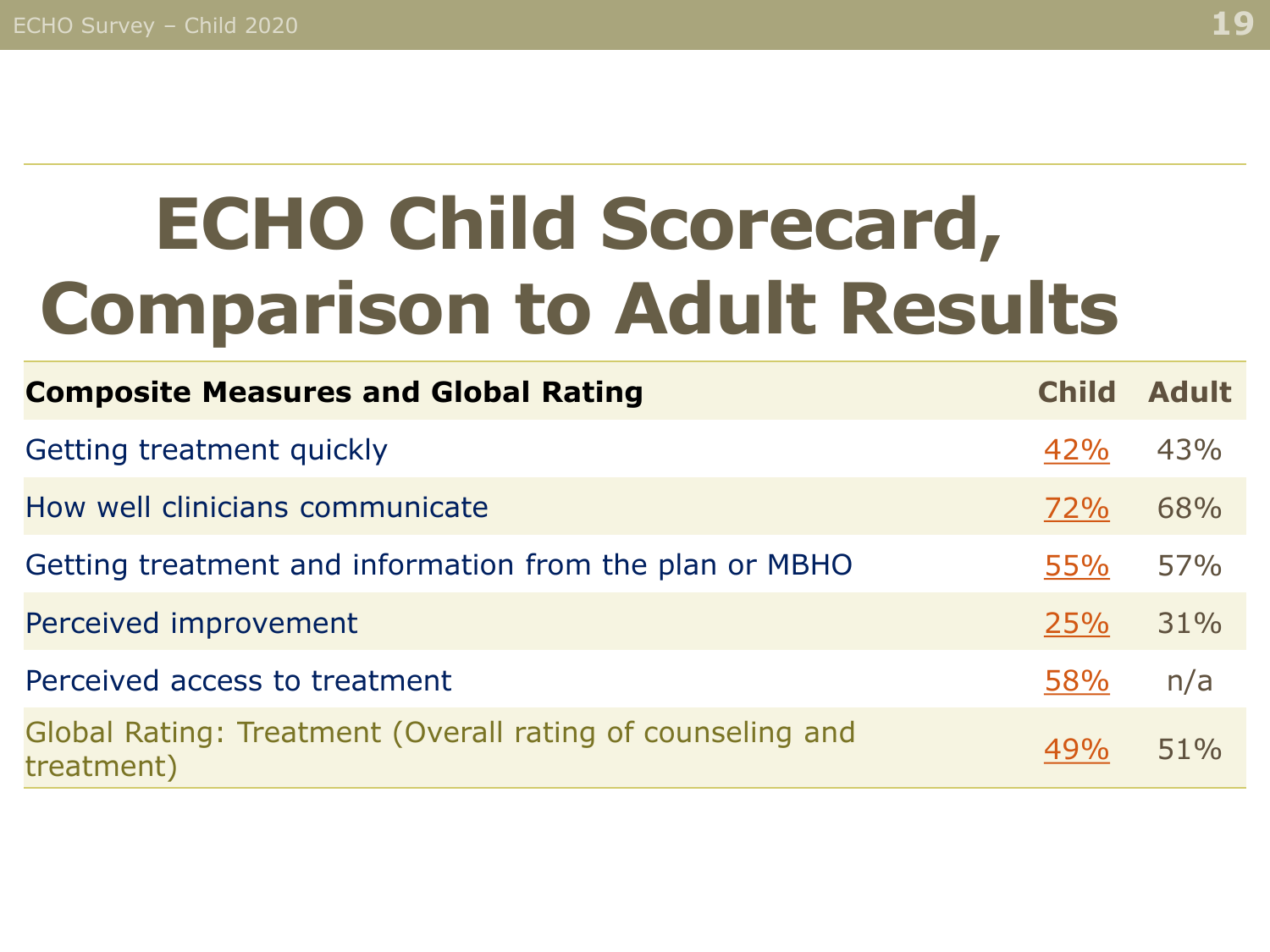# ECHO Child Scorecard, Comparison to Adult Results

| Composite Measures and Global Rating | Child | Adult |
|---|---|---|
| Getting treatment quickly | 42% | 43% |
| How well clinicians communicate | 72% | 68% |
| Getting treatment and information from the plan or MBHO | 55% | 57% |
| Perceived improvement | 25% | 31% |
| Perceived access to treatment | 58% | n/a |
| Global Rating: Treatment (Overall rating of counseling and treatment) | 49% | 51% |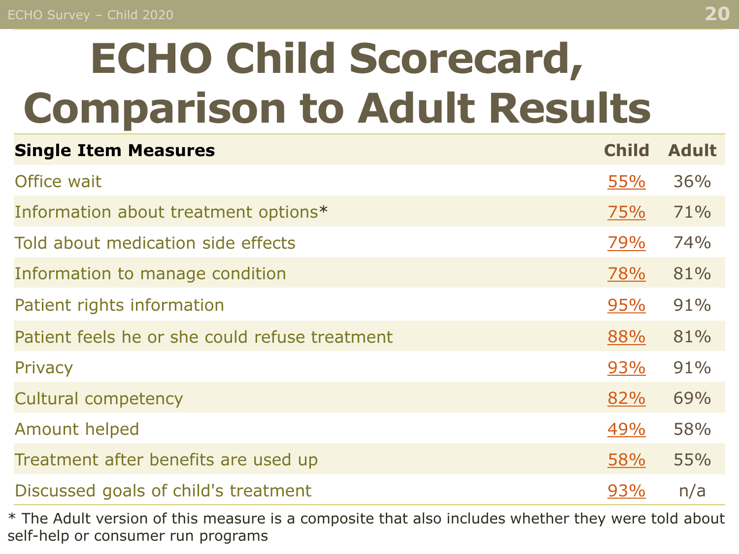# ECHO Child Scorecard, Comparison to Adult Results

| Single Item Measures | Child | Adult |
|---|---|---|
| Office wait | 55% | 36% |
| Information about treatment options* | 75% | 71% |
| Told about medication side effects | 79% | 74% |
| Information to manage condition | 78% | 81% |
| Patient rights information | 95% | 91% |
| Patient feels he or she could refuse treatment | 88% | 81% |
| Privacy | 93% | 91% |
| Cultural competency | 82% | 69% |
| Amount helped | 49% | 58% |
| Treatment after benefits are used up | 58% | 55% |
| Discussed goals of child's treatment | 93% | n/a |

* The Adult version of this measure is a composite that also includes whether they were told about self-help or consumer run programs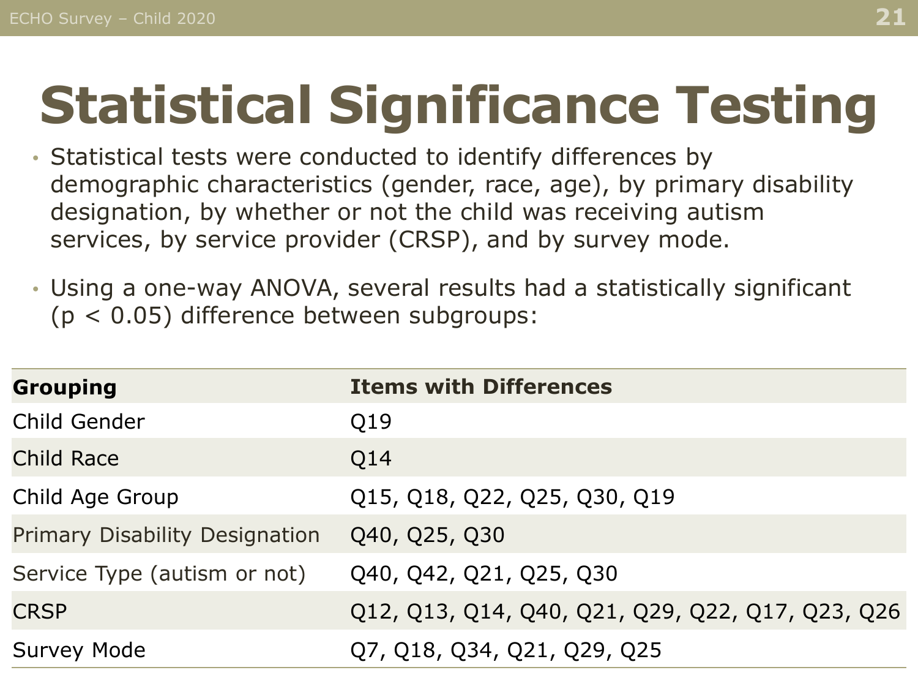# Statistical Significance Testing

- Statistical tests were conducted to identify differences by demographic characteristics (gender, race, age), by primary disability designation, by whether or not the child was receiving autism services, by service provider (CRSP), and by survey mode.
- Using a one-way ANOVA, several results had a statistically significant ($p < 0.05$) difference between subgroups:

| Grouping | Items with Differences |
|---|---|
| Child Gender | Q19 |
| Child Race | Q14 |
| Child Age Group | Q15, Q18, Q22, Q25, Q30, Q19 |
| Primary Disability Designation | Q40, Q25, Q30 |
| Service Type (autism or not) | Q40, Q42, Q21, Q25, Q30 |
| CRSP | Q12, Q13, Q14, Q40, Q21, Q29, Q22, Q17, Q23, Q26 |
| Survey Mode | Q7, Q18, Q34, Q21, Q29, Q25 |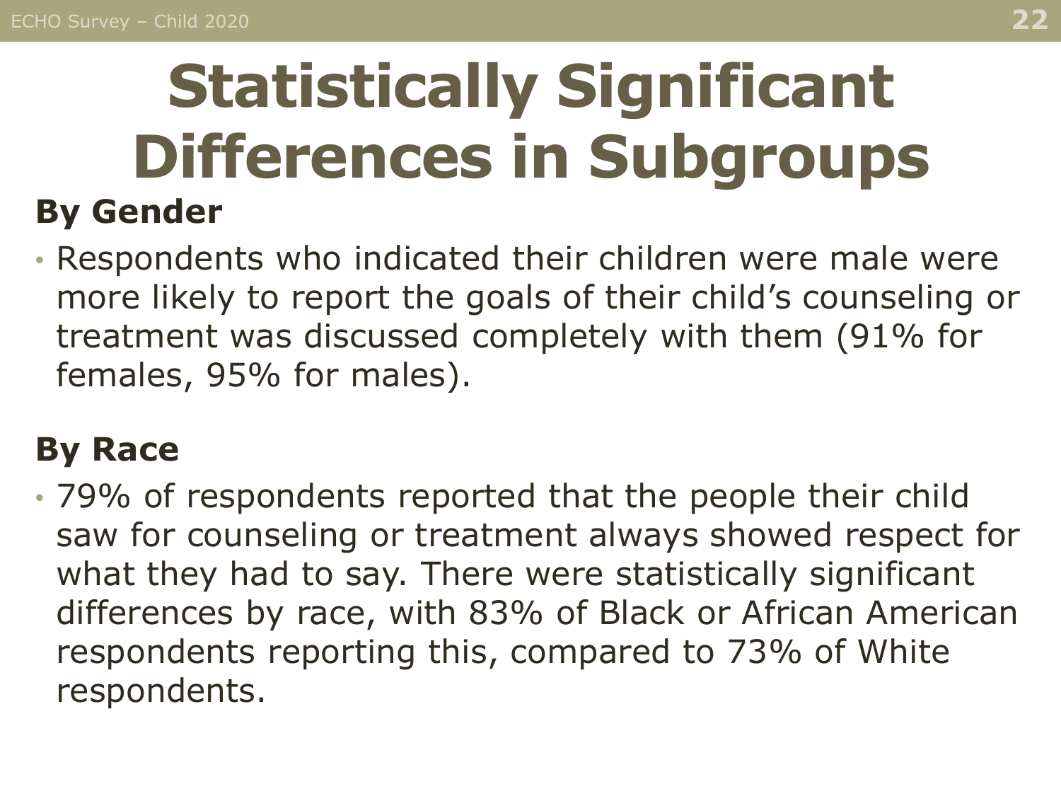# Statistically Significant Differences in Subgroups

## By Gender

- Respondents who indicated their children were male were more likely to report the goals of their child's counseling or treatment was discussed completely with them (91% for females, 95% for males).

## By Race

- 79% of respondents reported that the people their child saw for counseling or treatment always showed respect for what they had to say. There were statistically significant differences by race, with 83% of Black or African American respondents reporting this, compared to 73% of White respondents.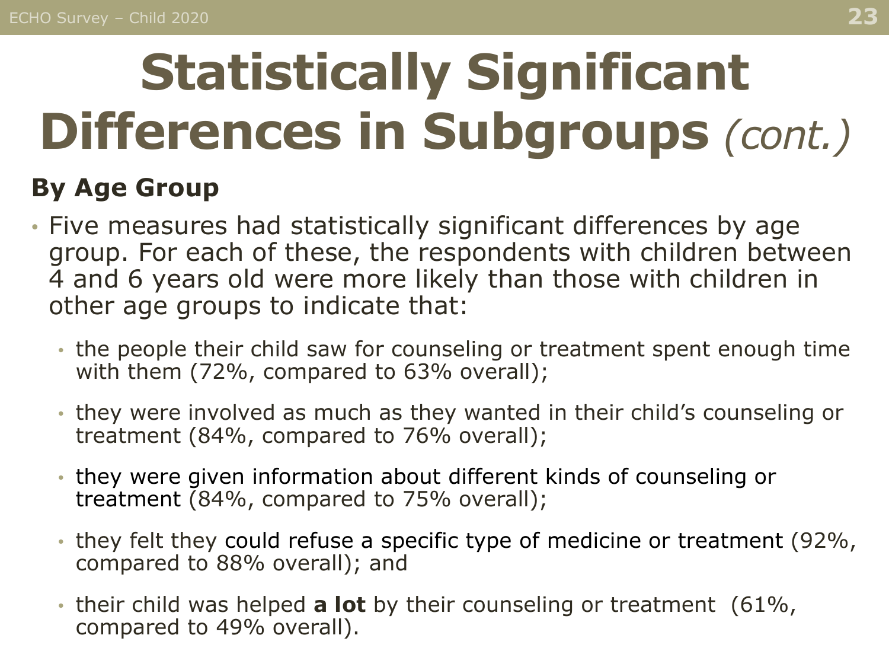# Statistically Significant Differences in Subgroups *(cont.)*

**By Age Group**

- Five measures had statistically significant differences by age group. For each of these, the respondents with children between 4 and 6 years old were more likely than those with children in other age groups to indicate that:
  - the people their child saw for counseling or treatment spent enough time with them (72%, compared to 63% overall);
  - they were involved as much as they wanted in their child's counseling or treatment (84%, compared to 76% overall);
  - they were given information about different kinds of counseling or treatment (84%, compared to 75% overall);
  - they felt they could refuse a specific type of medicine or treatment (92%, compared to 88% overall); and
  - their child was helped **a lot** by their counseling or treatment (61%, compared to 49% overall).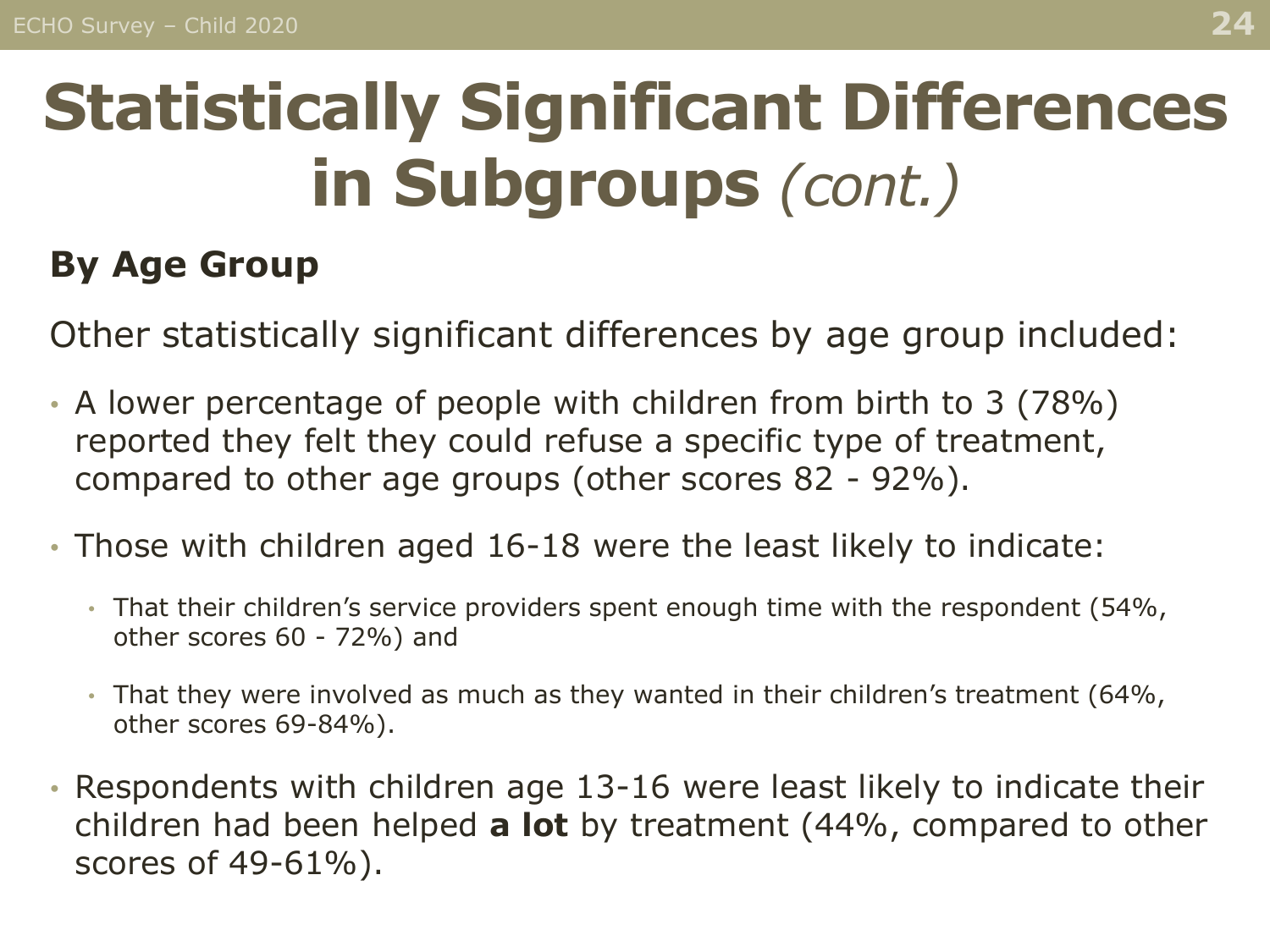# Statistically Significant Differences in Subgroups *(cont.)*

## By Age Group

Other statistically significant differences by age group included:

- A lower percentage of people with children from birth to 3 (78%) reported they felt they could refuse a specific type of treatment, compared to other age groups (other scores 82 - 92%).
- Those with children aged 16-18 were the least likely to indicate:
  - That their children's service providers spent enough time with the respondent (54%, other scores 60 - 72%) and
  - That they were involved as much as they wanted in their children's treatment (64%, other scores 69-84%).
- Respondents with children age 13-16 were least likely to indicate their children had been helped **a lot** by treatment (44%, compared to other scores of 49-61%).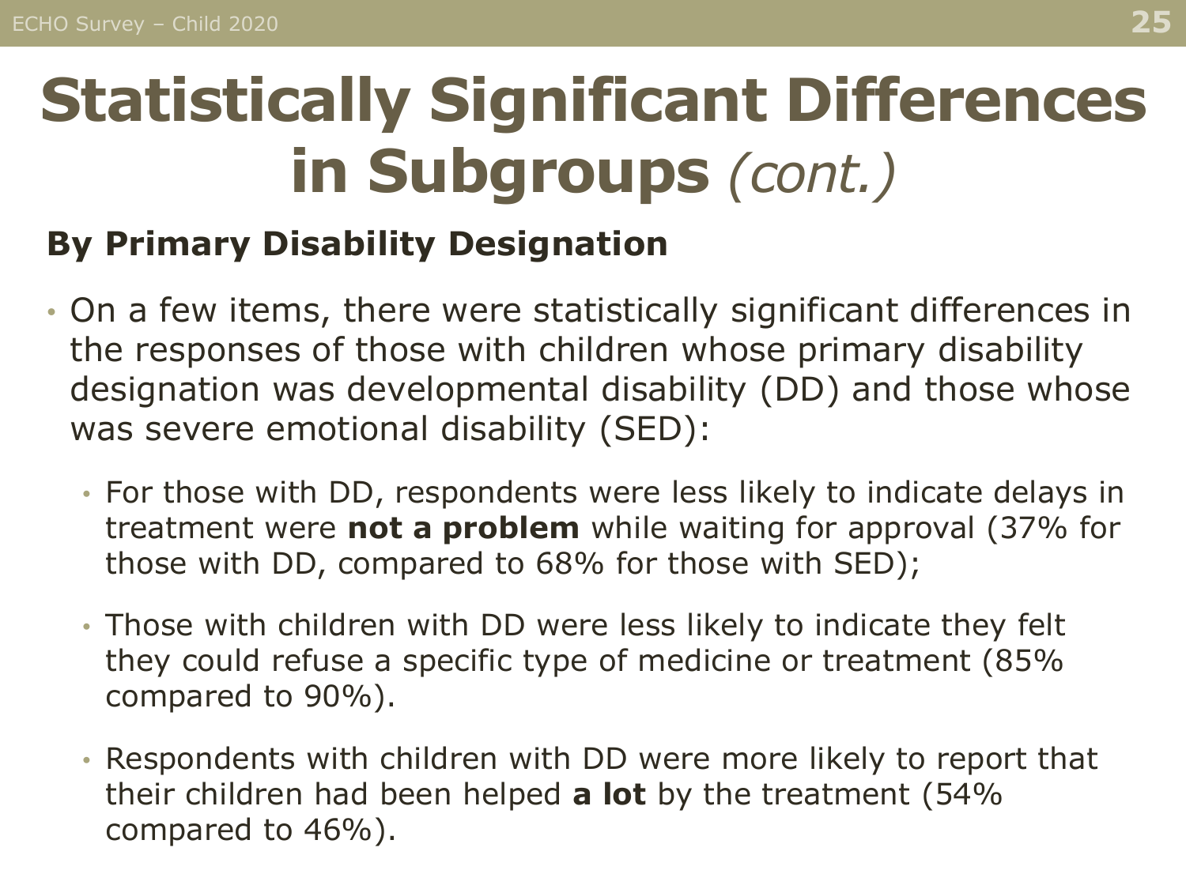# Statistically Significant Differences in Subgroups *(cont.)*

## By Primary Disability Designation

- On a few items, there were statistically significant differences in the responses of those with children whose primary disability designation was developmental disability (DD) and those whose was severe emotional disability (SED):
  - For those with DD, respondents were less likely to indicate delays in treatment were **not a problem** while waiting for approval (37% for those with DD, compared to 68% for those with SED);
  - Those with children with DD were less likely to indicate they felt they could refuse a specific type of medicine or treatment (85% compared to 90%).
  - Respondents with children with DD were more likely to report that their children had been helped **a lot** by the treatment (54% compared to 46%).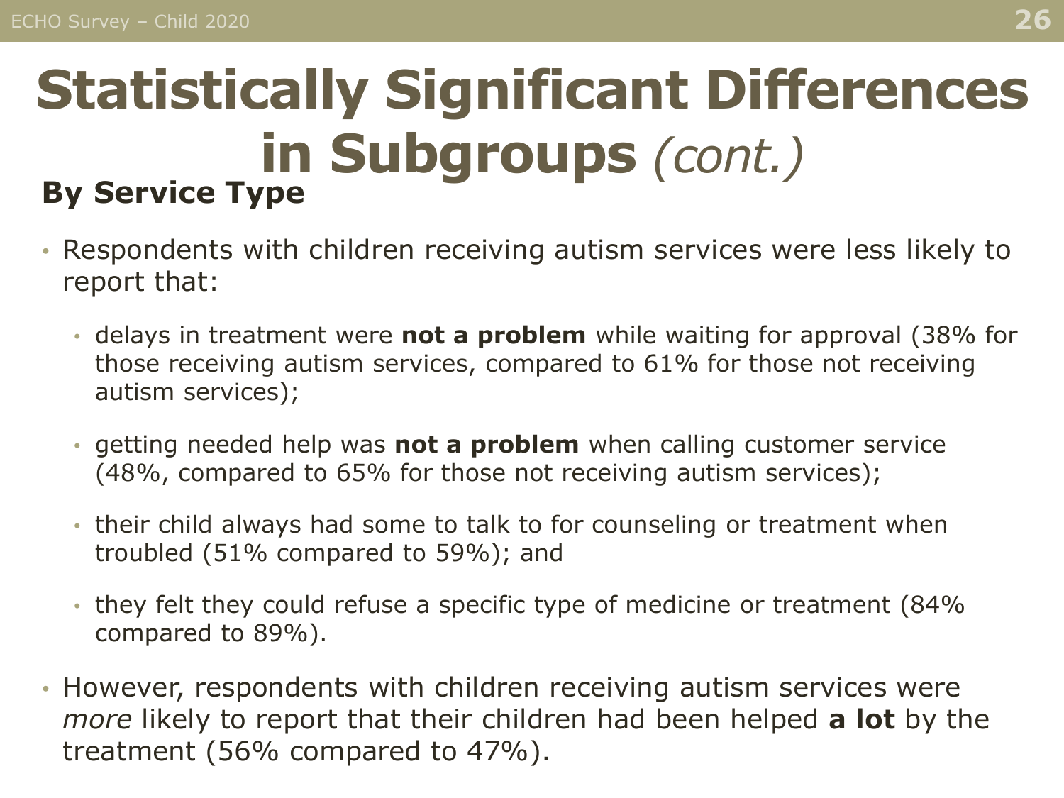# Statistically Significant Differences in Subgroups *(cont.)*

## By Service Type

- Respondents with children receiving autism services were less likely to report that:
  - delays in treatment were **not a problem** while waiting for approval (38% for those receiving autism services, compared to 61% for those not receiving autism services);
  - getting needed help was **not a problem** when calling customer service (48%, compared to 65% for those not receiving autism services);
  - their child always had some to talk to for counseling or treatment when troubled (51% compared to 59%); and
  - they felt they could refuse a specific type of medicine or treatment (84% compared to 89%).
- However, respondents with children receiving autism services were *more* likely to report that their children had been helped **a lot** by the treatment (56% compared to 47%).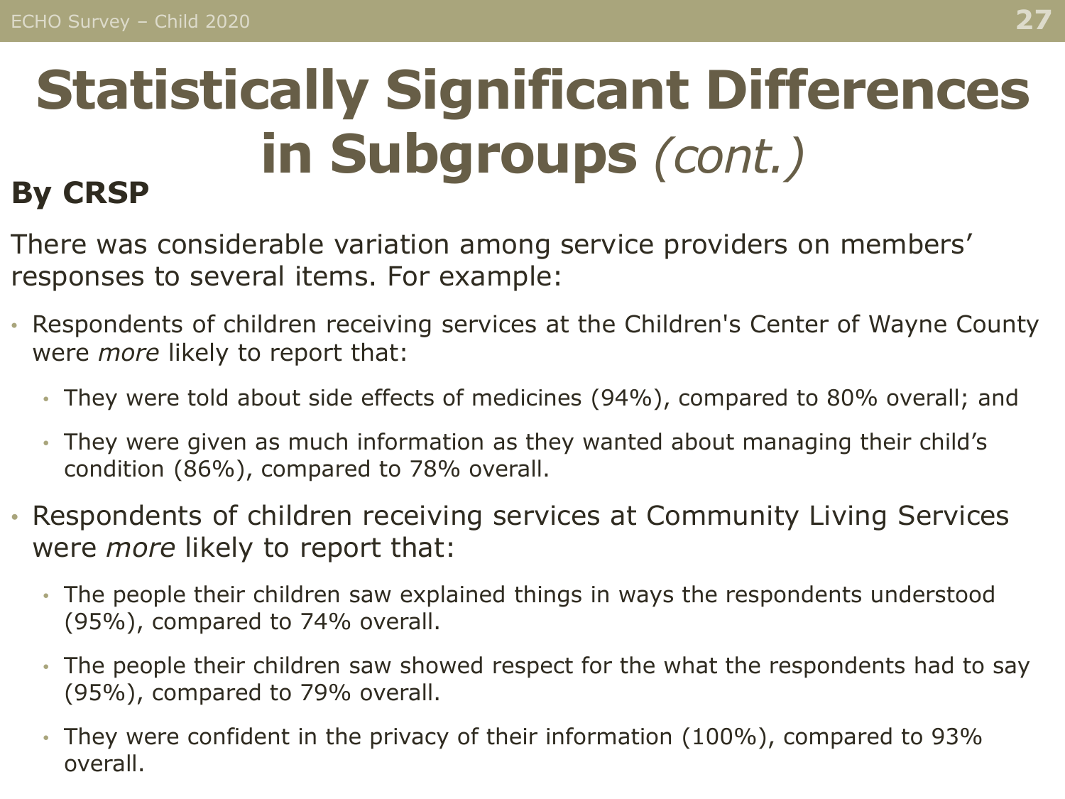# Statistically Significant Differences in Subgroups *(cont.)*

## By CRSP

There was considerable variation among service providers on members' responses to several items. For example:

- Respondents of children receiving services at the Children's Center of Wayne County were *more* likely to report that:
  - They were told about side effects of medicines (94%), compared to 80% overall; and
  - They were given as much information as they wanted about managing their child's condition (86%), compared to 78% overall.
- Respondents of children receiving services at Community Living Services were *more* likely to report that:
  - The people their children saw explained things in ways the respondents understood (95%), compared to 74% overall.
  - The people their children saw showed respect for the what the respondents had to say (95%), compared to 79% overall.
  - They were confident in the privacy of their information (100%), compared to 93% overall.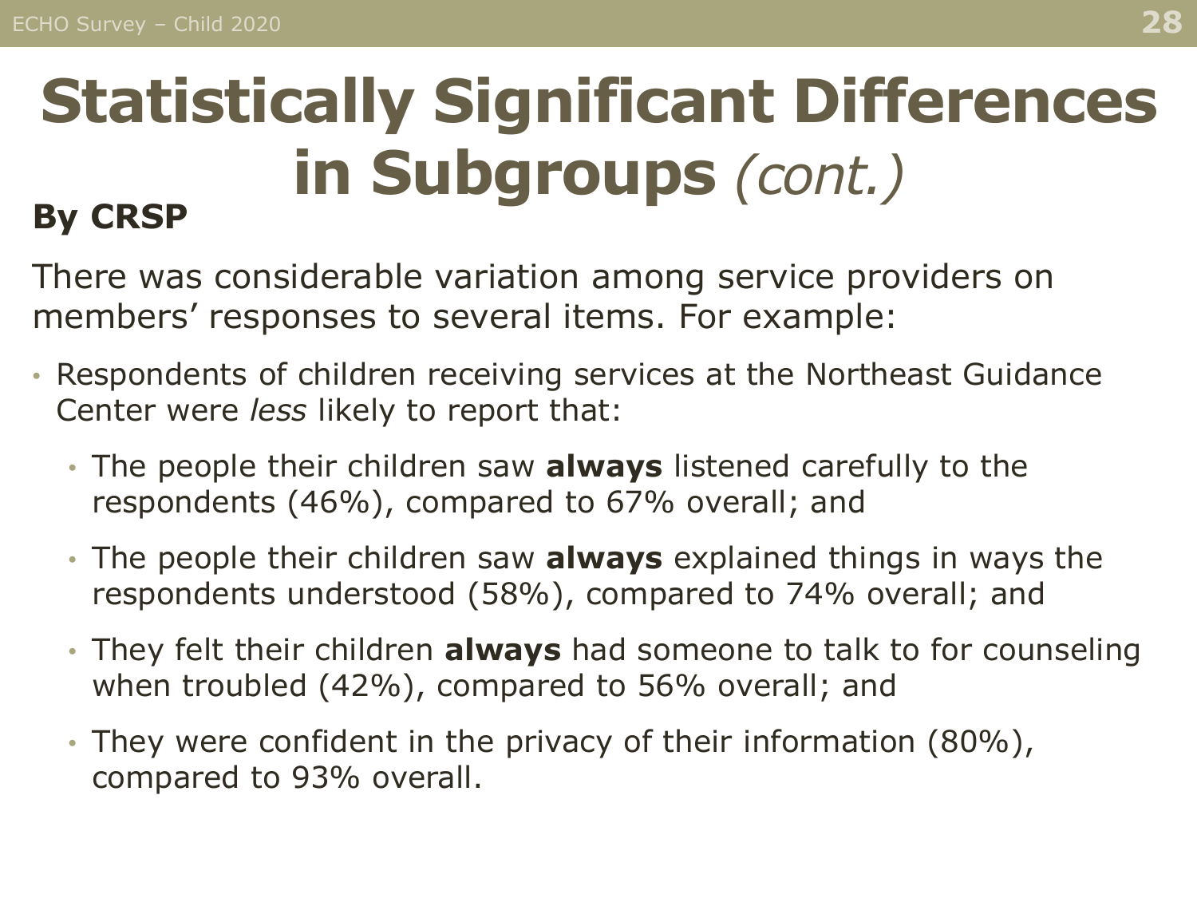# Statistically Significant Differences in Subgroups *(cont.)*

## By CRSP

There was considerable variation among service providers on members' responses to several items. For example:

- Respondents of children receiving services at the Northeast Guidance Center were *less* likely to report that:
  - The people their children saw **always** listened carefully to the respondents (46%), compared to 67% overall; and
  - The people their children saw **always** explained things in ways the respondents understood (58%), compared to 74% overall; and
  - They felt their children **always** had someone to talk to for counseling when troubled (42%), compared to 56% overall; and
  - They were confident in the privacy of their information (80%), compared to 93% overall.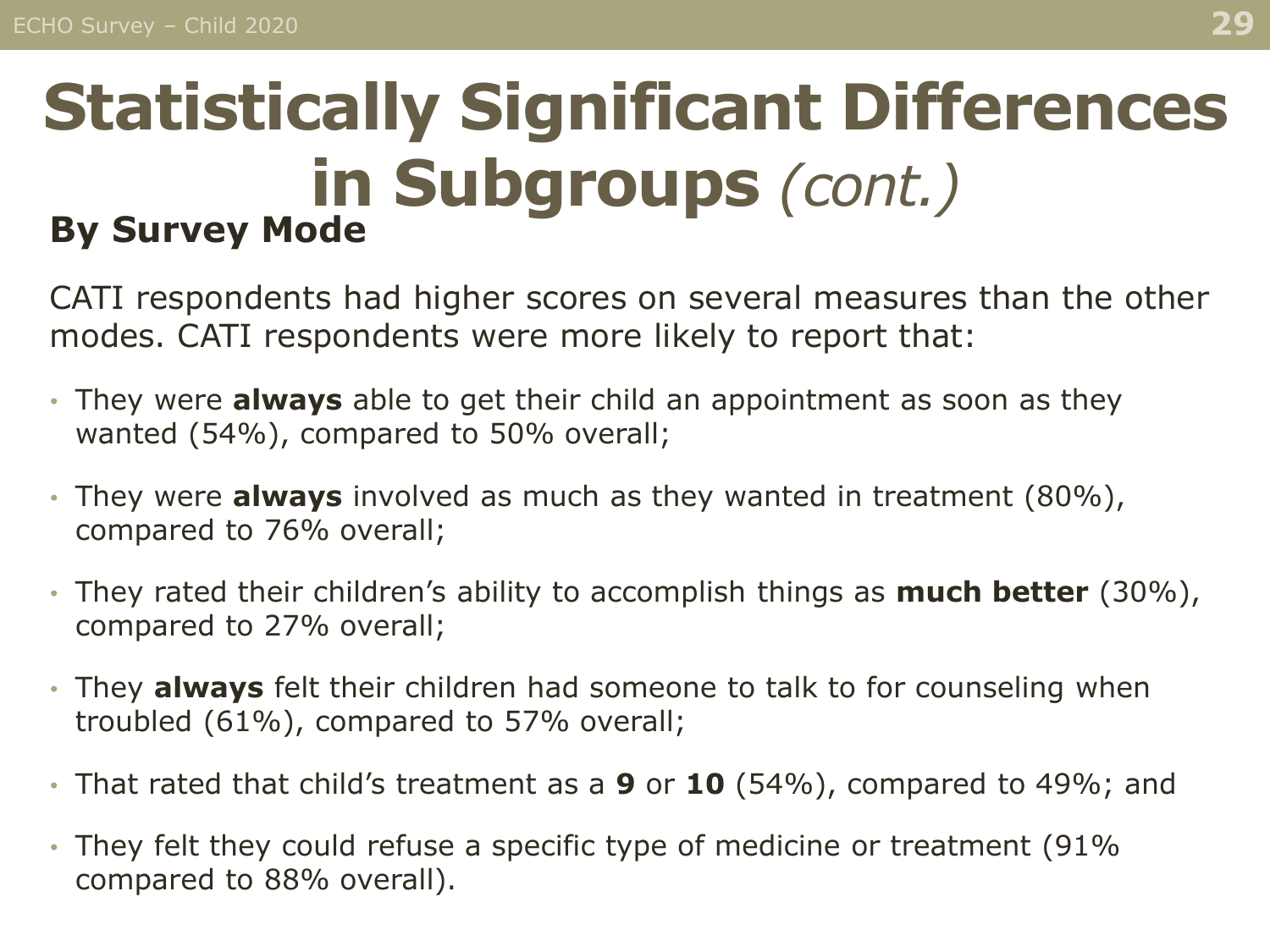# Statistically Significant Differences in Subgroups *(cont.)*

## By Survey Mode

CATI respondents had higher scores on several measures than the other modes. CATI respondents were more likely to report that:

- They were **always** able to get their child an appointment as soon as they wanted (54%), compared to 50% overall;
- They were **always** involved as much as they wanted in treatment (80%), compared to 76% overall;
- They rated their children's ability to accomplish things as **much better** (30%), compared to 27% overall;
- They **always** felt their children had someone to talk to for counseling when troubled (61%), compared to 57% overall;
- That rated that child's treatment as a **9** or **10** (54%), compared to 49%; and
- They felt they could refuse a specific type of medicine or treatment (91% compared to 88% overall).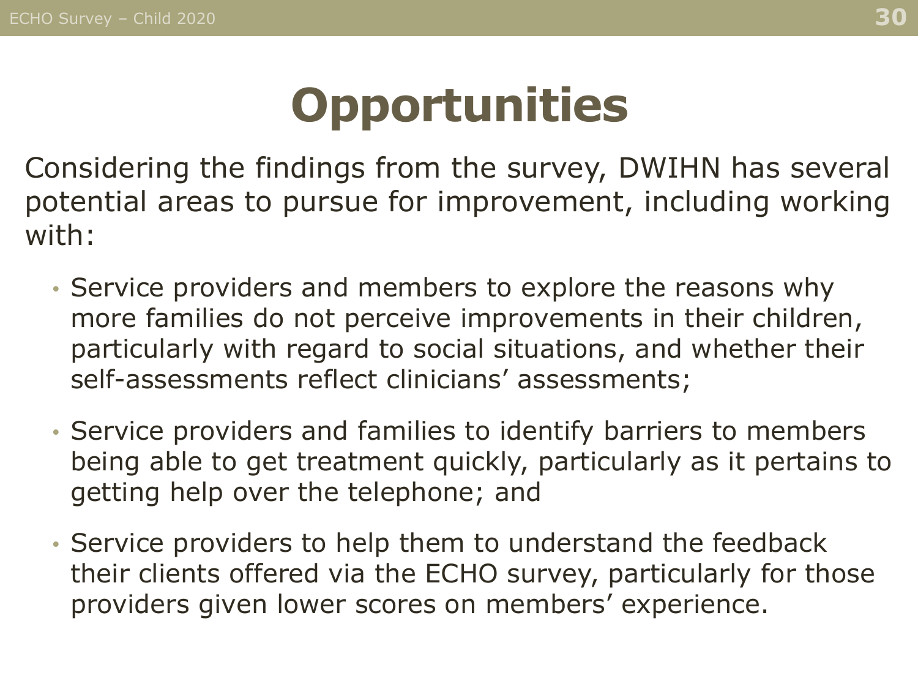# Opportunities

Considering the findings from the survey, DWIHN has several potential areas to pursue for improvement, including working with:

- Service providers and members to explore the reasons why more families do not perceive improvements in their children, particularly with regard to social situations, and whether their self-assessments reflect clinicians' assessments;
- Service providers and families to identify barriers to members being able to get treatment quickly, particularly as it pertains to getting help over the telephone; and
- Service providers to help them to understand the feedback their clients offered via the ECHO survey, particularly for those providers given lower scores on members' experience.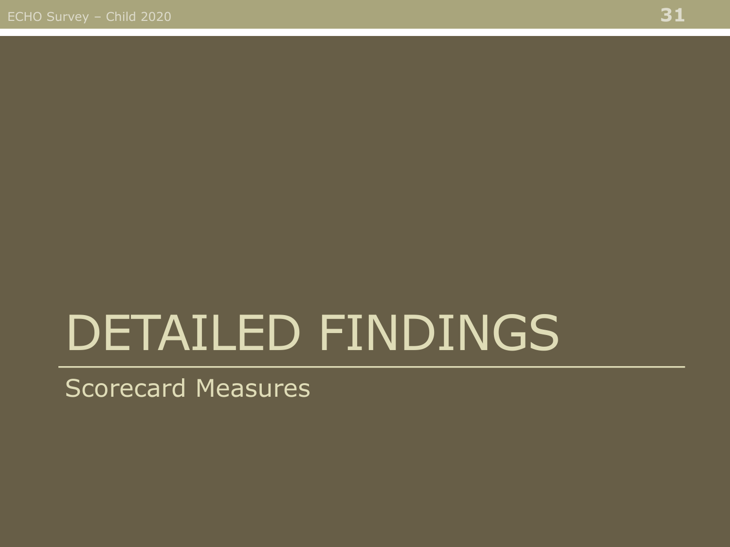# DETAILED FINDINGS

Scorecard Measures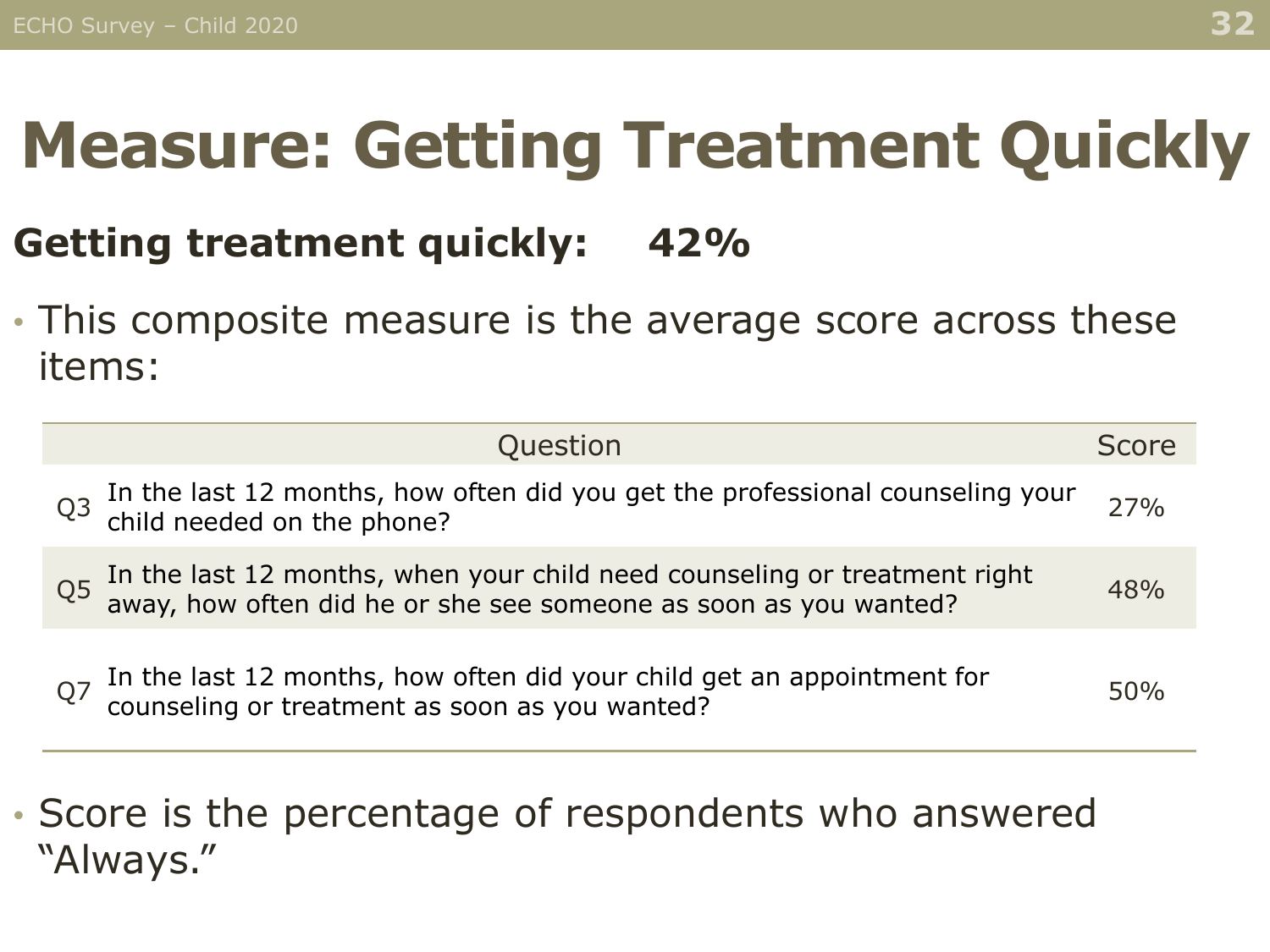# Measure: Getting Treatment Quickly

**Getting treatment quickly: 42%**

- This composite measure is the average score across these items:

| | Question | Score |
|---|---|---|
| Q3 | In the last 12 months, how often did you get the professional counseling your child needed on the phone? | 27% |
| Q5 | In the last 12 months, when your child need counseling or treatment right away, how often did he or she see someone as soon as you wanted? | 48% |
| Q7 | In the last 12 months, how often did your child get an appointment for counseling or treatment as soon as you wanted? | 50% |

- Score is the percentage of respondents who answered "Always."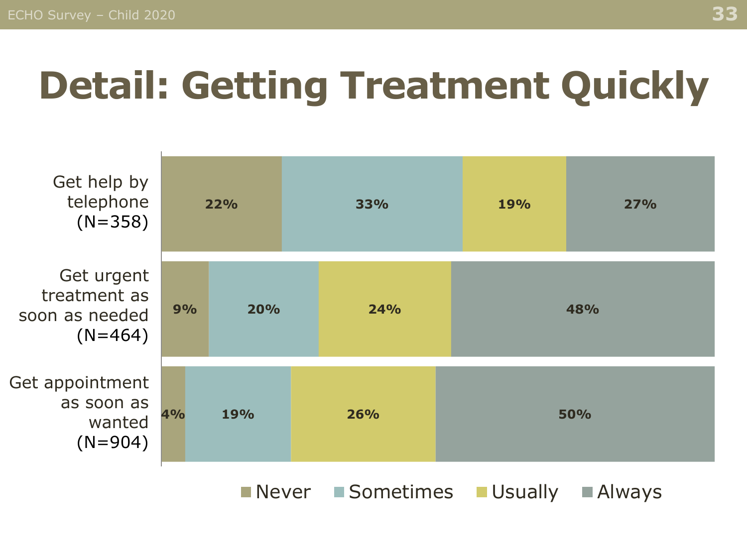# Detail: Getting Treatment Quickly

| | Never | Sometimes | Usually | Always |
|---|---|---|---|---|
| Get help by telephone (N=358) | 22% | 33% | 19% | 27% |
| Get urgent treatment as soon as needed (N=464) | 9% | 20% | 24% | 48% |
| Get appointment as soon as wanted (N=904) | 4% | 19% | 26% | 50% |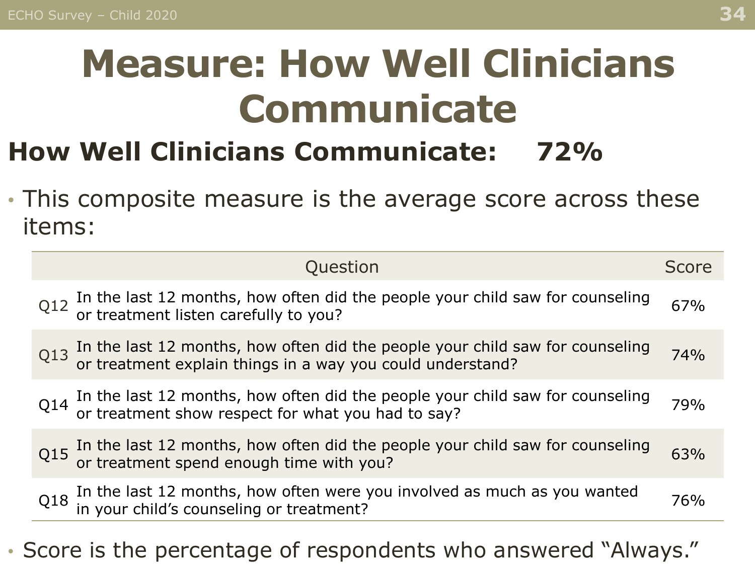# Measure: How Well Clinicians Communicate

**How Well Clinicians Communicate: 72%**

- This composite measure is the average score across these items:

| | Question | Score |
|---|---|---|
| Q12 | In the last 12 months, how often did the people your child saw for counseling or treatment listen carefully to you? | 67% |
| Q13 | In the last 12 months, how often did the people your child saw for counseling or treatment explain things in a way you could understand? | 74% |
| Q14 | In the last 12 months, how often did the people your child saw for counseling or treatment show respect for what you had to say? | 79% |
| Q15 | In the last 12 months, how often did the people your child saw for counseling or treatment spend enough time with you? | 63% |
| Q18 | In the last 12 months, how often were you involved as much as you wanted in your child's counseling or treatment? | 76% |

- Score is the percentage of respondents who answered "Always."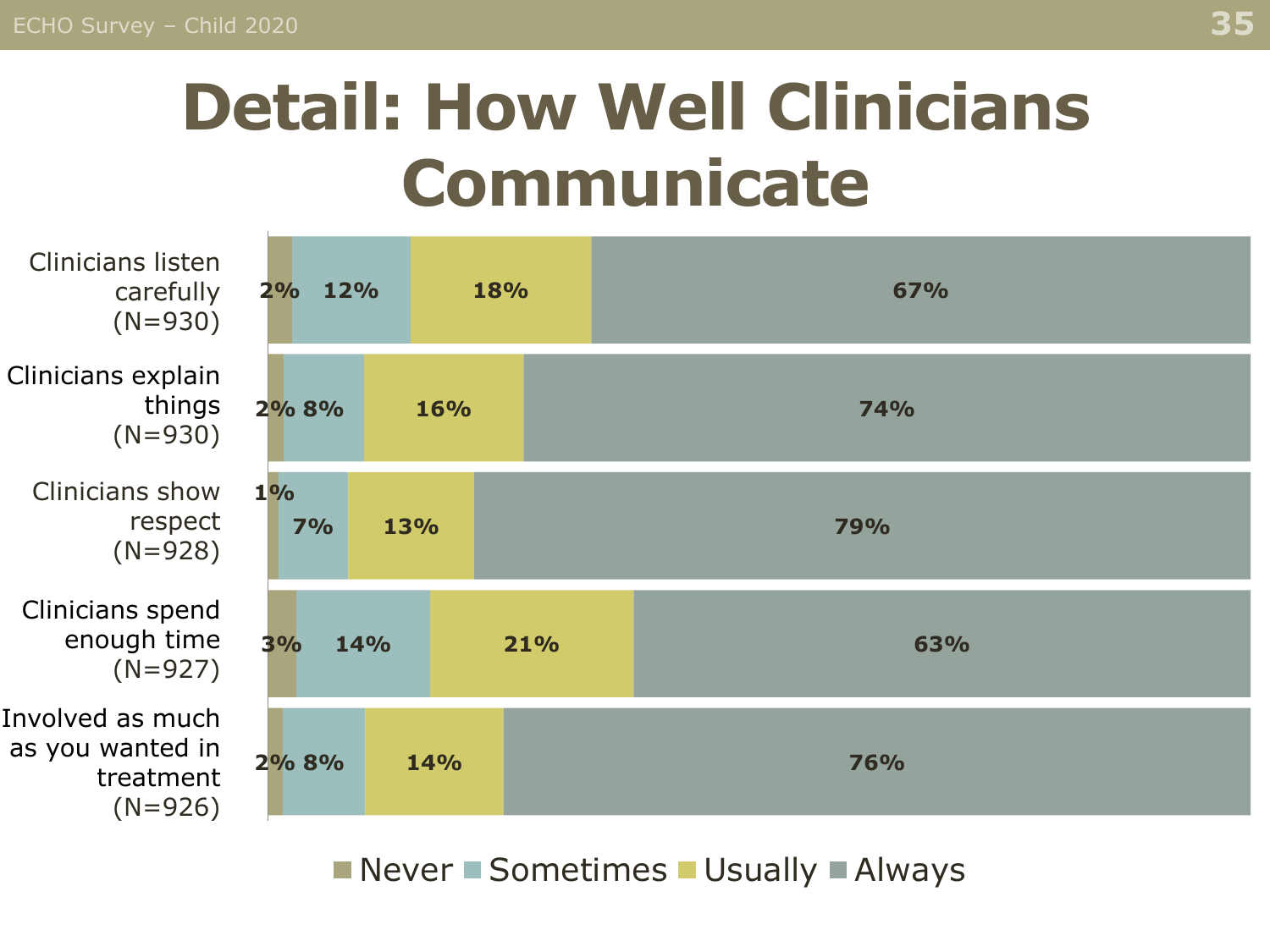# Detail: How Well Clinicians Communicate

| | Never | Sometimes | Usually | Always |
| --- | --- | --- | --- | --- |
| Clinicians listen carefully (N=930) | 2% | 12% | 18% | 67% |
| Clinicians explain things (N=930) | 2% | 8% | 16% | 74% |
| Clinicians show respect (N=928) | 1% | 7% | 13% | 79% |
| Clinicians spend enough time (N=927) | 3% | 14% | 21% | 63% |
| Involved as much as you wanted in treatment (N=926) | 2% | 8% | 14% | 76% |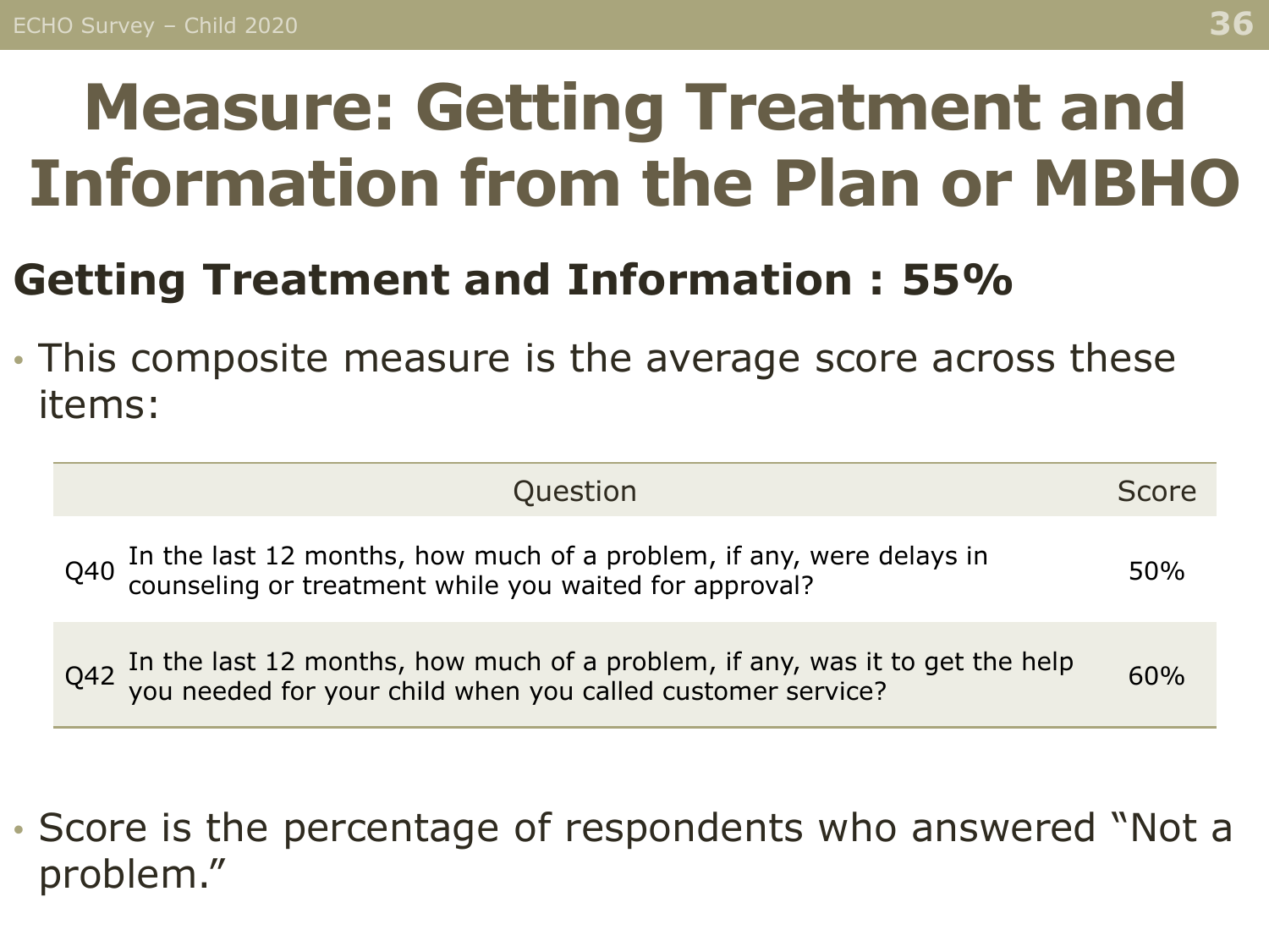# Measure: Getting Treatment and Information from the Plan or MBHO

## Getting Treatment and Information : 55%

- This composite measure is the average score across these items:

| | Question | Score |
|---|---|---|
| Q40 | In the last 12 months, how much of a problem, if any, were delays in counseling or treatment while you waited for approval? | 50% |
| Q42 | In the last 12 months, how much of a problem, if any, was it to get the help you needed for your child when you called customer service? | 60% |

- Score is the percentage of respondents who answered “Not a problem.”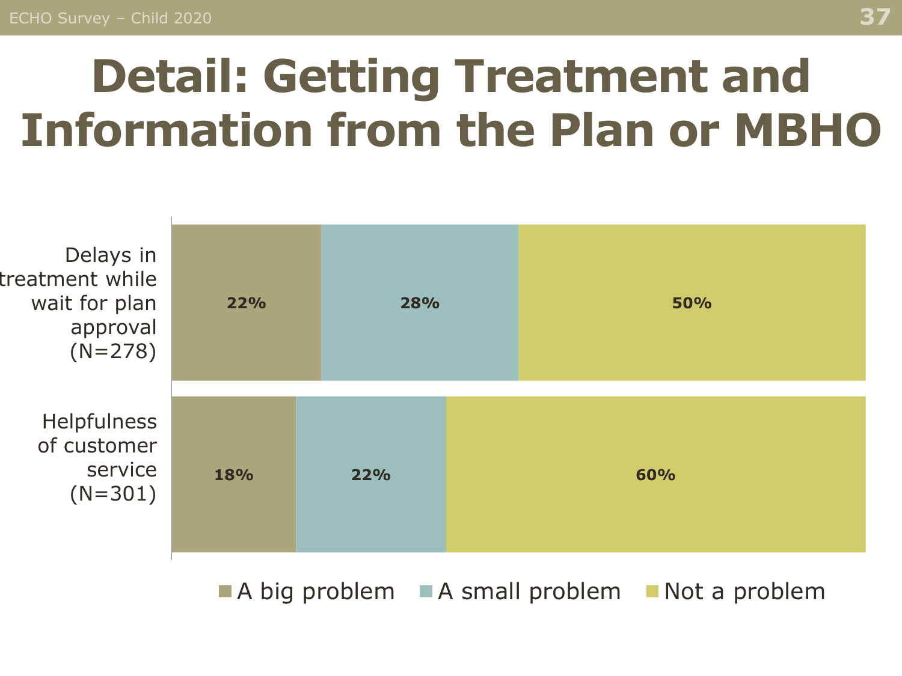# Detail: Getting Treatment and Information from the Plan or MBHO

| | A big problem | A small problem | Not a problem |
|---|---|---|---|
| Delays in treatment while wait for plan approval (N=278) | 22% | 28% | 50% |
| Helpfulness of customer service (N=301) | 18% | 22% | 60% |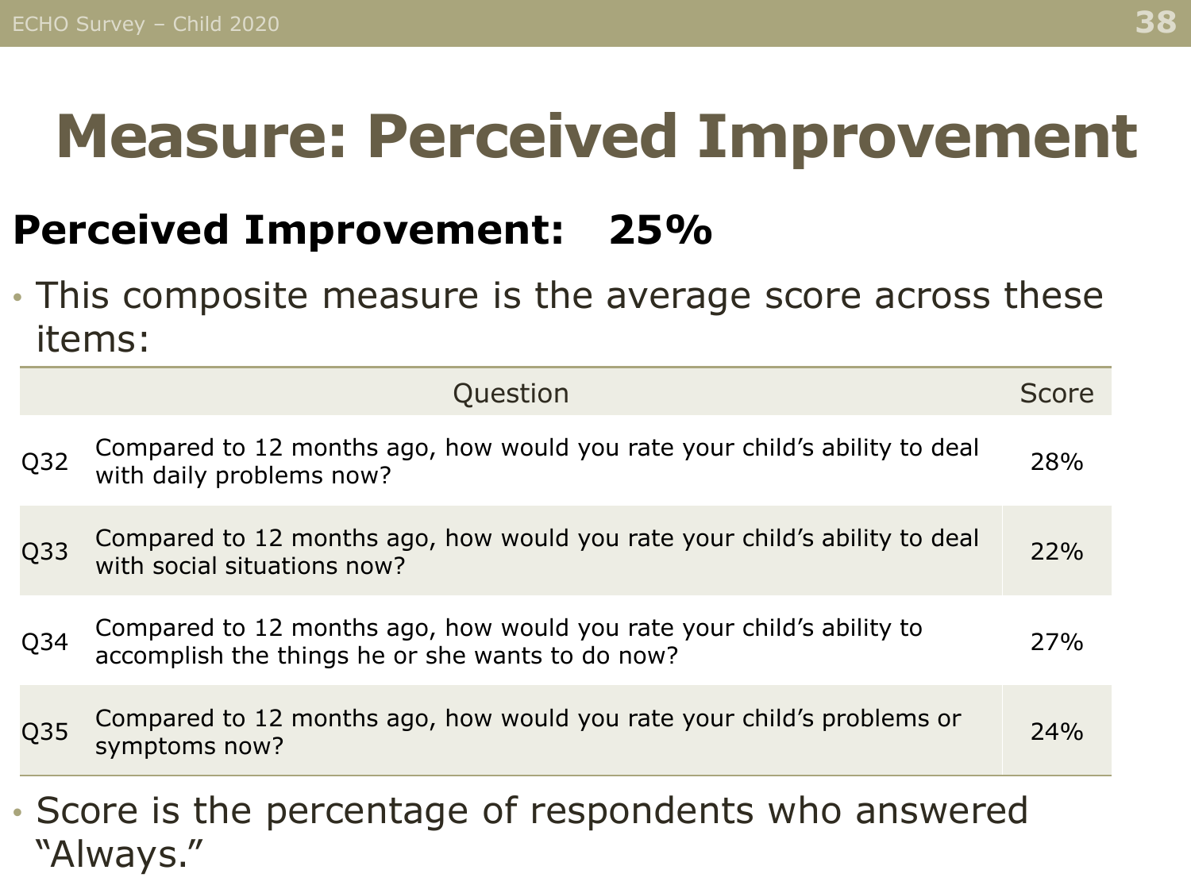# Measure: Perceived Improvement

**Perceived Improvement: 25%**

- This composite measure is the average score across these items:

| | Question | Score |
|---|---|---|
| Q32 | Compared to 12 months ago, how would you rate your child's ability to deal with daily problems now? | 28% |
| Q33 | Compared to 12 months ago, how would you rate your child's ability to deal with social situations now? | 22% |
| Q34 | Compared to 12 months ago, how would you rate your child's ability to accomplish the things he or she wants to do now? | 27% |
| Q35 | Compared to 12 months ago, how would you rate your child's problems or symptoms now? | 24% |

- Score is the percentage of respondents who answered "Always."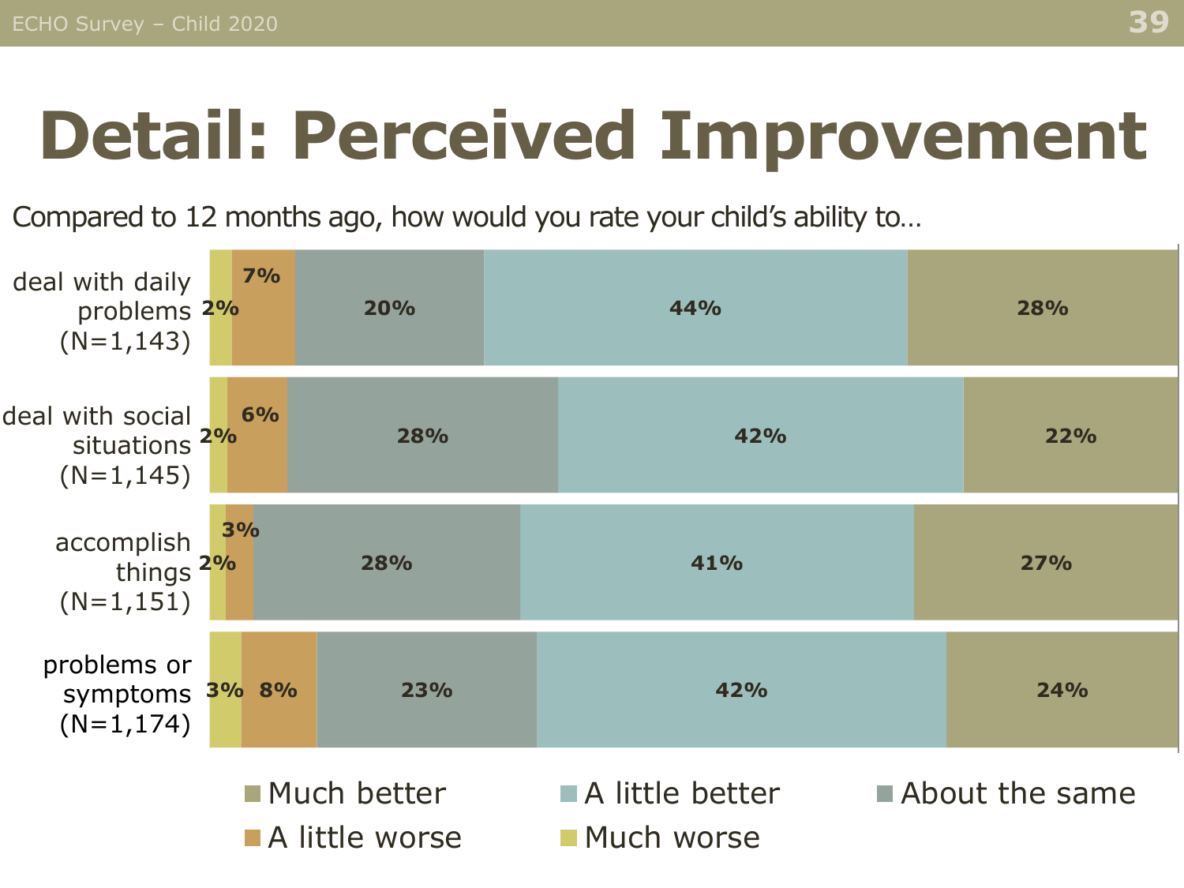# Detail: Perceived Improvement

Compared to 12 months ago, how would you rate your child's ability to…

| | Much worse | A little worse | About the same | A little better | Much better |
|---|---|---|---|---|---|
| deal with daily problems (N=1,143) | 2% | 7% | 20% | 44% | 28% |
| deal with social situations (N=1,145) | 2% | 6% | 28% | 42% | 22% |
| accomplish things (N=1,151) | 2% | 3% | 28% | 41% | 27% |
| problems or symptoms (N=1,174) | 3% | 8% | 23% | 42% | 24% |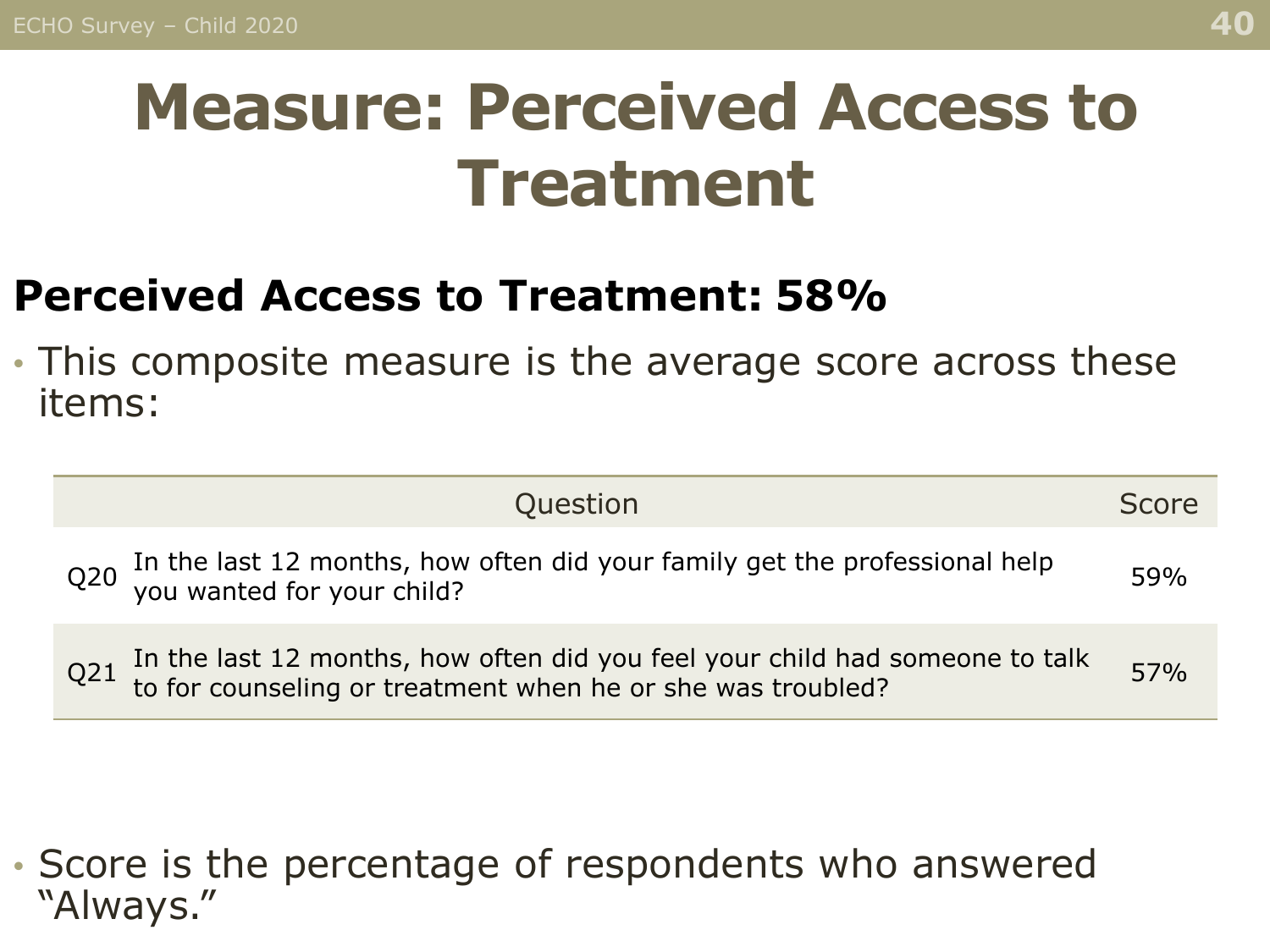# Measure: Perceived Access to Treatment

**Perceived Access to Treatment: 58%**

- This composite measure is the average score across these items:

| | Question | Score |
|---|---|---|
| Q20 | In the last 12 months, how often did your family get the professional help you wanted for your child? | 59% |
| Q21 | In the last 12 months, how often did you feel your child had someone to talk to for counseling or treatment when he or she was troubled? | 57% |

- Score is the percentage of respondents who answered "Always."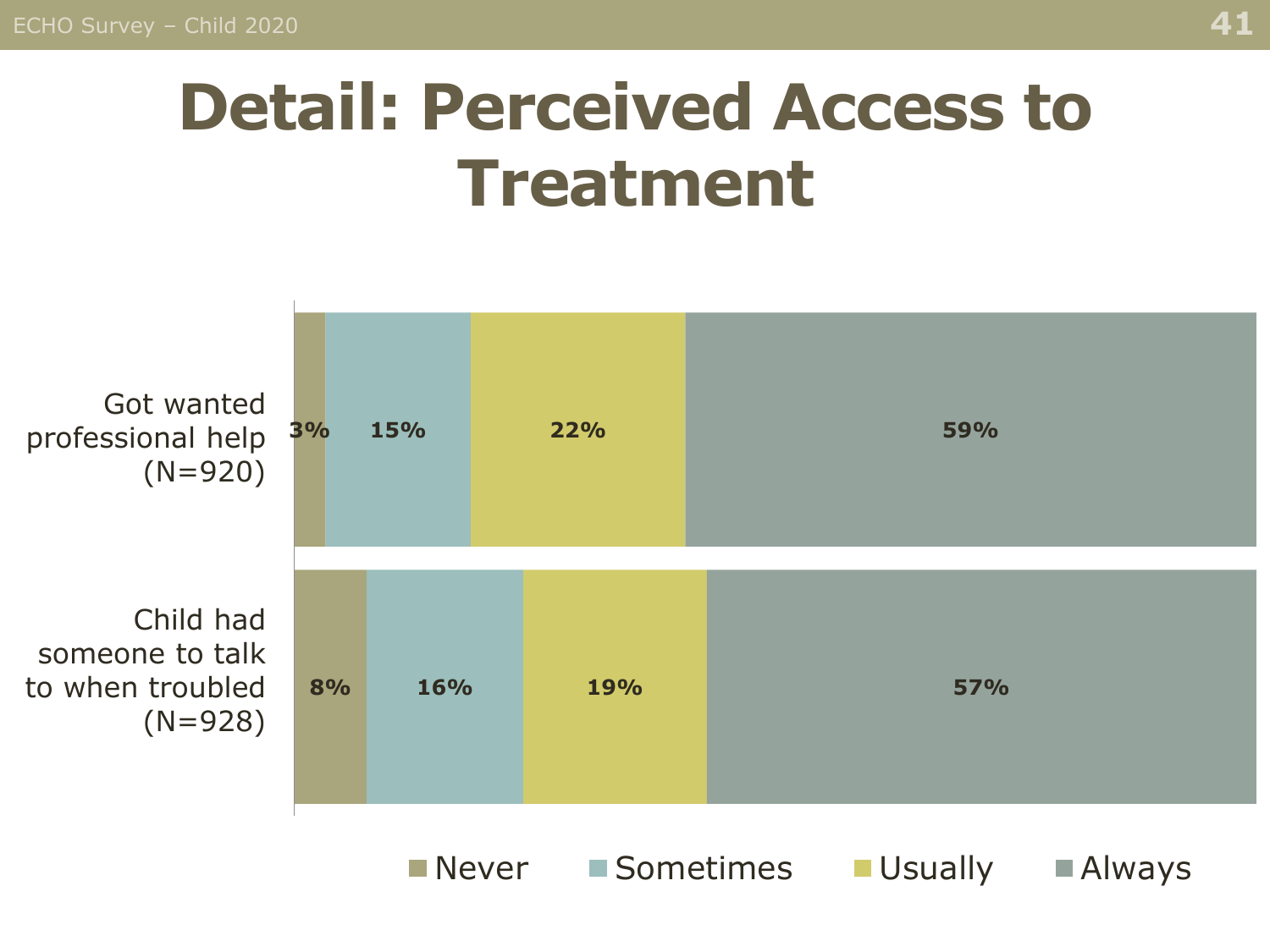# Detail: Perceived Access to Treatment

| | Never | Sometimes | Usually | Always |
|---|---|---|---|---|
| Got wanted professional help (N=920) | 3% | 15% | 22% | 59% |
| Child had someone to talk to when troubled (N=928) | 8% | 16% | 19% | 57% |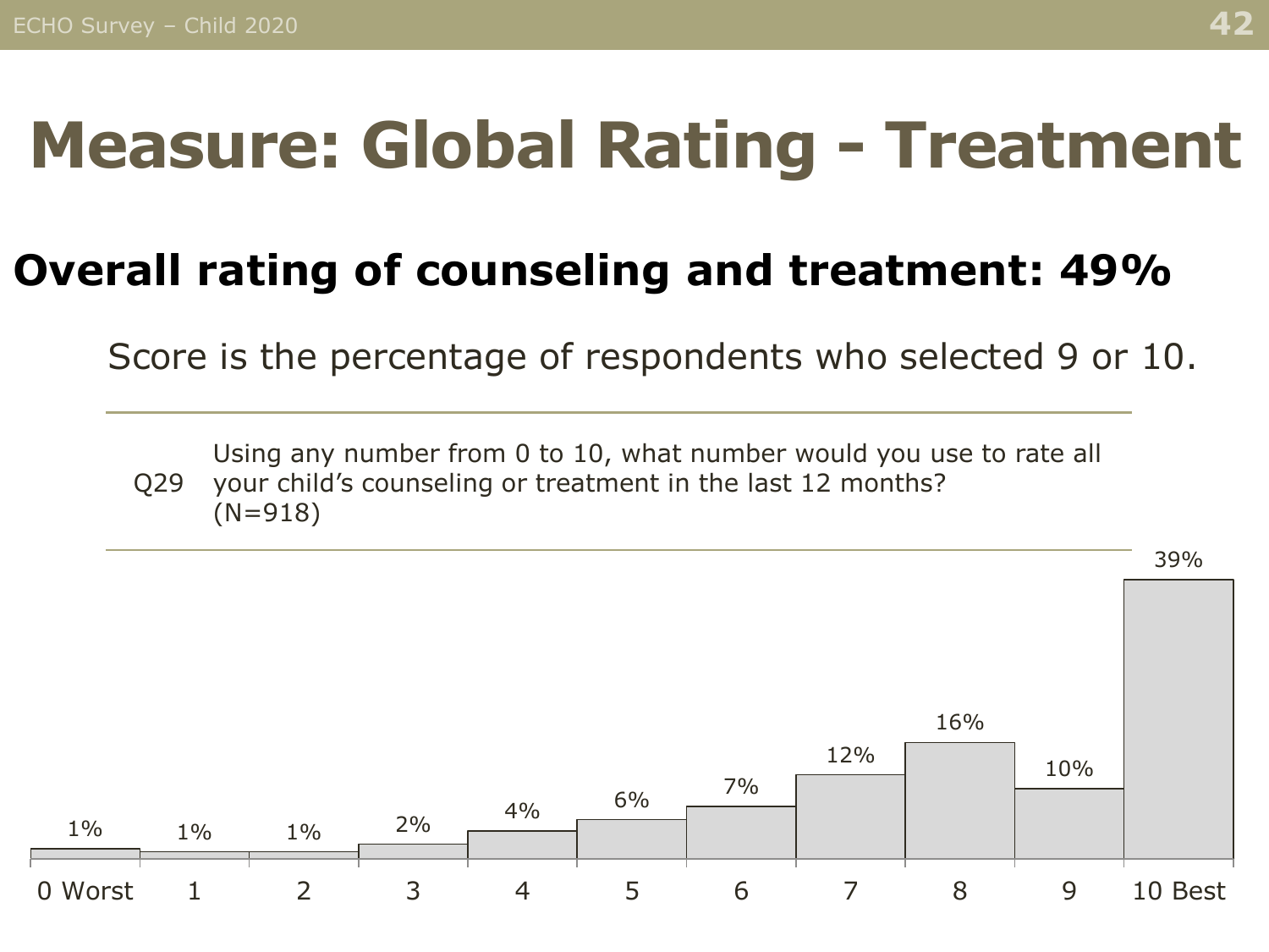# Measure: Global Rating - Treatment

## Overall rating of counseling and treatment: 49%

Score is the percentage of respondents who selected 9 or 10.

Q29 Using any number from 0 to 10, what number would you use to rate all your child's counseling or treatment in the last 12 months? (N=918)

| Rating | Percent |
|---|---|
| 0 Worst | 1% |
| 1 | 1% |
| 2 | 1% |
| 3 | 2% |
| 4 | 4% |
| 5 | 6% |
| 6 | 7% |
| 7 | 12% |
| 8 | 16% |
| 9 | 10% |
| 10 Best | 39% |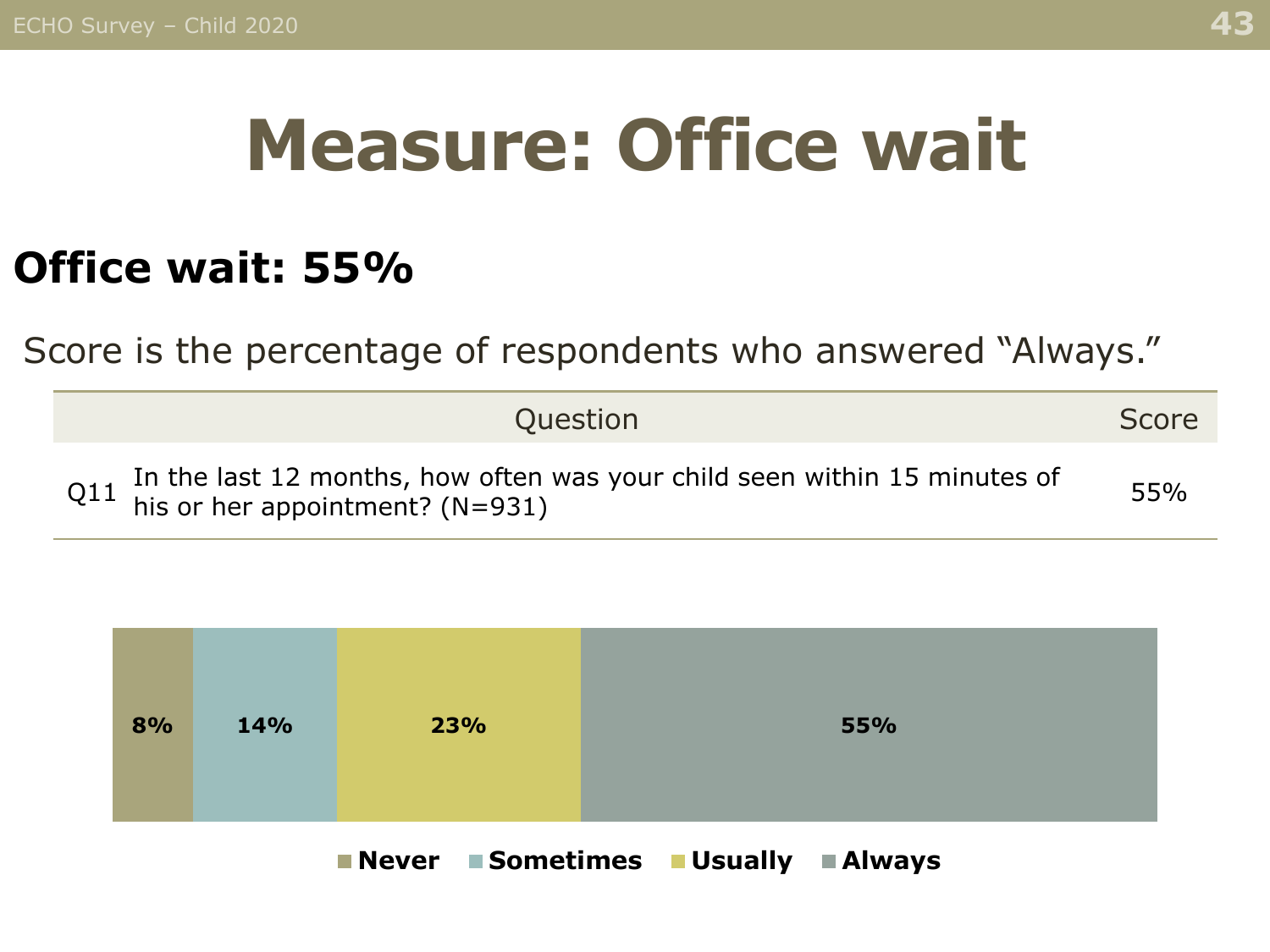# Measure: Office wait

## Office wait: 55%

Score is the percentage of respondents who answered "Always."

| | Question | Score |
|---|---|---|
| Q11 | In the last 12 months, how often was your child seen within 15 minutes of his or her appointment? (N=931) | 55% |

| Never | Sometimes | Usually | Always |
|---|---|---|---|
| 8% | 14% | 23% | 55% |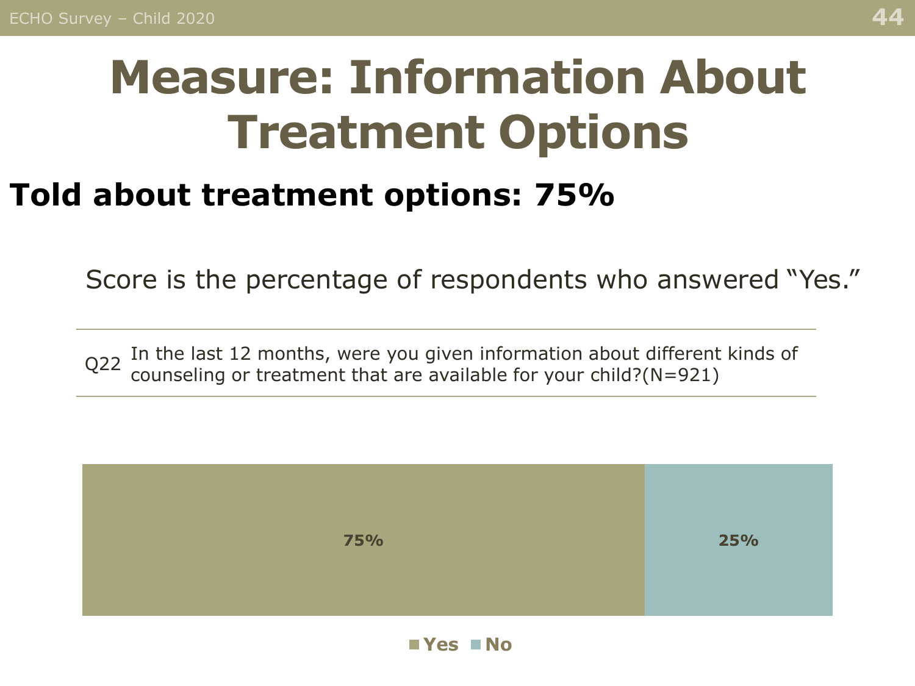# Measure: Information About Treatment Options

## Told about treatment options: 75%

Score is the percentage of respondents who answered “Yes.”

| | |
|---|---|
| Q22 | In the last 12 months, were you given information about different kinds of counseling or treatment that are available for your child?(N=921) |

| Yes | No |
|---|---|
| 75% | 25% |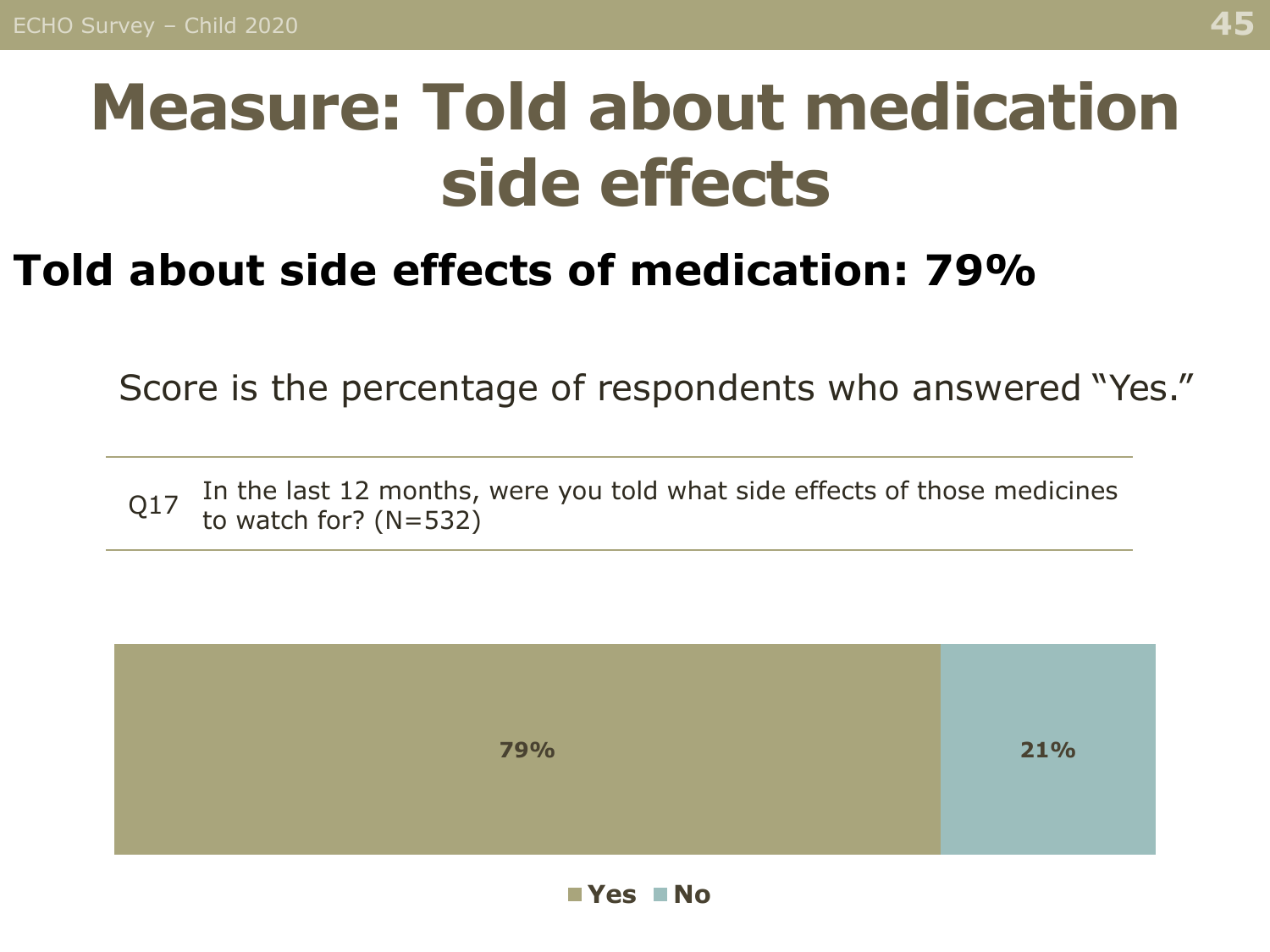# Measure: Told about medication side effects

**Told about side effects of medication: 79%**

Score is the percentage of respondents who answered "Yes."

| | |
|---|---|
| Q17 | In the last 12 months, were you told what side effects of those medicines to watch for? (N=532) |

| Yes | No |
|---|---|
| 79% | 21% |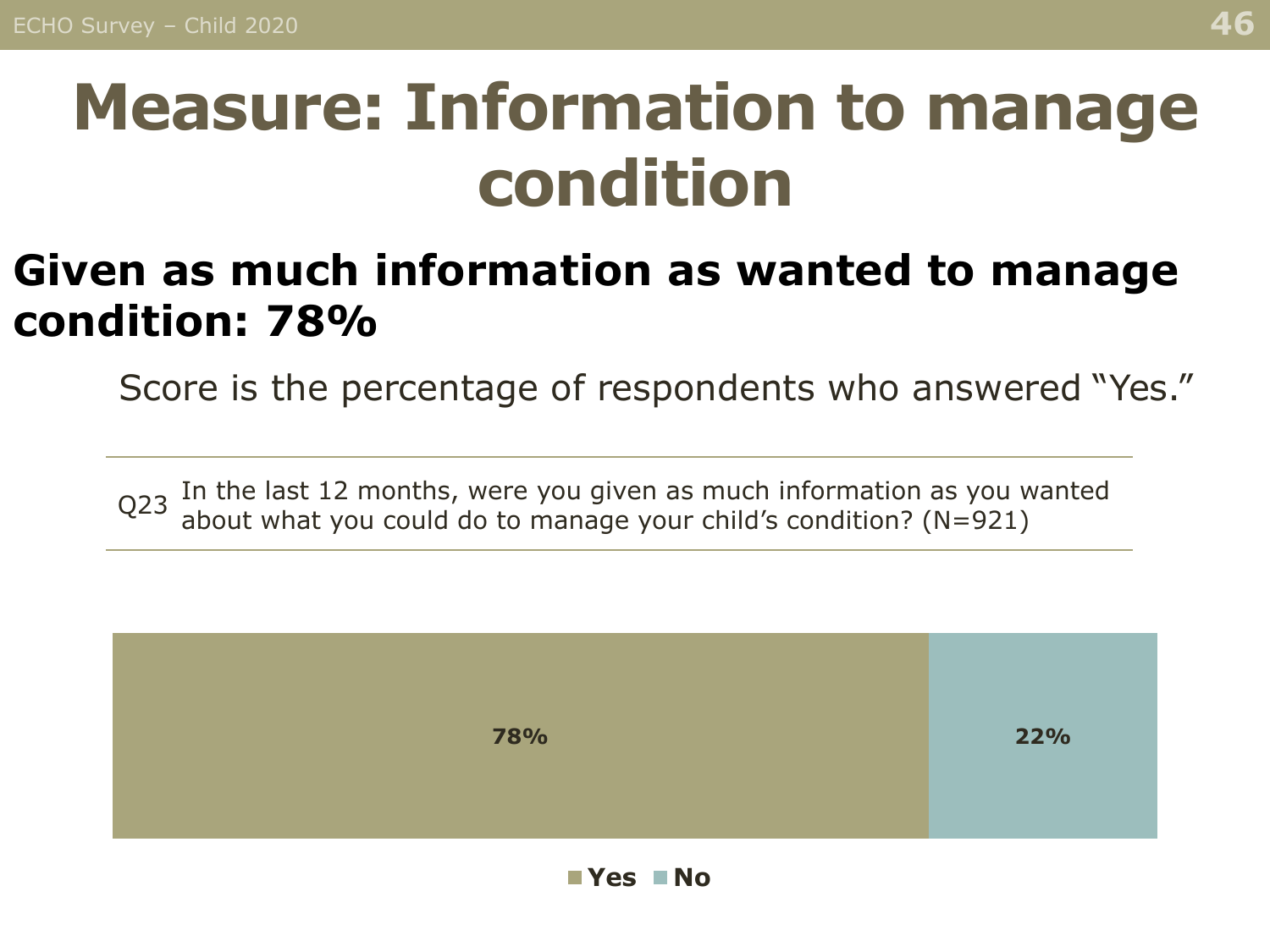# Measure: Information to manage condition

## Given as much information as wanted to manage condition: 78%

Score is the percentage of respondents who answered "Yes."

Q23 In the last 12 months, were you given as much information as you wanted about what you could do to manage your child's condition? (N=921)

| Yes | No |
|---|---|
| 78% | 22% |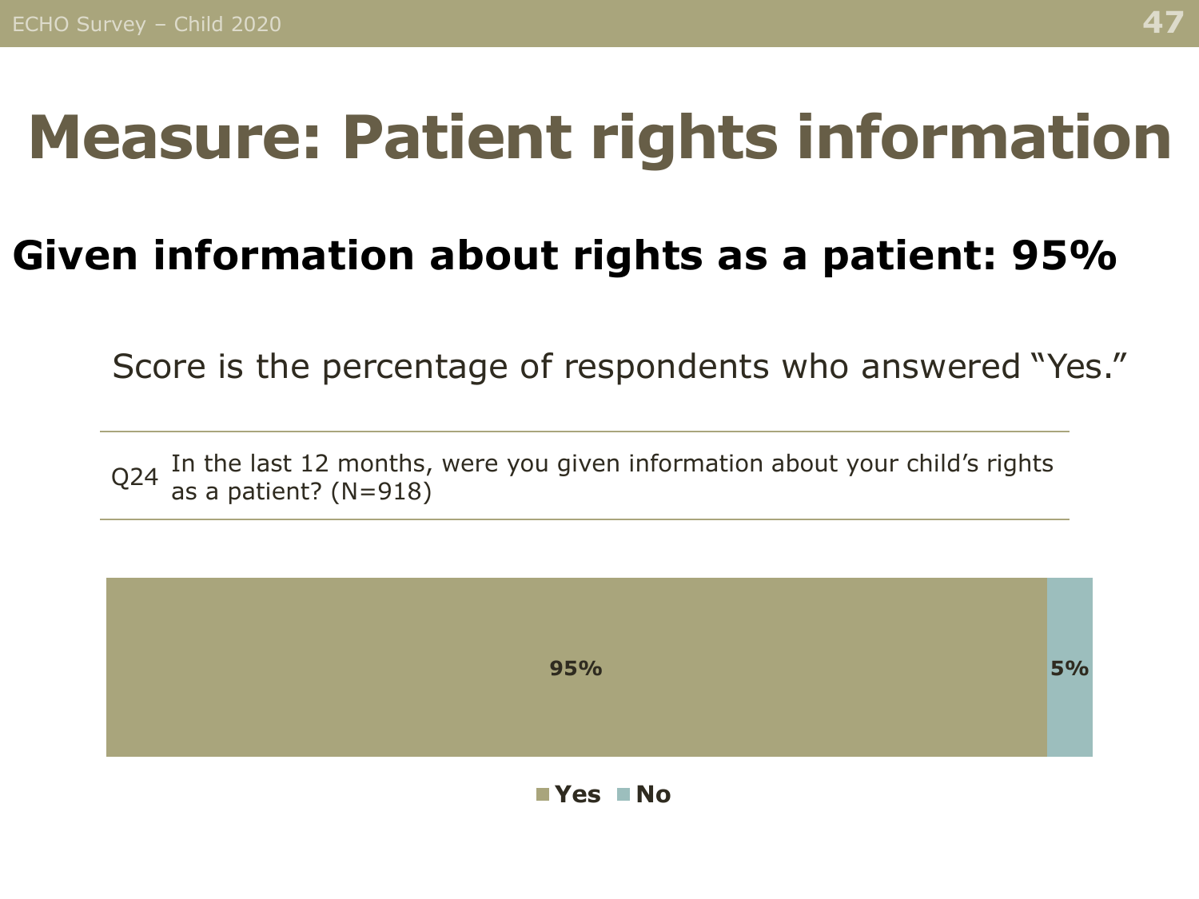# Measure: Patient rights information

## Given information about rights as a patient: 95%

Score is the percentage of respondents who answered "Yes."

| | |
|---|---|
| Q24 | In the last 12 months, were you given information about your child's rights as a patient? (N=918) |

| Yes | No |
|---|---|
| 95% | 5% |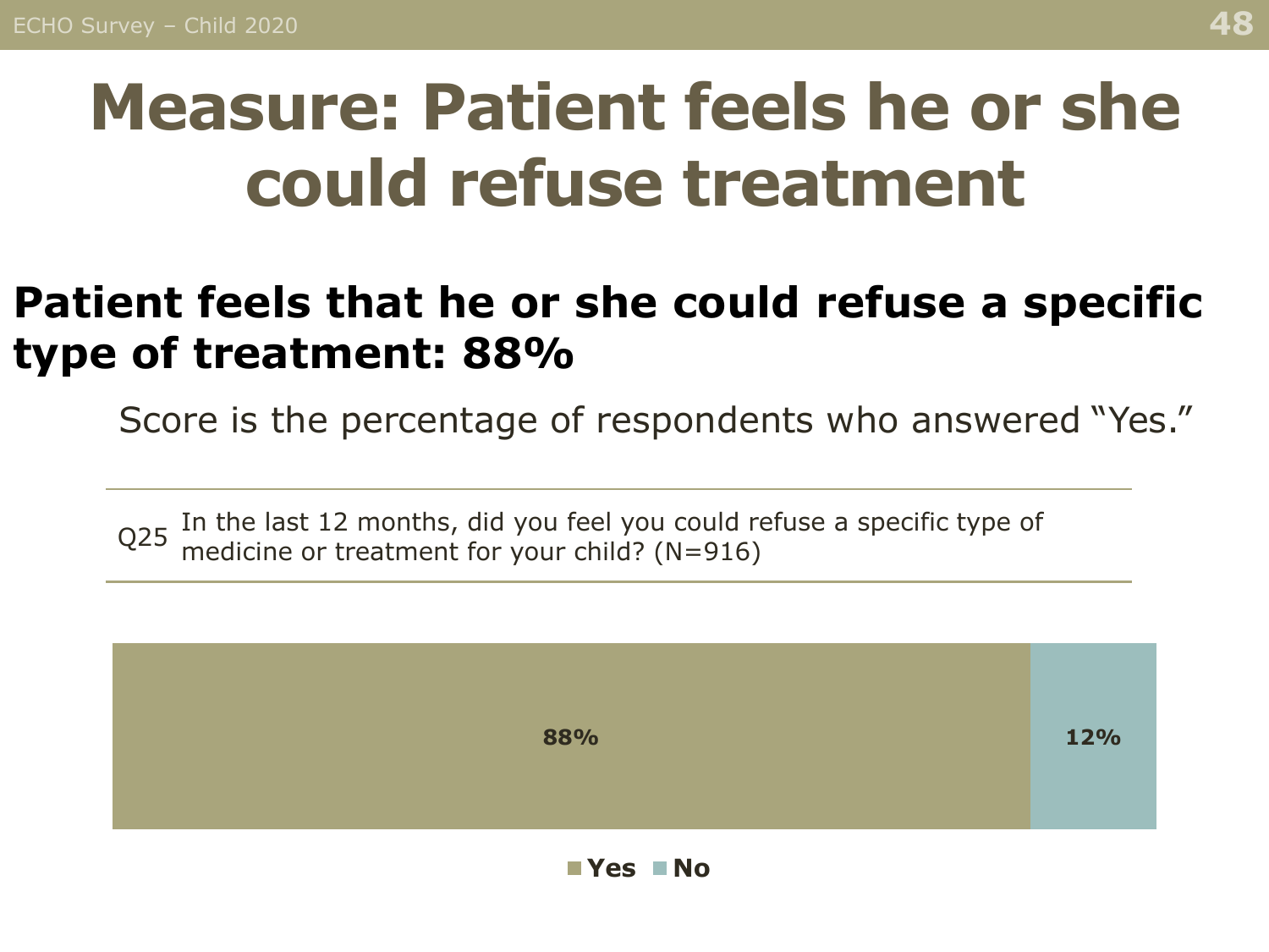# Measure: Patient feels he or she could refuse treatment

## Patient feels that he or she could refuse a specific type of treatment: 88%

Score is the percentage of respondents who answered "Yes."

| | |
|---|---|
| Q25 | In the last 12 months, did you feel you could refuse a specific type of medicine or treatment for your child? (N=916) |

| Yes | No |
|---|---|
| 88% | 12% |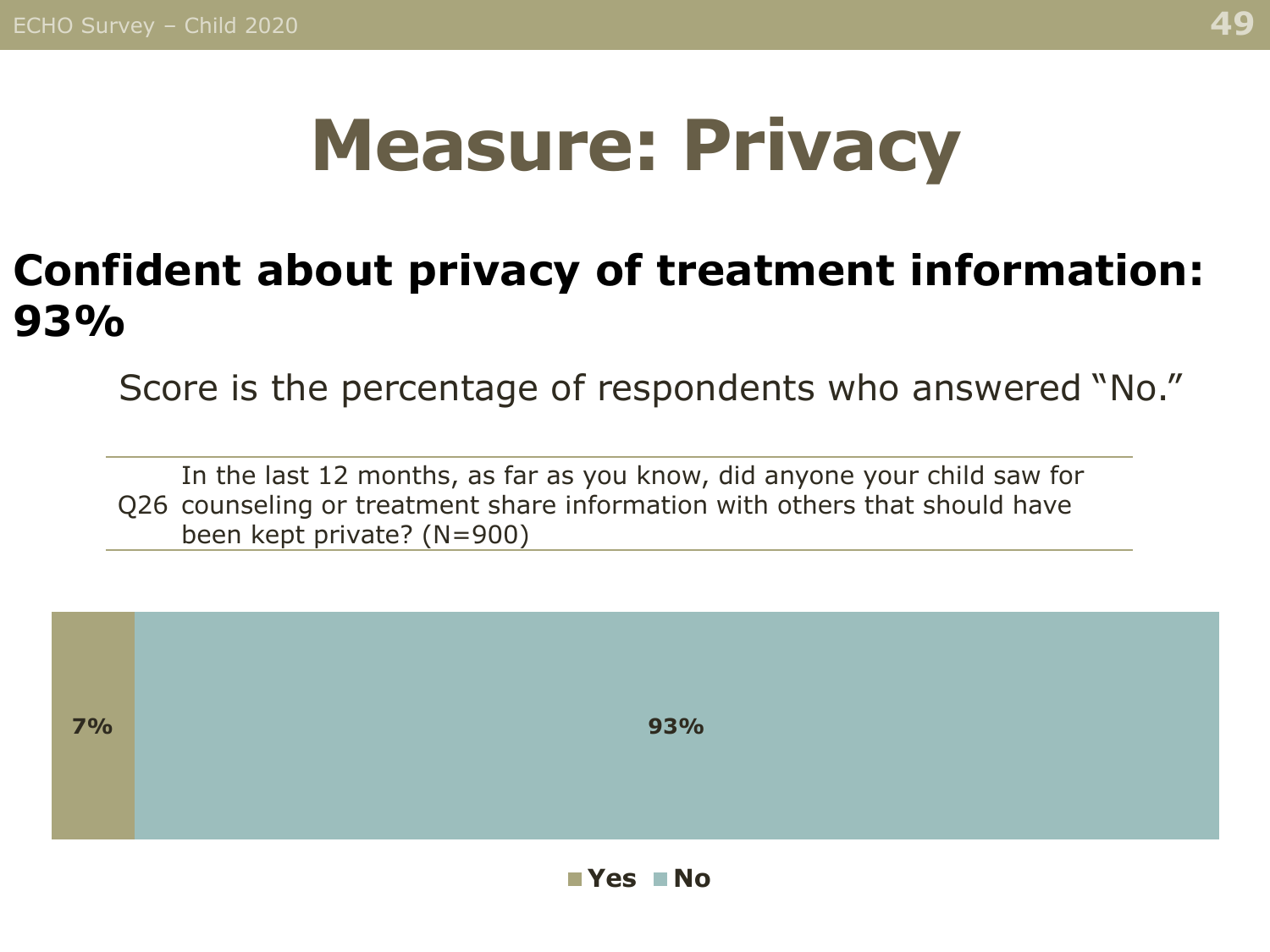# Measure: Privacy

## Confident about privacy of treatment information: 93%

Score is the percentage of respondents who answered "No."

| | |
|---|---|
| Q26 | In the last 12 months, as far as you know, did anyone your child saw for counseling or treatment share information with others that should have been kept private? (N=900) |

| Yes | No |
|---|---|
| 7% | 93% |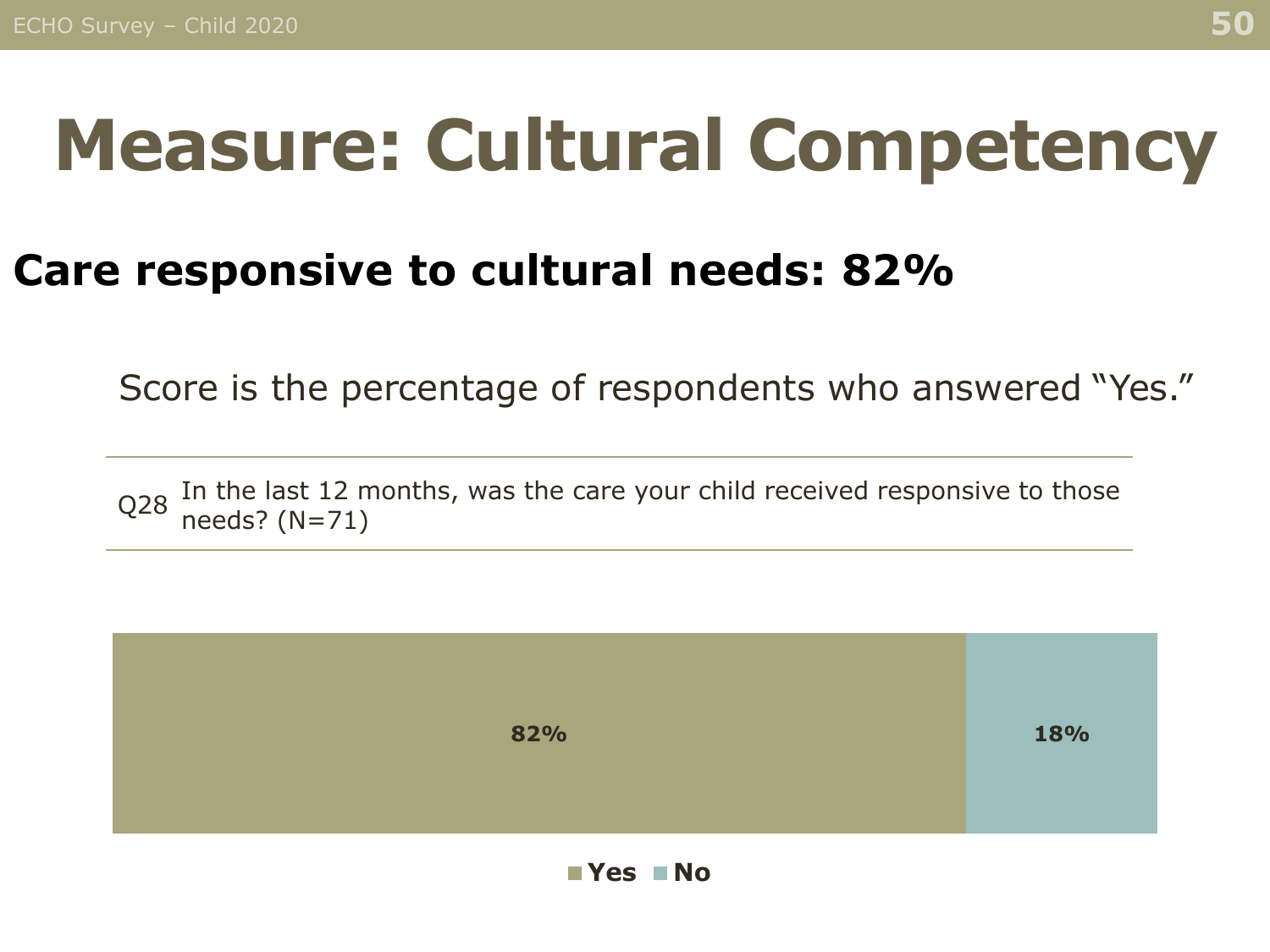# Measure: Cultural Competency

## Care responsive to cultural needs: 82%

Score is the percentage of respondents who answered "Yes."

| | |
|---|---|
| Q28 | In the last 12 months, was the care your child received responsive to those needs? (N=71) |

| Yes | No |
|---|---|
| 82% | 18% |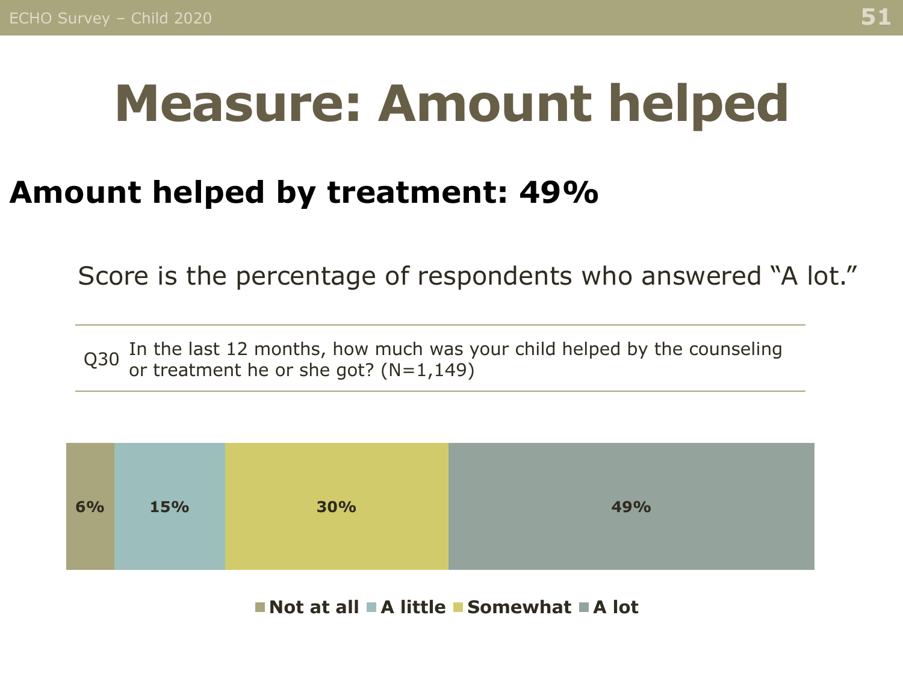# Measure: Amount helped

## Amount helped by treatment: 49%

Score is the percentage of respondents who answered "A lot."

Q30 In the last 12 months, how much was your child helped by the counseling or treatment he or she got? (N=1,149)

| Not at all | A little | Somewhat | A lot |
|---|---|---|---|
| 6% | 15% | 30% | 49% |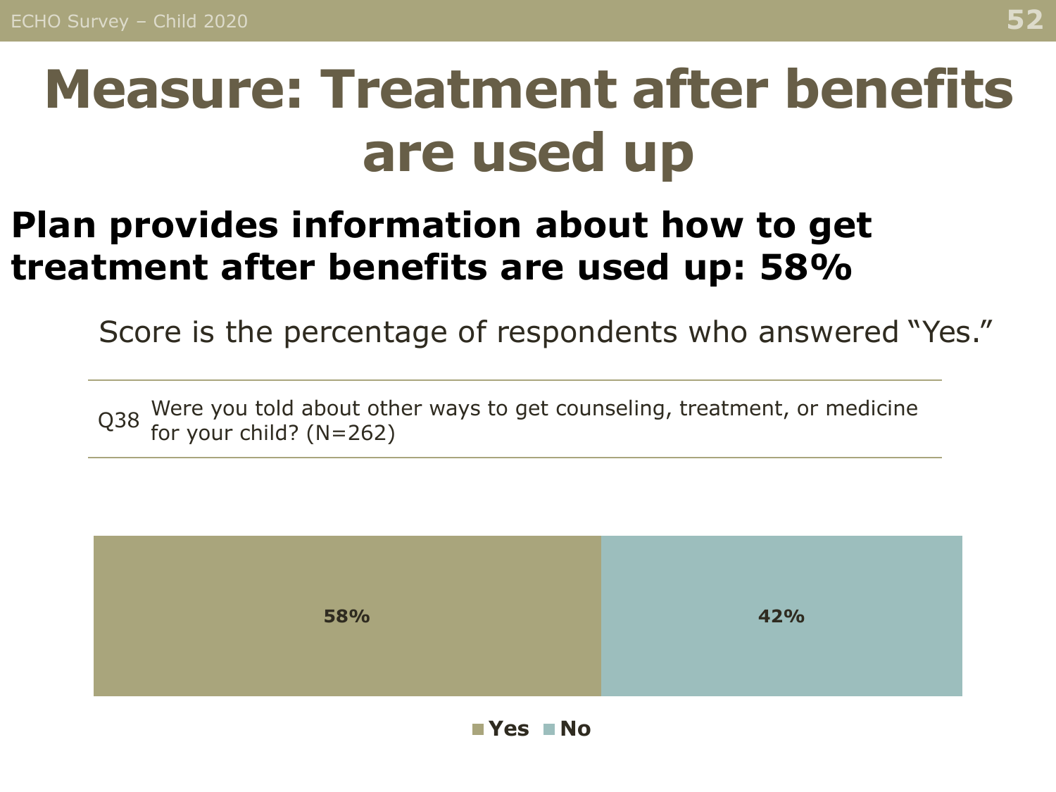# Measure: Treatment after benefits are used up

## Plan provides information about how to get treatment after benefits are used up: 58%

Score is the percentage of respondents who answered "Yes."

| | |
|---|---|
| Q38 | Were you told about other ways to get counseling, treatment, or medicine for your child? (N=262) |

| Yes | No |
|---|---|
| 58% | 42% |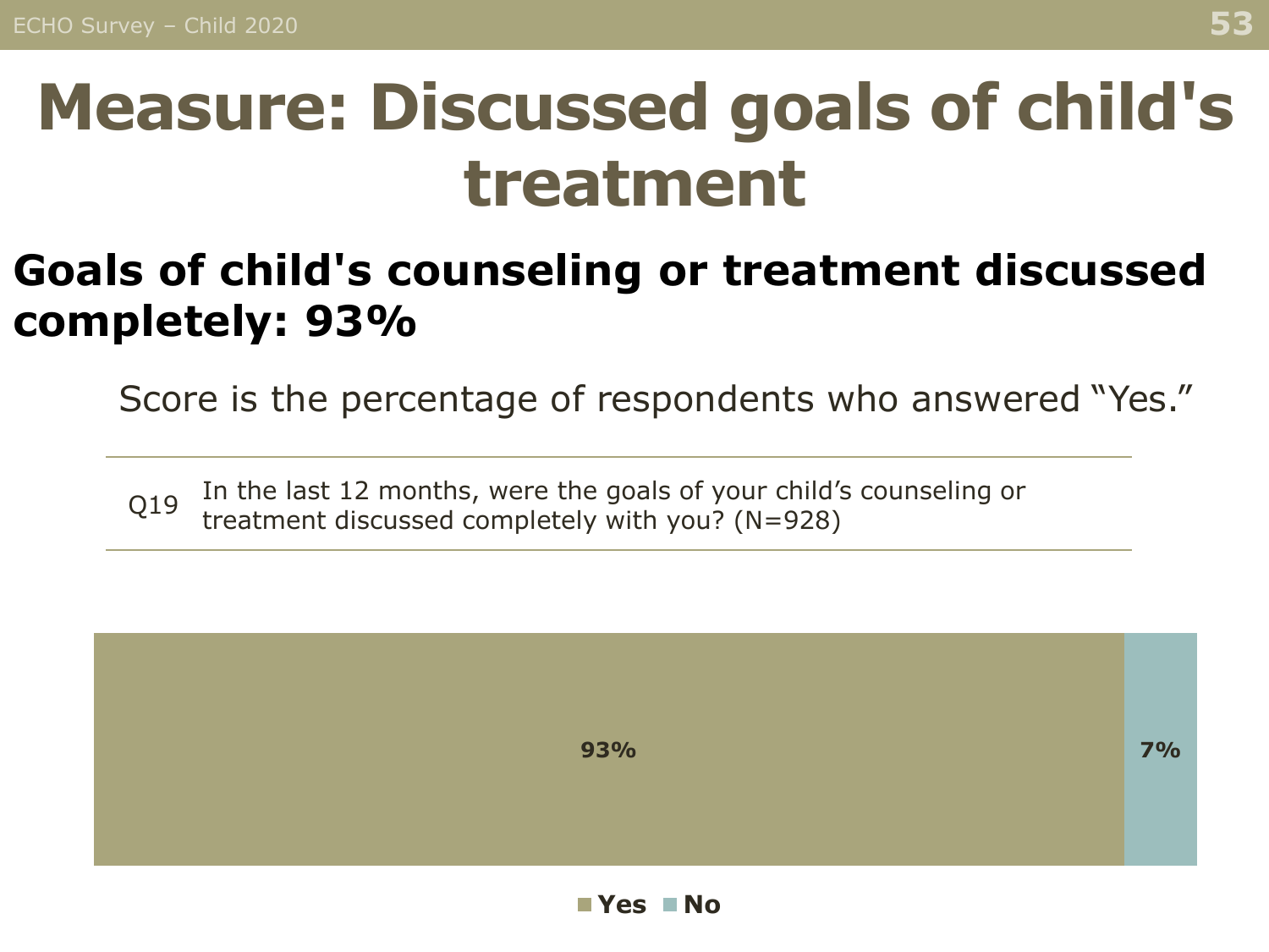# Measure: Discussed goals of child's treatment

## Goals of child's counseling or treatment discussed completely: 93%

Score is the percentage of respondents who answered "Yes."

| | |
|---|---|
| Q19 | In the last 12 months, were the goals of your child's counseling or treatment discussed completely with you? (N=928) |

| Yes | No |
|---|---|
| 93% | 7% |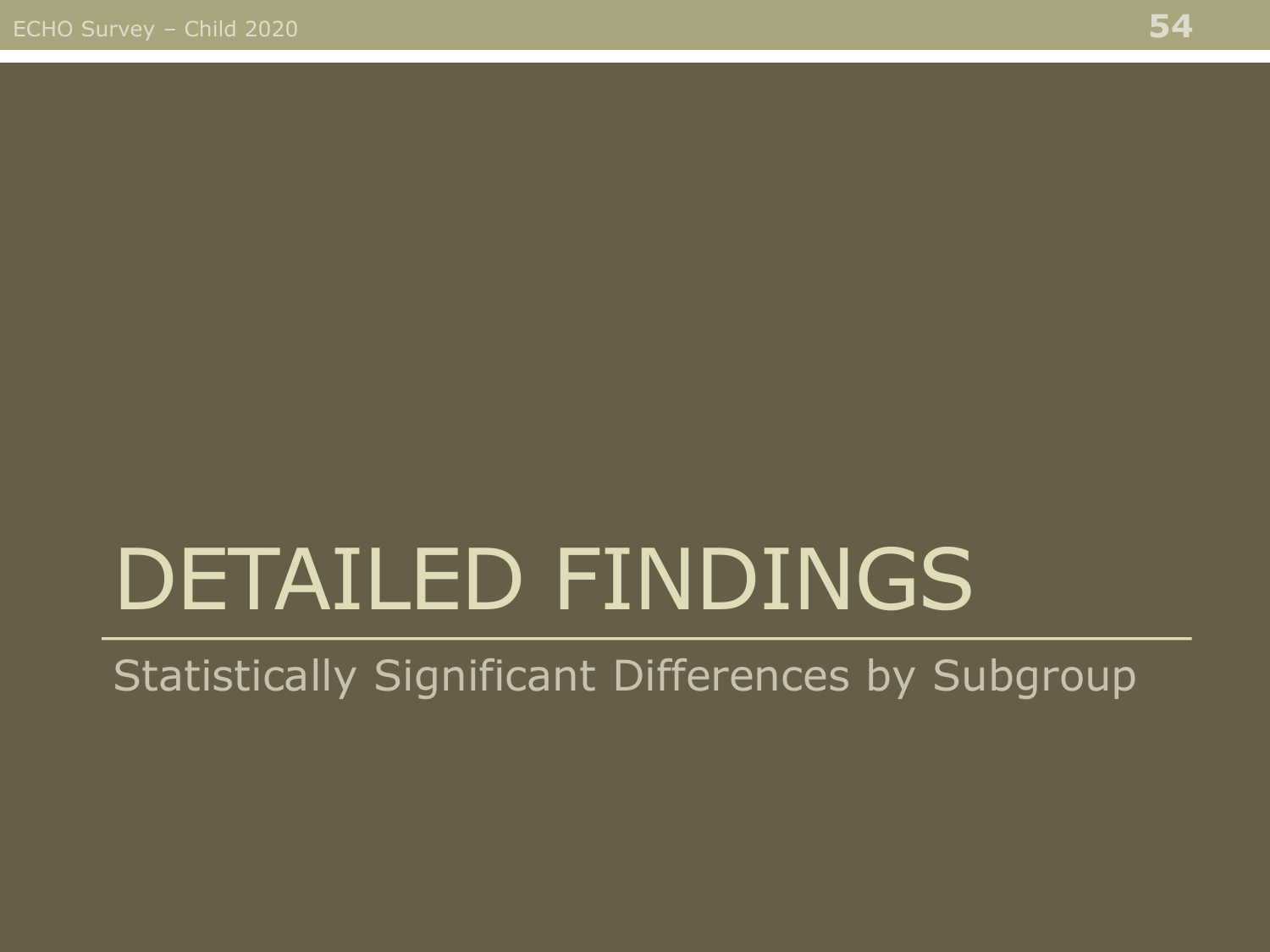# DETAILED FINDINGS

Statistically Significant Differences by Subgroup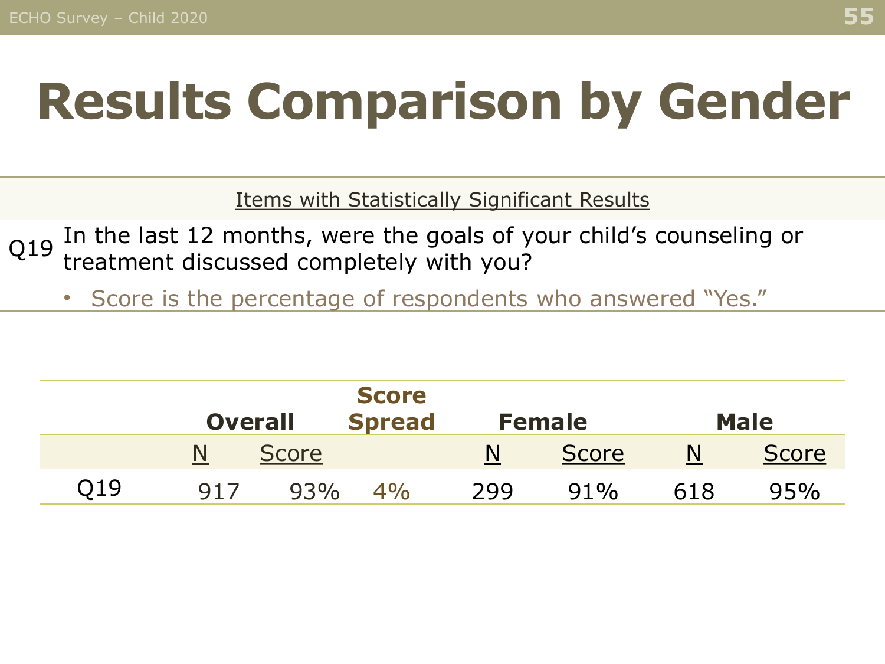# Results Comparison by Gender

Items with Statistically Significant Results

Q19 In the last 12 months, were the goals of your child's counseling or treatment discussed completely with you?

- Score is the percentage of respondents who answered "Yes."

| | Overall | | Score Spread | Female | | Male | |
|---|---|---|---|---|---|---|---|
| | N | Score | | N | Score | N | Score |
| Q19 | 917 | 93% | 4% | 299 | 91% | 618 | 95% |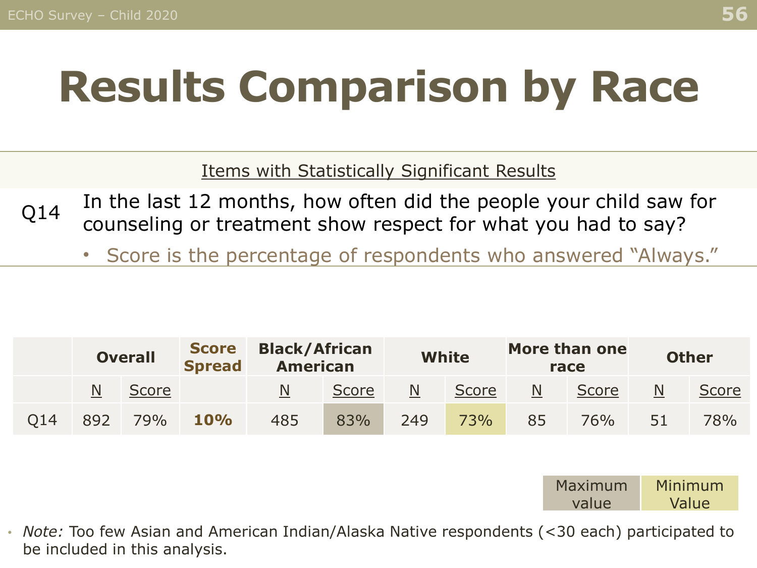# Results Comparison by Race

Items with Statistically Significant Results

Q14 In the last 12 months, how often did the people your child saw for counseling or treatment show respect for what you had to say?

- Score is the percentage of respondents who answered "Always."

| | Overall | | Score Spread | Black/African American | | White | | More than one race | | Other | |
|---|---|---|---|---|---|---|---|---|---|---|---|
| | N | Score | | N | Score | N | Score | N | Score | N | Score |
| Q14 | 892 | 79% | **10%** | 485 | 83% | 249 | 73% | 85 | 76% | 51 | 78% |

| Maximum value | Minimum Value |
|---|---|

- *Note:* Too few Asian and American Indian/Alaska Native respondents (<30 each) participated to be included in this analysis.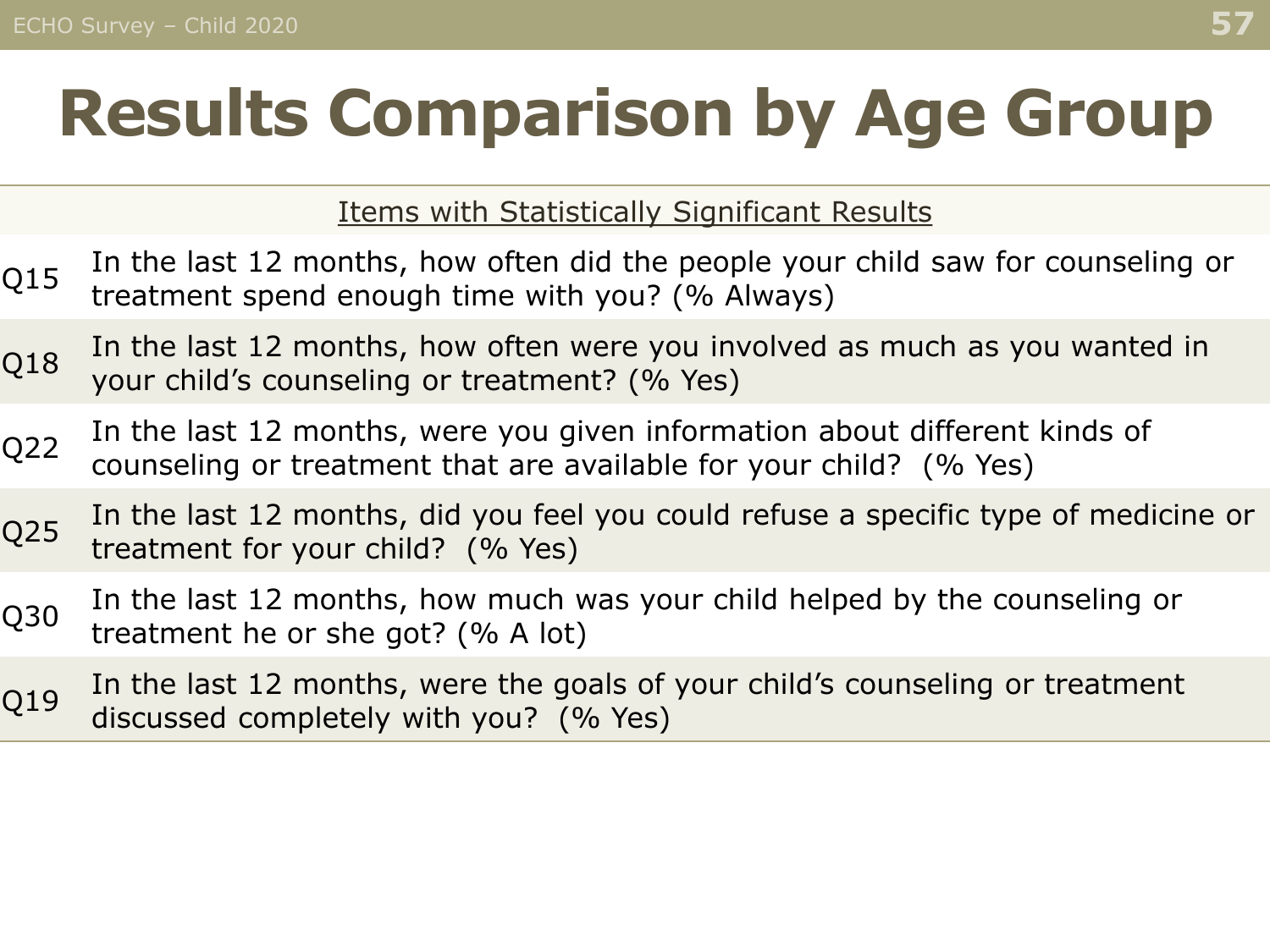# Results Comparison by Age Group

| Items with Statistically Significant Results | |
|---|---|
| Q15 | In the last 12 months, how often did the people your child saw for counseling or treatment spend enough time with you? (% Always) |
| Q18 | In the last 12 months, how often were you involved as much as you wanted in your child's counseling or treatment? (% Yes) |
| Q22 | In the last 12 months, were you given information about different kinds of counseling or treatment that are available for your child? (% Yes) |
| Q25 | In the last 12 months, did you feel you could refuse a specific type of medicine or treatment for your child? (% Yes) |
| Q30 | In the last 12 months, how much was your child helped by the counseling or treatment he or she got? (% A lot) |
| Q19 | In the last 12 months, were the goals of your child's counseling or treatment discussed completely with you? (% Yes) |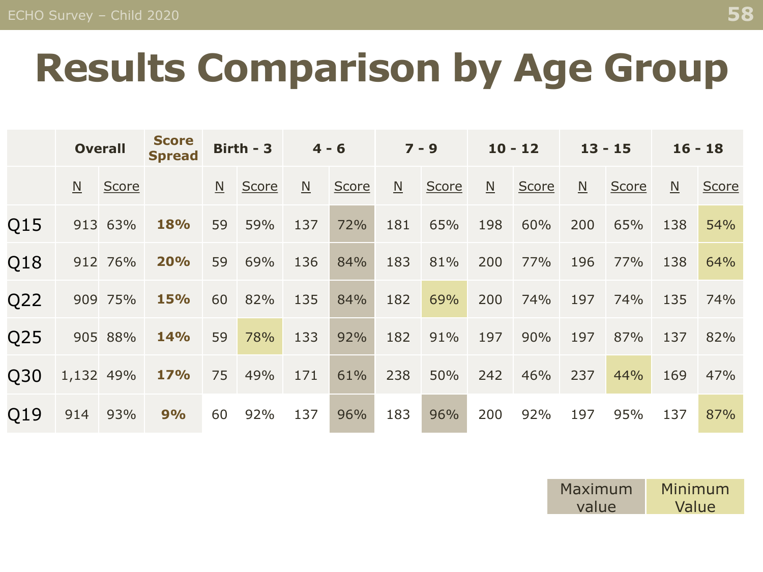# Results Comparison by Age Group

| | Overall | | Score Spread | Birth - 3 | | 4 - 6 | | 7 - 9 | | 10 - 12 | | 13 - 15 | | 16 - 18 | |
|---|---|---|---|---|---|---|---|---|---|---|---|---|---|---|---|
| | N | Score | | N | Score | N | Score | N | Score | N | Score | N | Score | N | Score |
| Q15 | 913 | 63% | **18%** | 59 | 59% | 137 | 72% | 181 | 65% | 198 | 60% | 200 | 65% | 138 | 54% |
| Q18 | 912 | 76% | **20%** | 59 | 69% | 136 | 84% | 183 | 81% | 200 | 77% | 196 | 77% | 138 | 64% |
| Q22 | 909 | 75% | **15%** | 60 | 82% | 135 | 84% | 182 | 69% | 200 | 74% | 197 | 74% | 135 | 74% |
| Q25 | 905 | 88% | **14%** | 59 | 78% | 133 | 92% | 182 | 91% | 197 | 90% | 197 | 87% | 137 | 82% |
| Q30 | 1,132 | 49% | **17%** | 75 | 49% | 171 | 61% | 238 | 50% | 242 | 46% | 237 | 44% | 169 | 47% |
| Q19 | 914 | 93% | **9%** | 60 | 92% | 137 | 96% | 183 | 96% | 200 | 92% | 197 | 95% | 137 | 87% |

Maximum value | Minimum Value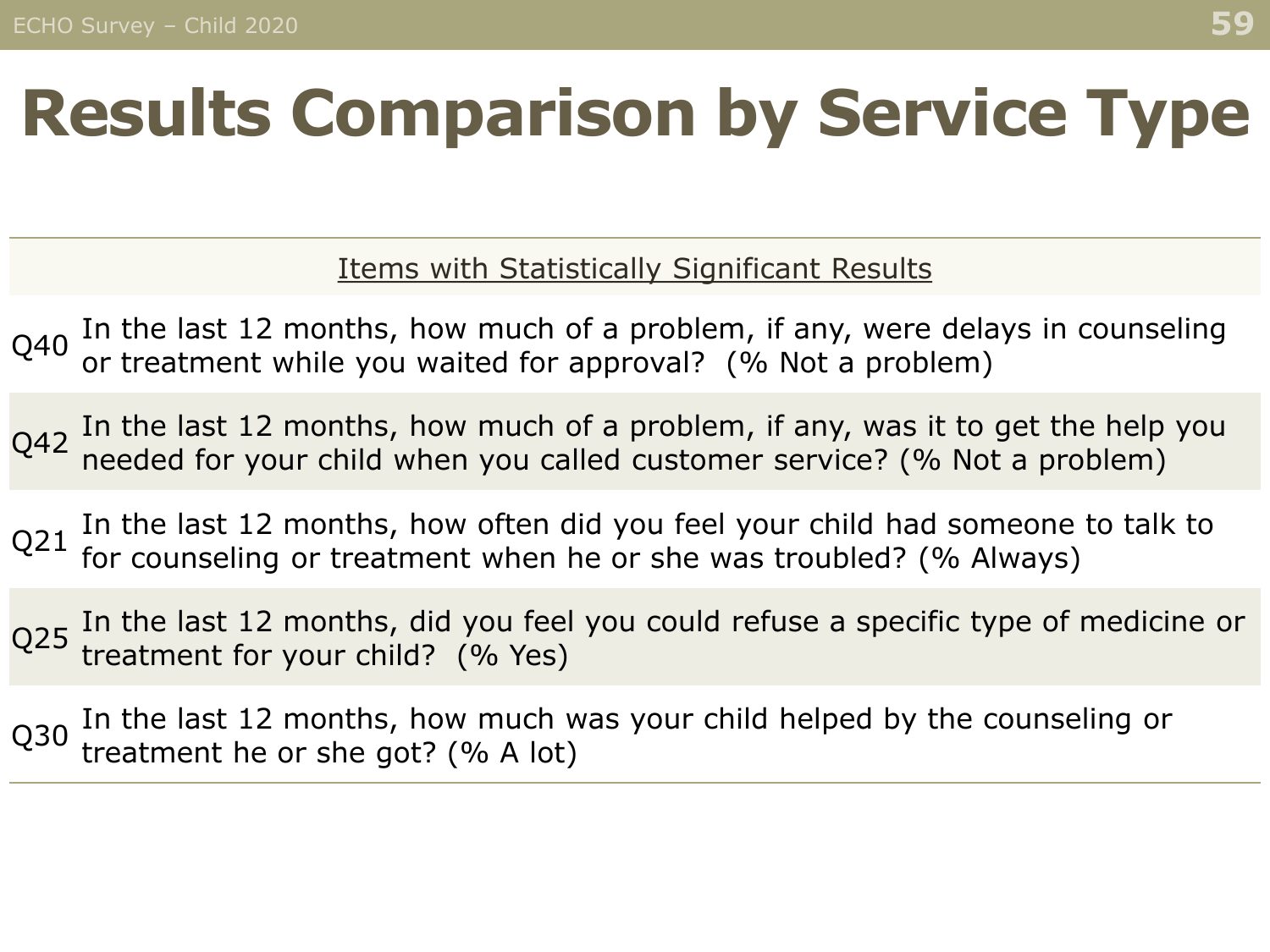# Results Comparison by Service Type

| Items with Statistically Significant Results | |
|---|---|
| Q40 | In the last 12 months, how much of a problem, if any, were delays in counseling or treatment while you waited for approval? (% Not a problem) |
| Q42 | In the last 12 months, how much of a problem, if any, was it to get the help you needed for your child when you called customer service? (% Not a problem) |
| Q21 | In the last 12 months, how often did you feel your child had someone to talk to for counseling or treatment when he or she was troubled? (% Always) |
| Q25 | In the last 12 months, did you feel you could refuse a specific type of medicine or treatment for your child? (% Yes) |
| Q30 | In the last 12 months, how much was your child helped by the counseling or treatment he or she got? (% A lot) |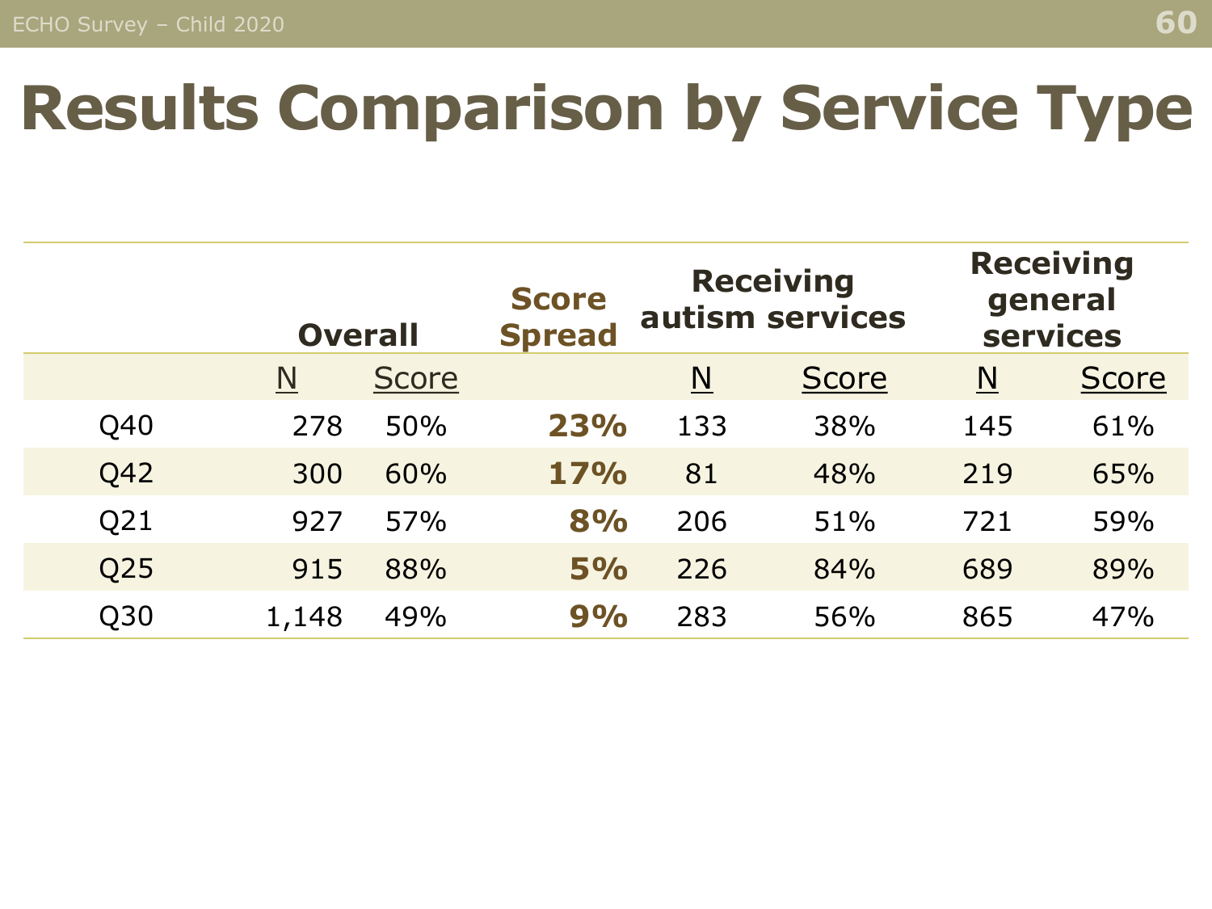# Results Comparison by Service Type

| | Overall | | Score Spread | Receiving autism services | | Receiving general services | |
|---|---|---|---|---|---|---|---|
| | N | Score | | N | Score | N | Score |
| Q40 | 278 | 50% | **23%** | 133 | 38% | 145 | 61% |
| Q42 | 300 | 60% | **17%** | 81 | 48% | 219 | 65% |
| Q21 | 927 | 57% | **8%** | 206 | 51% | 721 | 59% |
| Q25 | 915 | 88% | **5%** | 226 | 84% | 689 | 89% |
| Q30 | 1,148 | 49% | **9%** | 283 | 56% | 865 | 47% |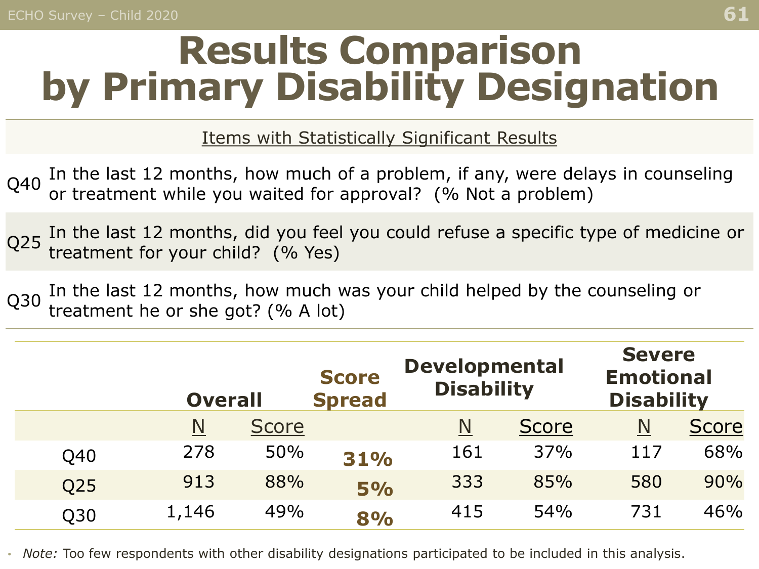# Results Comparison by Primary Disability Designation

Items with Statistically Significant Results

Q40 In the last 12 months, how much of a problem, if any, were delays in counseling or treatment while you waited for approval? (% Not a problem)

Q25 In the last 12 months, did you feel you could refuse a specific type of medicine or treatment for your child? (% Yes)

Q30 In the last 12 months, how much was your child helped by the counseling or treatment he or she got? (% A lot)

| | Overall | | Score Spread | Developmental Disability | | Severe Emotional Disability | |
|---|---|---|---|---|---|---|---|
| | N | Score | | N | Score | N | Score |
| Q40 | 278 | 50% | **31%** | 161 | 37% | 117 | 68% |
| Q25 | 913 | 88% | **5%** | 333 | 85% | 580 | 90% |
| Q30 | 1,146 | 49% | **8%** | 415 | 54% | 731 | 46% |

- *Note:* Too few respondents with other disability designations participated to be included in this analysis.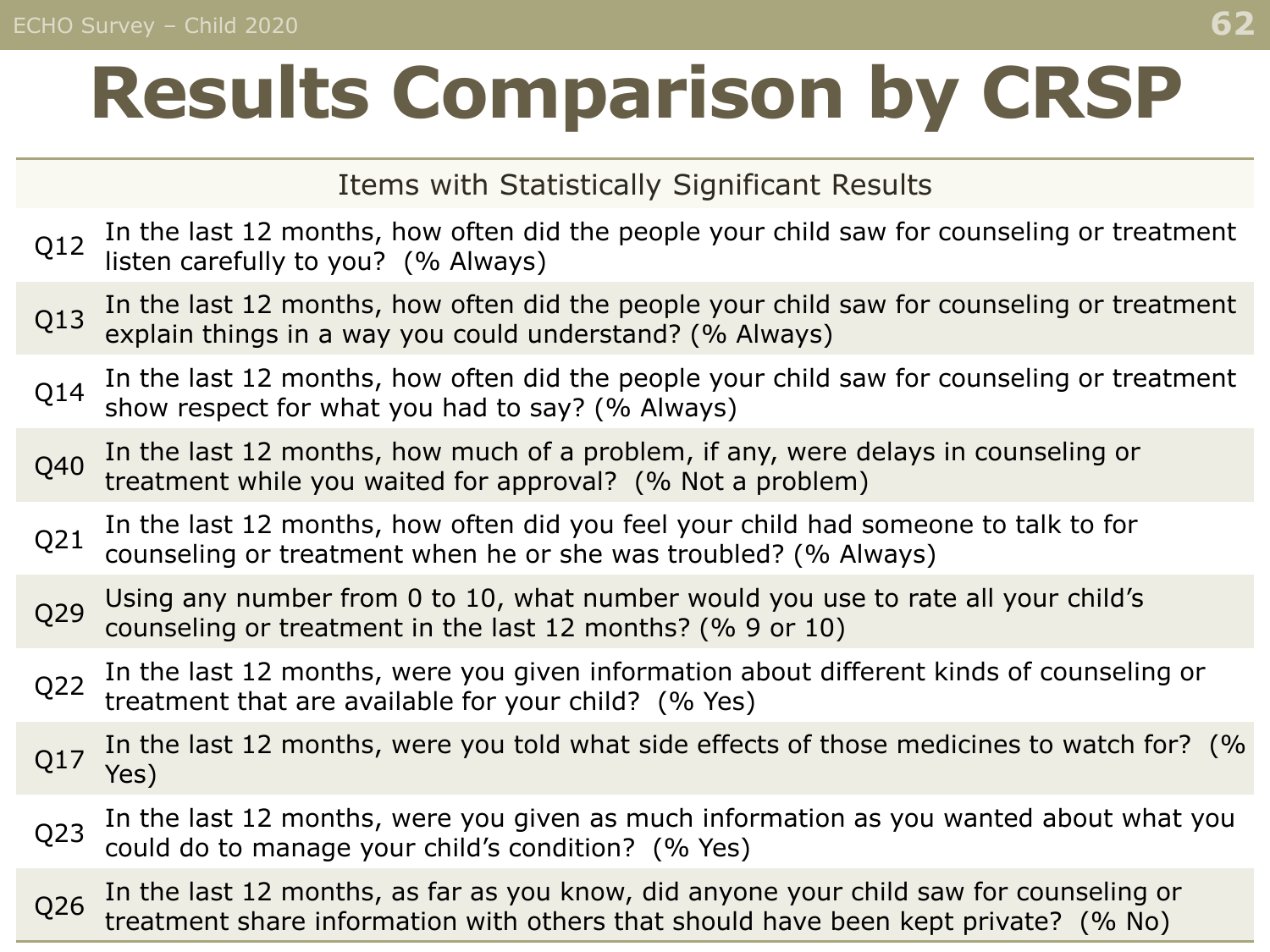# Results Comparison by CRSP

| Items with Statistically Significant Results | |
|---|---|
| Q12 | In the last 12 months, how often did the people your child saw for counseling or treatment listen carefully to you? (% Always) |
| Q13 | In the last 12 months, how often did the people your child saw for counseling or treatment explain things in a way you could understand? (% Always) |
| Q14 | In the last 12 months, how often did the people your child saw for counseling or treatment show respect for what you had to say? (% Always) |
| Q40 | In the last 12 months, how much of a problem, if any, were delays in counseling or treatment while you waited for approval? (% Not a problem) |
| Q21 | In the last 12 months, how often did you feel your child had someone to talk to for counseling or treatment when he or she was troubled? (% Always) |
| Q29 | Using any number from 0 to 10, what number would you use to rate all your child's counseling or treatment in the last 12 months? (% 9 or 10) |
| Q22 | In the last 12 months, were you given information about different kinds of counseling or treatment that are available for your child? (% Yes) |
| Q17 | In the last 12 months, were you told what side effects of those medicines to watch for? (% Yes) |
| Q23 | In the last 12 months, were you given as much information as you wanted about what you could do to manage your child's condition? (% Yes) |
| Q26 | In the last 12 months, as far as you know, did anyone your child saw for counseling or treatment share information with others that should have been kept private? (% No) |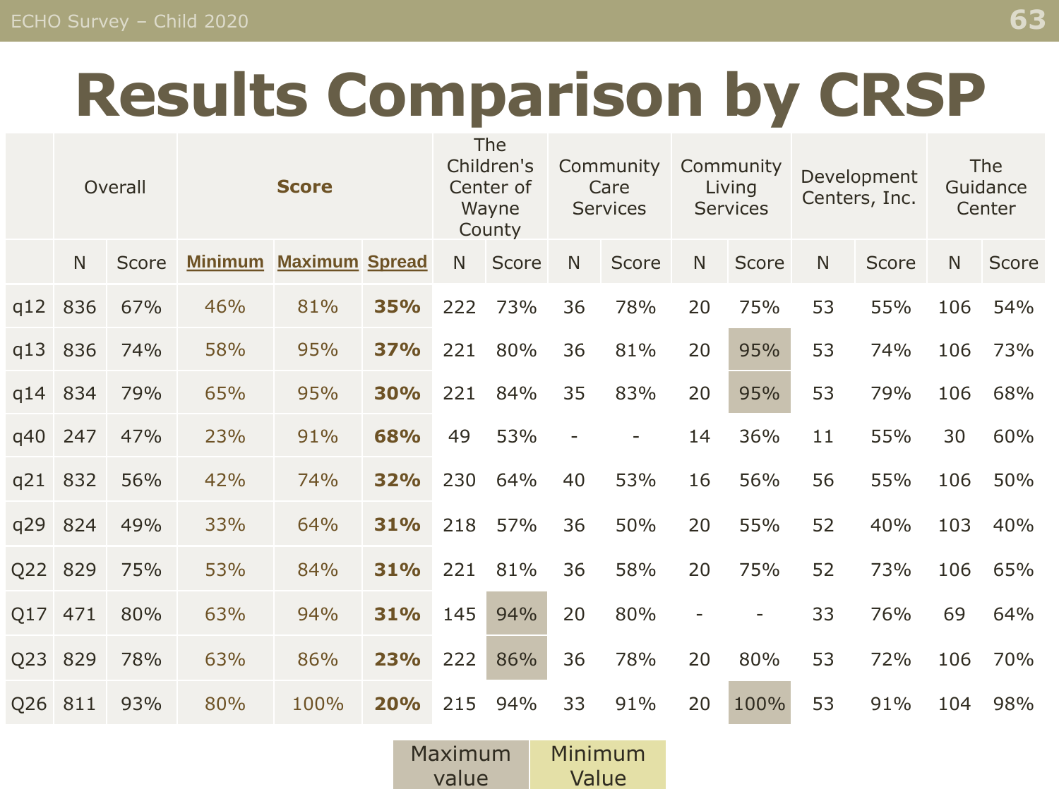# Results Comparison by CRSP

| | Overall | | Score | | | The Children's Center of Wayne County | | Community Care Services | | Community Living Services | | Development Centers, Inc. | | The Guidance Center | |
|---|---|---|---|---|---|---|---|---|---|---|---|---|---|---|---|
| | N | Score | Minimum | Maximum | Spread | N | Score | N | Score | N | Score | N | Score | N | Score |
| q12 | 836 | 67% | 46% | 81% | **35%** | 222 | 73% | 36 | 78% | 20 | 75% | 53 | 55% | 106 | 54% |
| q13 | 836 | 74% | 58% | 95% | **37%** | 221 | 80% | 36 | 81% | 20 | 95% | 53 | 74% | 106 | 73% |
| q14 | 834 | 79% | 65% | 95% | **30%** | 221 | 84% | 35 | 83% | 20 | 95% | 53 | 79% | 106 | 68% |
| q40 | 247 | 47% | 23% | 91% | **68%** | 49 | 53% | - | - | 14 | 36% | 11 | 55% | 30 | 60% |
| q21 | 832 | 56% | 42% | 74% | **32%** | 230 | 64% | 40 | 53% | 16 | 56% | 56 | 55% | 106 | 50% |
| q29 | 824 | 49% | 33% | 64% | **31%** | 218 | 57% | 36 | 50% | 20 | 55% | 52 | 40% | 103 | 40% |
| Q22 | 829 | 75% | 53% | 84% | **31%** | 221 | 81% | 36 | 58% | 20 | 75% | 52 | 73% | 106 | 65% |
| Q17 | 471 | 80% | 63% | 94% | **31%** | 145 | 94% | 20 | 80% | - | - | 33 | 76% | 69 | 64% |
| Q23 | 829 | 78% | 63% | 86% | **23%** | 222 | 86% | 36 | 78% | 20 | 80% | 53 | 72% | 106 | 70% |
| Q26 | 811 | 93% | 80% | 100% | **20%** | 215 | 94% | 33 | 91% | 20 | 100% | 53 | 91% | 104 | 98% |

| Maximum value | Minimum Value |
|---|---|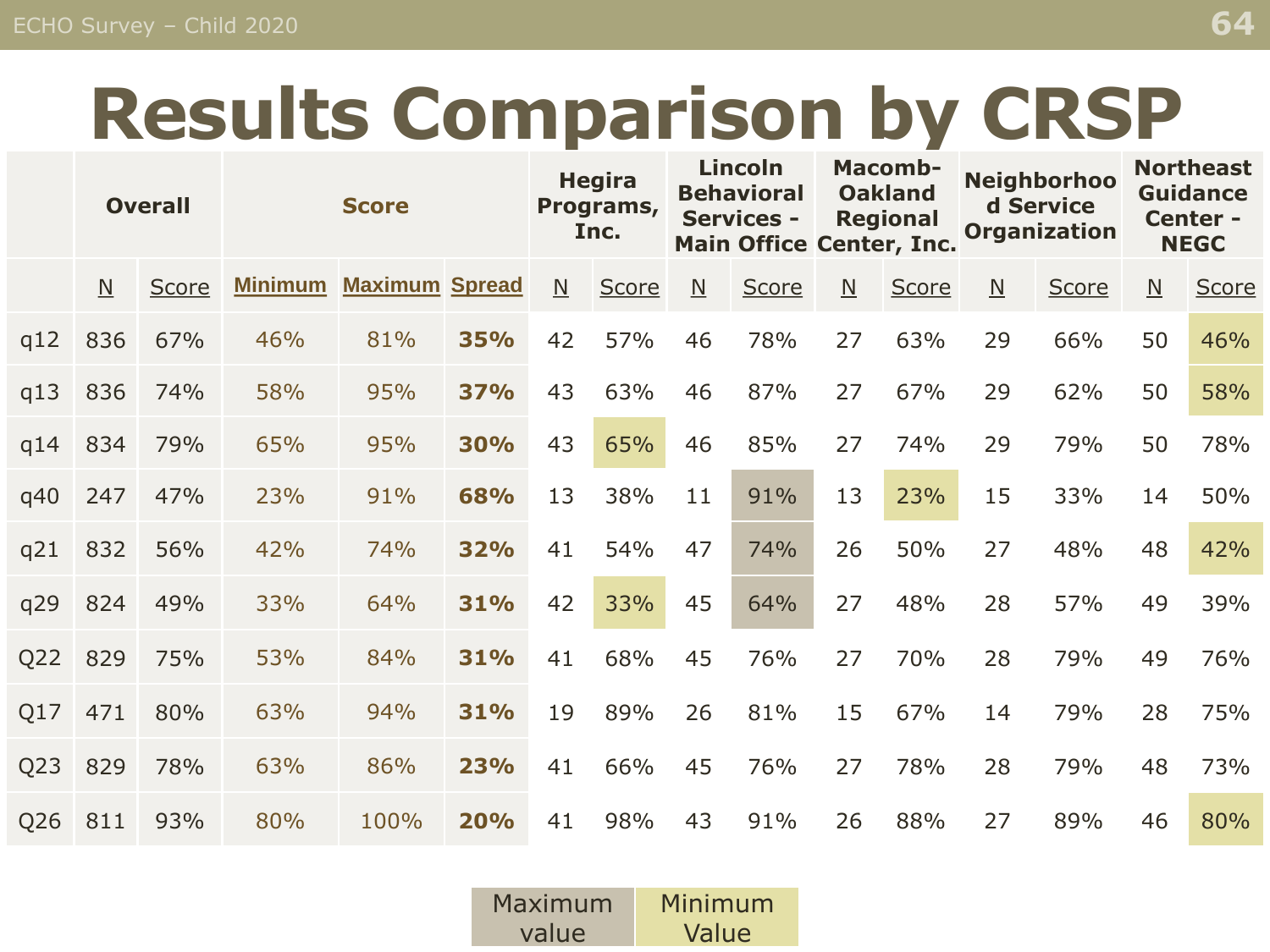# Results Comparison by CRSP

| | Overall | | Score | | | Hegira Programs, Inc. | | Lincoln Behavioral Services - Main Office | | Macomb-Oakland Regional Center, Inc. | | Neighborhood Service Organization | | Northeast Guidance Center - NEGC | |
|---|---|---|---|---|---|---|---|---|---|---|---|---|---|---|---|
| | N | Score | Minimum | Maximum | Spread | N | Score | N | Score | N | Score | N | Score | N | Score |
| q12 | 836 | 67% | 46% | 81% | **35%** | 42 | 57% | 46 | 78% | 27 | 63% | 29 | 66% | 50 | 46% |
| q13 | 836 | 74% | 58% | 95% | **37%** | 43 | 63% | 46 | 87% | 27 | 67% | 29 | 62% | 50 | 58% |
| q14 | 834 | 79% | 65% | 95% | **30%** | 43 | 65% | 46 | 85% | 27 | 74% | 29 | 79% | 50 | 78% |
| q40 | 247 | 47% | 23% | 91% | **68%** | 13 | 38% | 11 | 91% | 13 | 23% | 15 | 33% | 14 | 50% |
| q21 | 832 | 56% | 42% | 74% | **32%** | 41 | 54% | 47 | 74% | 26 | 50% | 27 | 48% | 48 | 42% |
| q29 | 824 | 49% | 33% | 64% | **31%** | 42 | 33% | 45 | 64% | 27 | 48% | 28 | 57% | 49 | 39% |
| Q22 | 829 | 75% | 53% | 84% | **31%** | 41 | 68% | 45 | 76% | 27 | 70% | 28 | 79% | 49 | 76% |
| Q17 | 471 | 80% | 63% | 94% | **31%** | 19 | 89% | 26 | 81% | 15 | 67% | 14 | 79% | 28 | 75% |
| Q23 | 829 | 78% | 63% | 86% | **23%** | 41 | 66% | 45 | 76% | 27 | 78% | 28 | 79% | 48 | 73% |
| Q26 | 811 | 93% | 80% | 100% | **20%** | 41 | 98% | 43 | 91% | 26 | 88% | 27 | 89% | 46 | 80% |

| Maximum value | Minimum Value |
|---|---|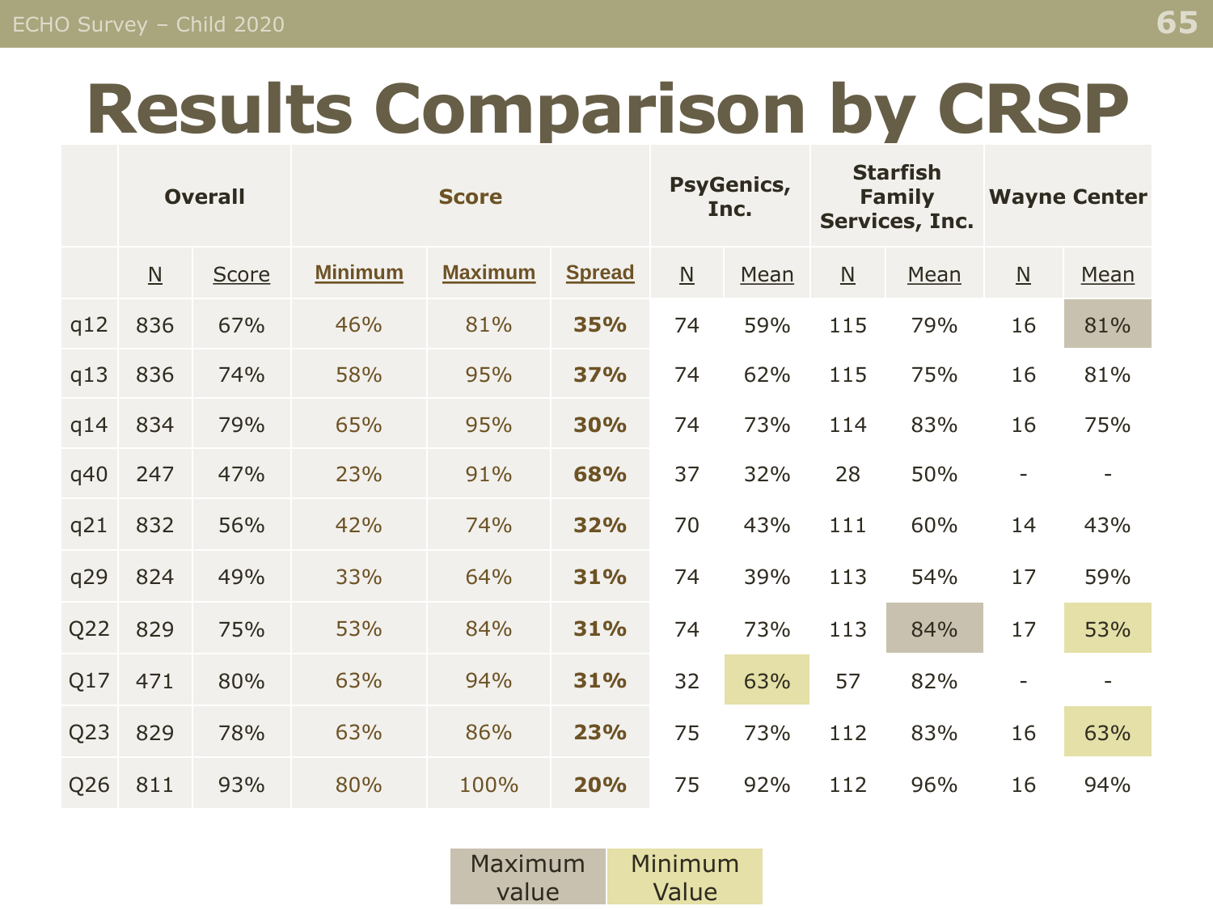# Results Comparison by CRSP

| | Overall | | Score | | | PsyGenics, Inc. | | Starfish Family Services, Inc. | | Wayne Center | |
|---|---|---|---|---|---|---|---|---|---|---|---|
| | N | Score | Minimum | Maximum | Spread | N | Mean | N | Mean | N | Mean |
| q12 | 836 | 67% | 46% | 81% | **35%** | 74 | 59% | 115 | 79% | 16 | 81% |
| q13 | 836 | 74% | 58% | 95% | **37%** | 74 | 62% | 115 | 75% | 16 | 81% |
| q14 | 834 | 79% | 65% | 95% | **30%** | 74 | 73% | 114 | 83% | 16 | 75% |
| q40 | 247 | 47% | 23% | 91% | **68%** | 37 | 32% | 28 | 50% | - | - |
| q21 | 832 | 56% | 42% | 74% | **32%** | 70 | 43% | 111 | 60% | 14 | 43% |
| q29 | 824 | 49% | 33% | 64% | **31%** | 74 | 39% | 113 | 54% | 17 | 59% |
| Q22 | 829 | 75% | 53% | 84% | **31%** | 74 | 73% | 113 | 84% | 17 | 53% |
| Q17 | 471 | 80% | 63% | 94% | **31%** | 32 | 63% | 57 | 82% | - | - |
| Q23 | 829 | 78% | 63% | 86% | **23%** | 75 | 73% | 112 | 83% | 16 | 63% |
| Q26 | 811 | 93% | 80% | 100% | **20%** | 75 | 92% | 112 | 96% | 16 | 94% |

| Maximum value | Minimum Value |
|---|---|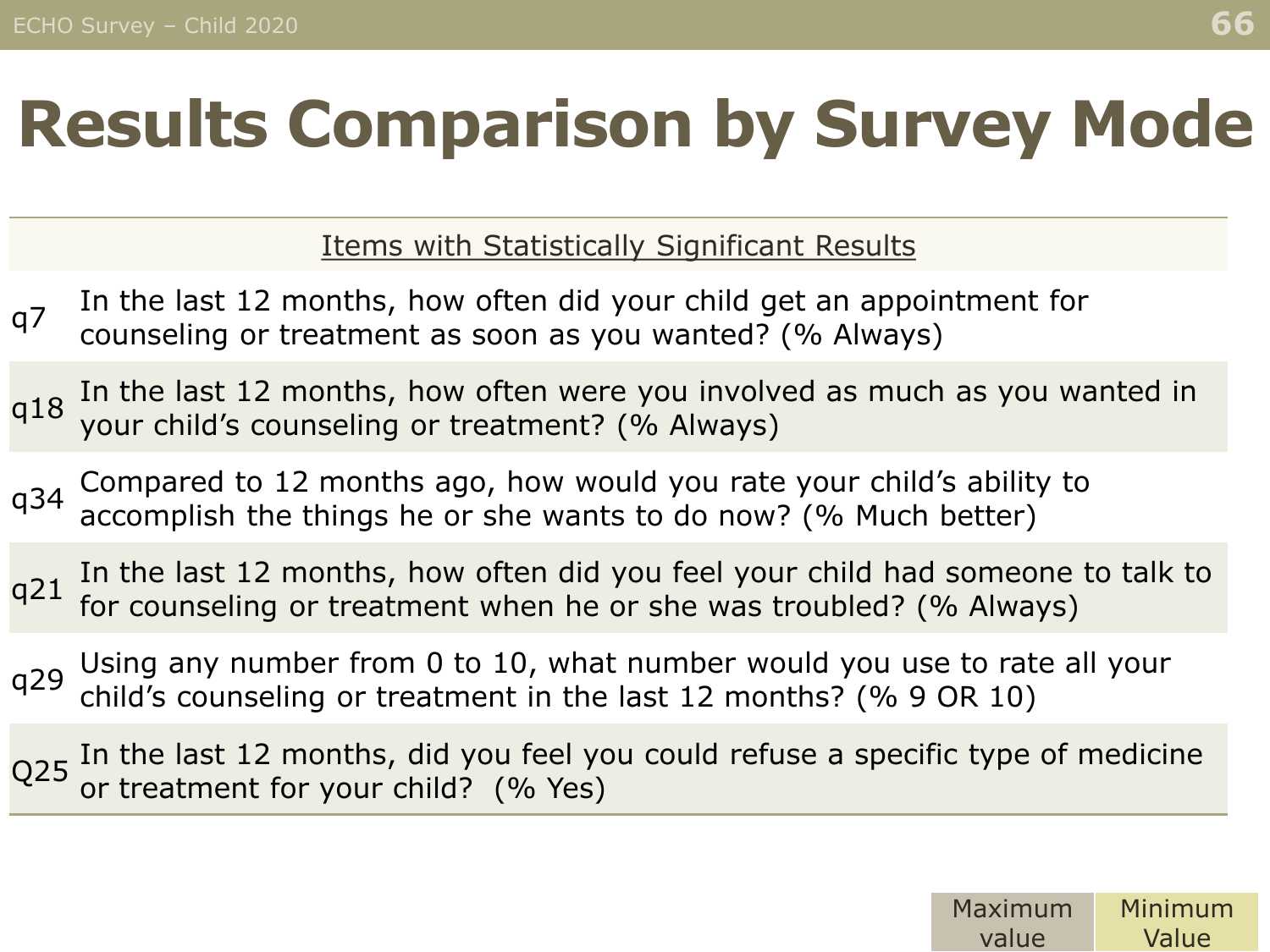# Results Comparison by Survey Mode

| Items with Statistically Significant Results | |
|---|---|
| q7 | In the last 12 months, how often did your child get an appointment for counseling or treatment as soon as you wanted? (% Always) |
| q18 | In the last 12 months, how often were you involved as much as you wanted in your child's counseling or treatment? (% Always) |
| q34 | Compared to 12 months ago, how would you rate your child's ability to accomplish the things he or she wants to do now? (% Much better) |
| q21 | In the last 12 months, how often did you feel your child had someone to talk to for counseling or treatment when he or she was troubled? (% Always) |
| q29 | Using any number from 0 to 10, what number would you use to rate all your child's counseling or treatment in the last 12 months? (% 9 OR 10) |
| Q25 | In the last 12 months, did you feel you could refuse a specific type of medicine or treatment for your child? (% Yes) |

| Maximum value | Minimum Value |
|---|---|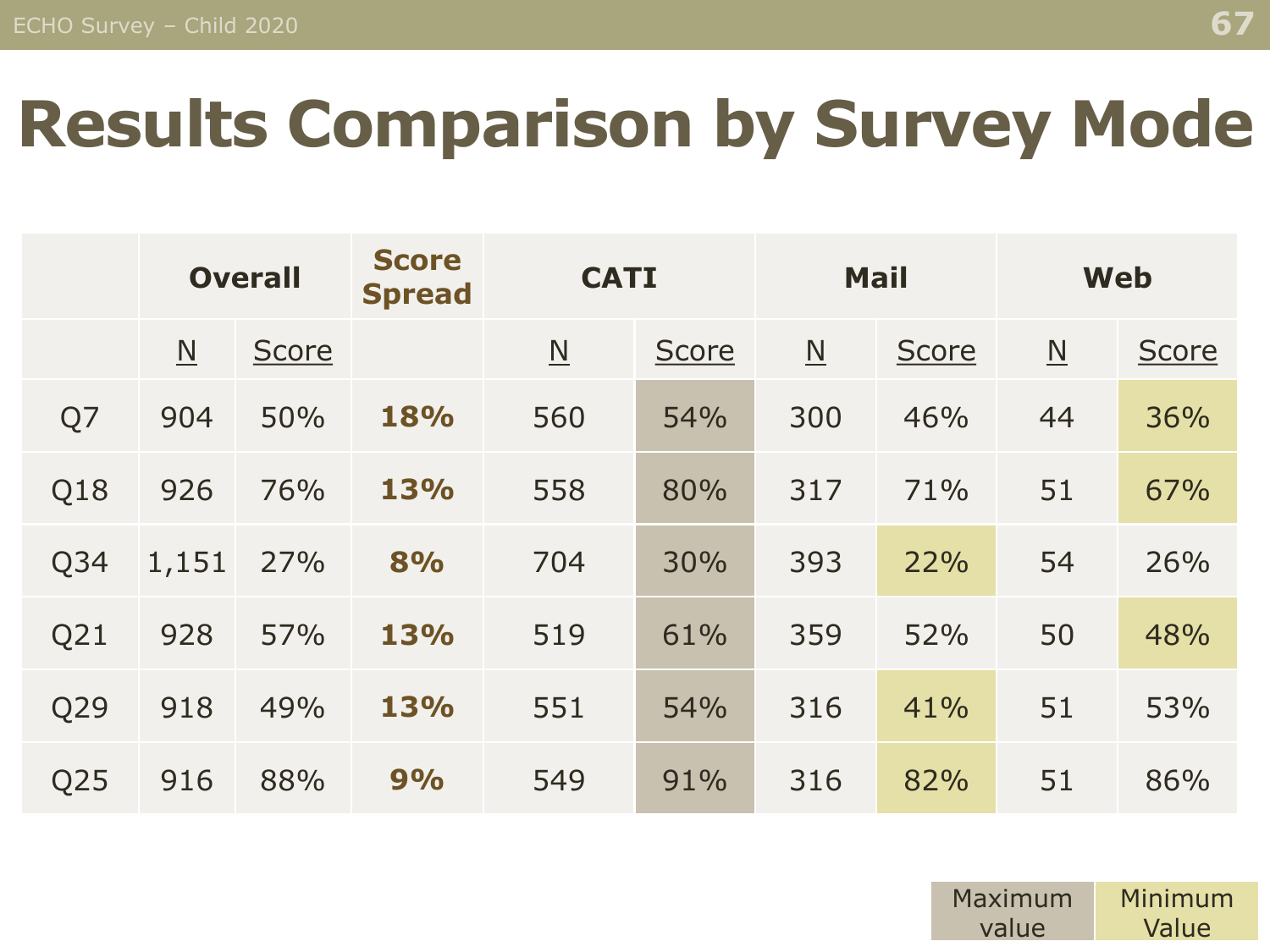# Results Comparison by Survey Mode

| | Overall | | Score Spread | CATI | | Mail | | Web | |
|---|---|---|---|---|---|---|---|---|---|
| | N | Score | | N | Score | N | Score | N | Score |
| Q7 | 904 | 50% | **18%** | 560 | 54% | 300 | 46% | 44 | 36% |
| Q18 | 926 | 76% | **13%** | 558 | 80% | 317 | 71% | 51 | 67% |
| Q34 | 1,151 | 27% | **8%** | 704 | 30% | 393 | 22% | 54 | 26% |
| Q21 | 928 | 57% | **13%** | 519 | 61% | 359 | 52% | 50 | 48% |
| Q29 | 918 | 49% | **13%** | 551 | 54% | 316 | 41% | 51 | 53% |
| Q25 | 916 | 88% | **9%** | 549 | 91% | 316 | 82% | 51 | 86% |

| Maximum value | Minimum Value |
|---|---|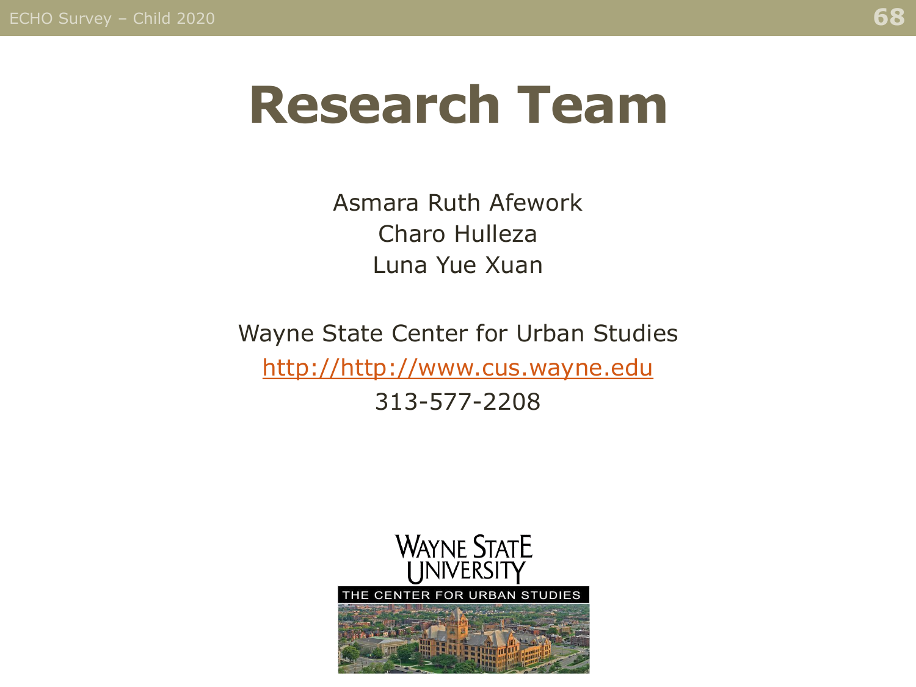# Research Team

Asmara Ruth Afework
Charo Hulleza
Luna Yue Xuan

Wayne State Center for Urban Studies
http://http://www.cus.wayne.edu
313-577-2208

WAYNE STATE UNIVERSITY
THE CENTER FOR URBAN STUDIES